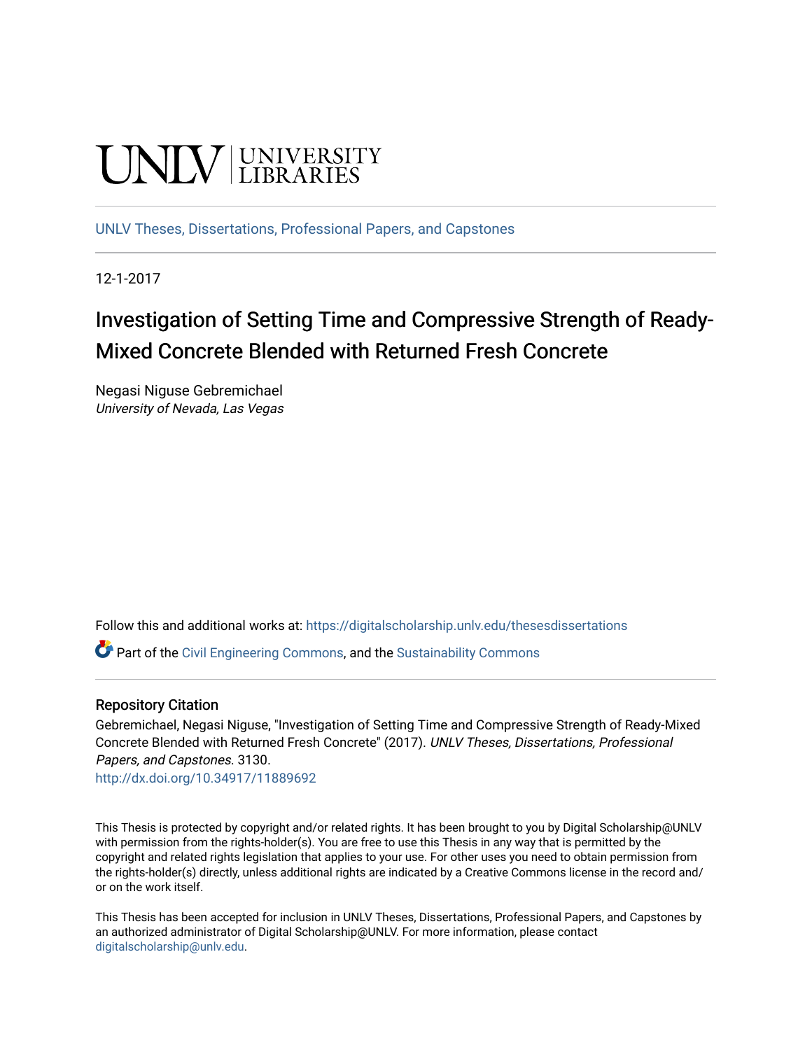UNLV | UNIVERSITY LIBRARIES

UNLV Theses, Dissertations, Professional Papers, and Capstones

12-1-2017

# Investigation of Setting Time and Compressive Strength of Ready-Mixed Concrete Blended with Returned Fresh Concrete

Negasi Niguse Gebremichael
*University of Nevada, Las Vegas*

Follow this and additional works at: https://digitalscholarship.unlv.edu/thesesdissertations

Part of the Civil Engineering Commons, and the Sustainability Commons

### Repository Citation

Gebremichael, Negasi Niguse, "Investigation of Setting Time and Compressive Strength of Ready-Mixed Concrete Blended with Returned Fresh Concrete" (2017). *UNLV Theses, Dissertations, Professional Papers, and Capstones*. 3130.
http://dx.doi.org/10.34917/11889692

This Thesis is protected by copyright and/or related rights. It has been brought to you by Digital Scholarship@UNLV with permission from the rights-holder(s). You are free to use this Thesis in any way that is permitted by the copyright and related rights legislation that applies to your use. For other uses you need to obtain permission from the rights-holder(s) directly, unless additional rights are indicated by a Creative Commons license in the record and/or on the work itself.

This Thesis has been accepted for inclusion in UNLV Theses, Dissertations, Professional Papers, and Capstones by an authorized administrator of Digital Scholarship@UNLV. For more information, please contact digitalscholarship@unlv.edu.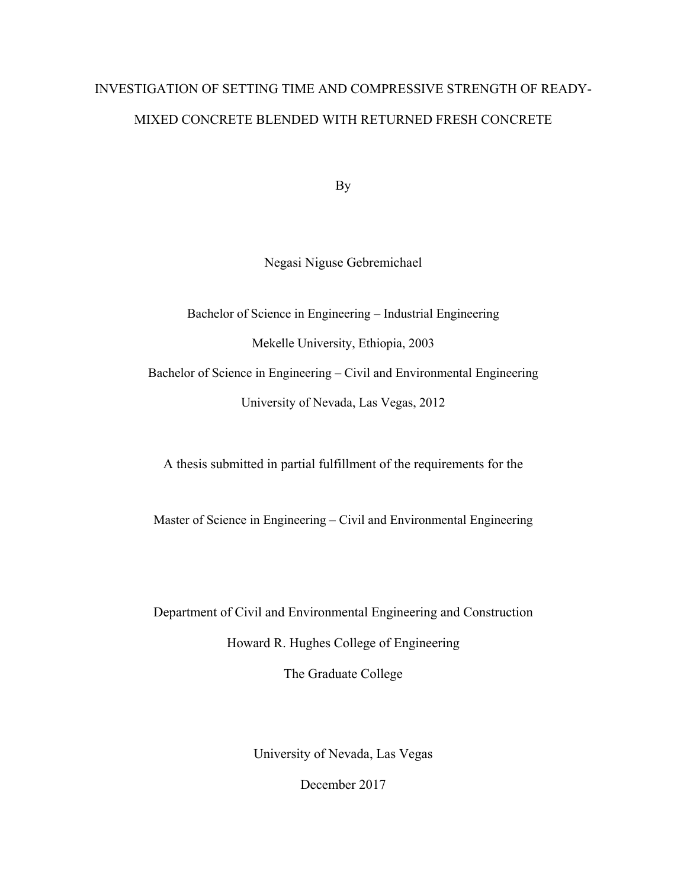# INVESTIGATION OF SETTING TIME AND COMPRESSIVE STRENGTH OF READY-MIXED CONCRETE BLENDED WITH RETURNED FRESH CONCRETE

By

Negasi Niguse Gebremichael

Bachelor of Science in Engineering – Industrial Engineering

Mekelle University, Ethiopia, 2003

Bachelor of Science in Engineering – Civil and Environmental Engineering

University of Nevada, Las Vegas, 2012

A thesis submitted in partial fulfillment of the requirements for the

Master of Science in Engineering – Civil and Environmental Engineering

Department of Civil and Environmental Engineering and Construction

Howard R. Hughes College of Engineering

The Graduate College

University of Nevada, Las Vegas

December 2017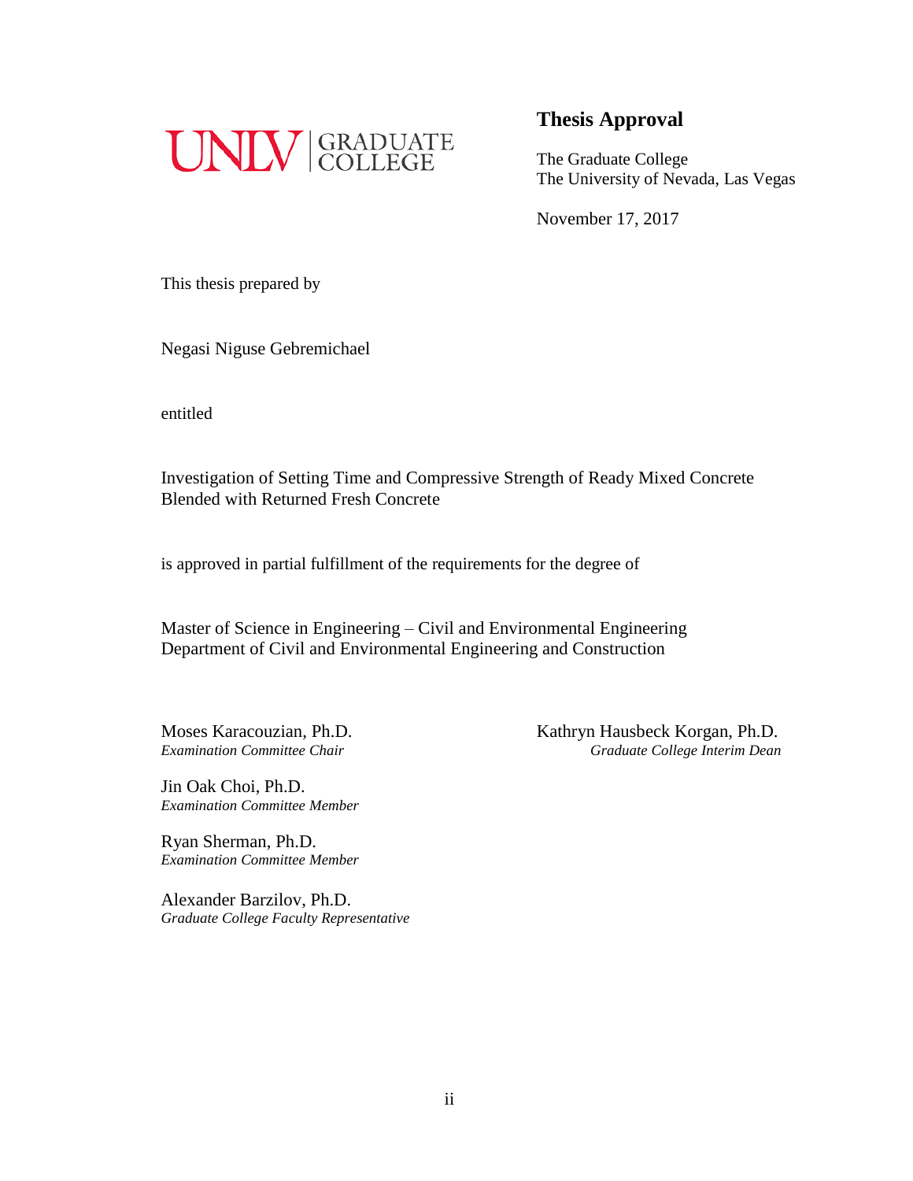UNLV | GRADUATE COLLEGE

## Thesis Approval

The Graduate College
The University of Nevada, Las Vegas

November 17, 2017

This thesis prepared by

Negasi Niguse Gebremichael

entitled

Investigation of Setting Time and Compressive Strength of Ready Mixed Concrete Blended with Returned Fresh Concrete

is approved in partial fulfillment of the requirements for the degree of

Master of Science in Engineering – Civil and Environmental Engineering
Department of Civil and Environmental Engineering and Construction

Moses Karacouzian, Ph.D.
*Examination Committee Chair*

Jin Oak Choi, Ph.D.
*Examination Committee Member*

Ryan Sherman, Ph.D.
*Examination Committee Member*

Alexander Barzilov, Ph.D.
*Graduate College Faculty Representative*

Kathryn Hausbeck Korgan, Ph.D.
*Graduate College Interim Dean*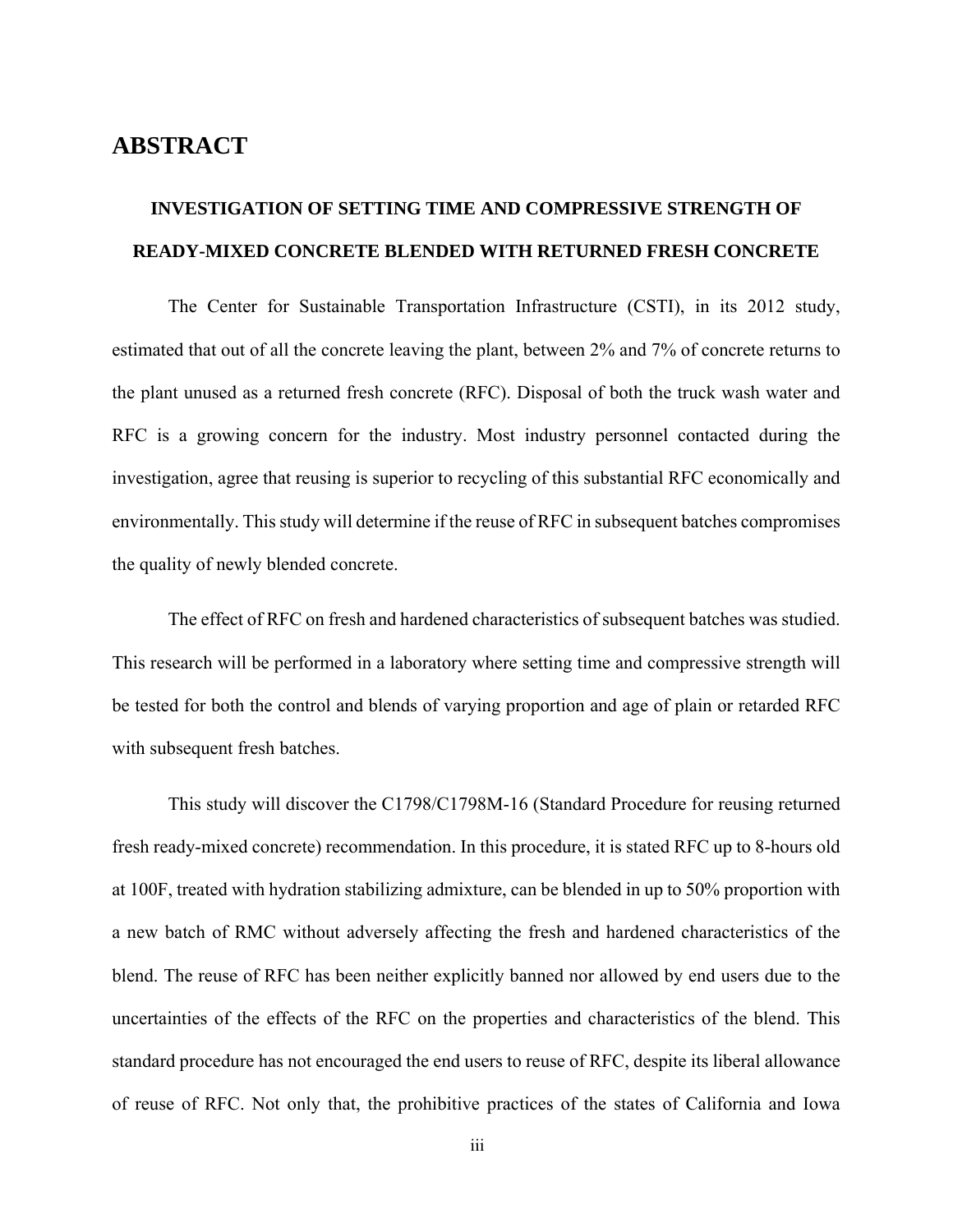# ABSTRACT

## INVESTIGATION OF SETTING TIME AND COMPRESSIVE STRENGTH OF READY-MIXED CONCRETE BLENDED WITH RETURNED FRESH CONCRETE

The Center for Sustainable Transportation Infrastructure (CSTI), in its 2012 study, estimated that out of all the concrete leaving the plant, between 2% and 7% of concrete returns to the plant unused as a returned fresh concrete (RFC). Disposal of both the truck wash water and RFC is a growing concern for the industry. Most industry personnel contacted during the investigation, agree that reusing is superior to recycling of this substantial RFC economically and environmentally. This study will determine if the reuse of RFC in subsequent batches compromises the quality of newly blended concrete.

The effect of RFC on fresh and hardened characteristics of subsequent batches was studied. This research will be performed in a laboratory where setting time and compressive strength will be tested for both the control and blends of varying proportion and age of plain or retarded RFC with subsequent fresh batches.

This study will discover the C1798/C1798M-16 (Standard Procedure for reusing returned fresh ready-mixed concrete) recommendation. In this procedure, it is stated RFC up to 8-hours old at 100F, treated with hydration stabilizing admixture, can be blended in up to 50% proportion with a new batch of RMC without adversely affecting the fresh and hardened characteristics of the blend. The reuse of RFC has been neither explicitly banned nor allowed by end users due to the uncertainties of the effects of the RFC on the properties and characteristics of the blend. This standard procedure has not encouraged the end users to reuse of RFC, despite its liberal allowance of reuse of RFC. Not only that, the prohibitive practices of the states of California and Iowa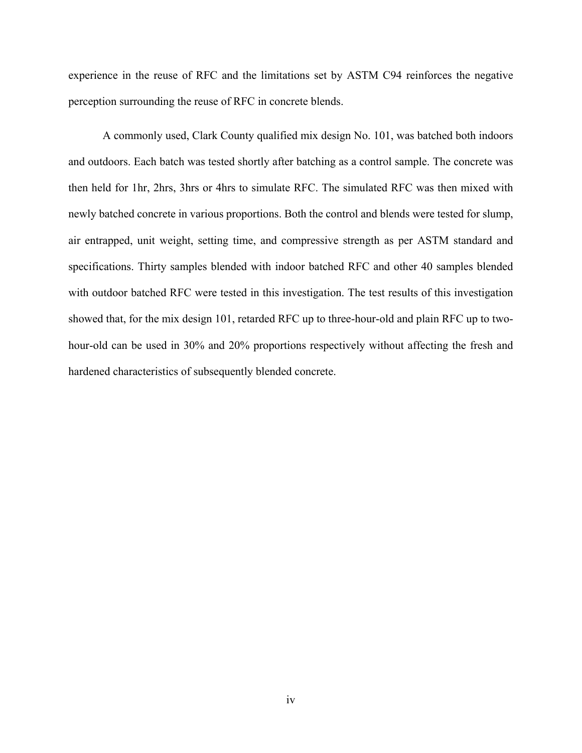experience in the reuse of RFC and the limitations set by ASTM C94 reinforces the negative perception surrounding the reuse of RFC in concrete blends.

A commonly used, Clark County qualified mix design No. 101, was batched both indoors and outdoors. Each batch was tested shortly after batching as a control sample. The concrete was then held for 1hr, 2hrs, 3hrs or 4hrs to simulate RFC. The simulated RFC was then mixed with newly batched concrete in various proportions. Both the control and blends were tested for slump, air entrapped, unit weight, setting time, and compressive strength as per ASTM standard and specifications. Thirty samples blended with indoor batched RFC and other 40 samples blended with outdoor batched RFC were tested in this investigation. The test results of this investigation showed that, for the mix design 101, retarded RFC up to three-hour-old and plain RFC up to two-hour-old can be used in 30% and 20% proportions respectively without affecting the fresh and hardened characteristics of subsequently blended concrete.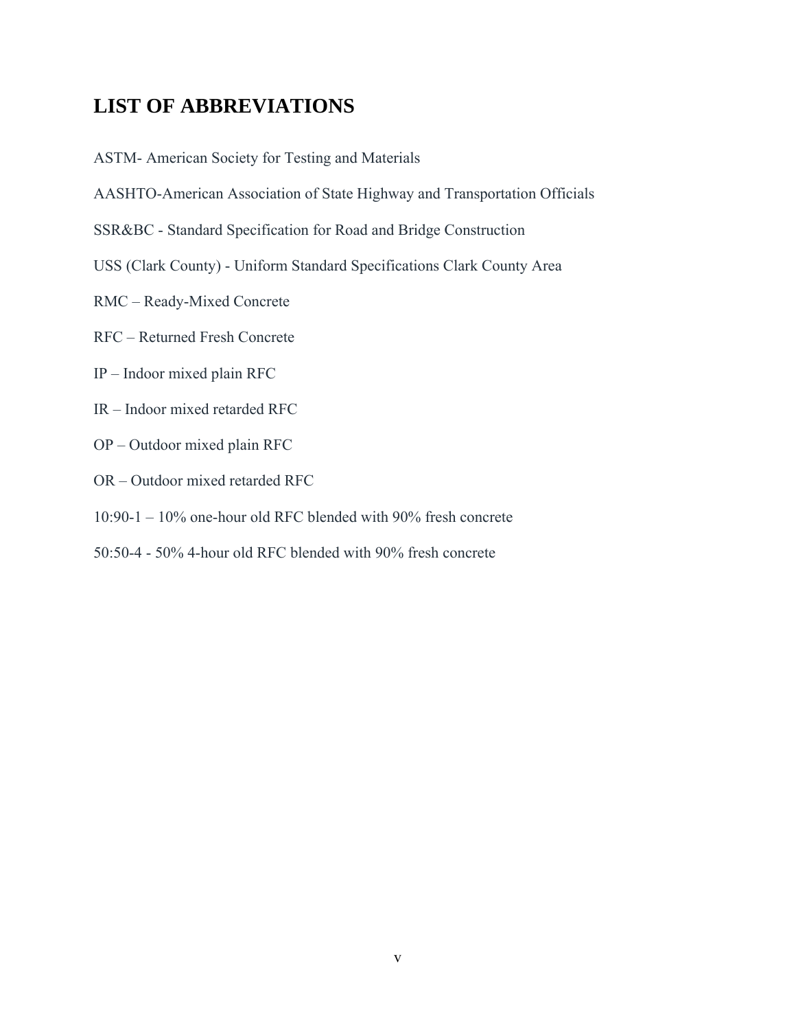# LIST OF ABBREVIATIONS

ASTM- American Society for Testing and Materials

AASHTO-American Association of State Highway and Transportation Officials

SSR&BC - Standard Specification for Road and Bridge Construction

USS (Clark County) - Uniform Standard Specifications Clark County Area

RMC – Ready-Mixed Concrete

RFC – Returned Fresh Concrete

IP – Indoor mixed plain RFC

IR – Indoor mixed retarded RFC

OP – Outdoor mixed plain RFC

OR – Outdoor mixed retarded RFC

10:90-1 – 10% one-hour old RFC blended with 90% fresh concrete

50:50-4 - 50% 4-hour old RFC blended with 90% fresh concrete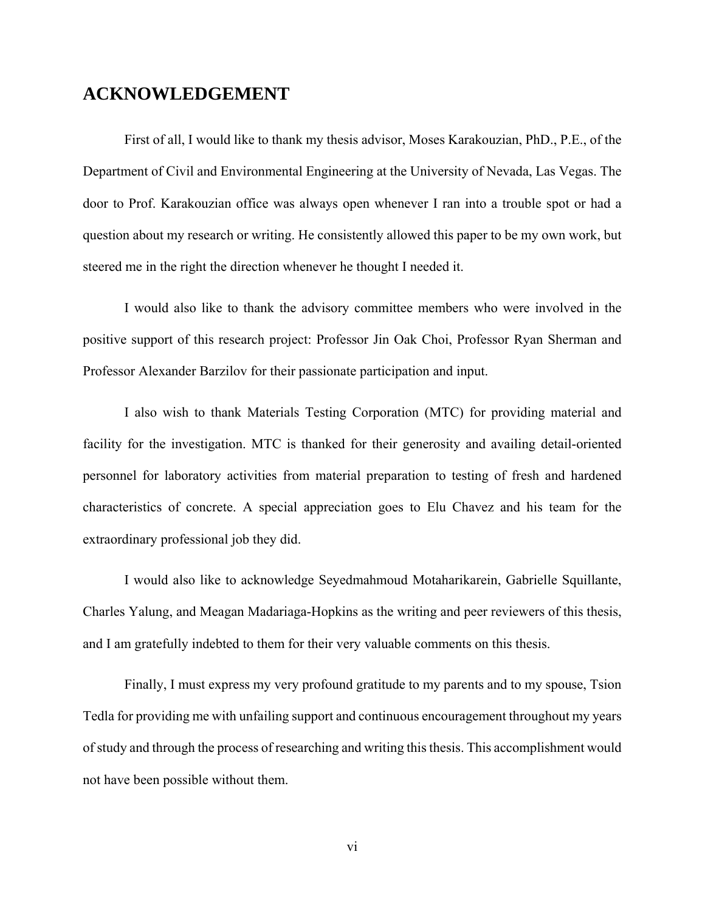# ACKNOWLEDGEMENT

First of all, I would like to thank my thesis advisor, Moses Karakouzian, PhD., P.E., of the Department of Civil and Environmental Engineering at the University of Nevada, Las Vegas. The door to Prof. Karakouzian office was always open whenever I ran into a trouble spot or had a question about my research or writing. He consistently allowed this paper to be my own work, but steered me in the right the direction whenever he thought I needed it.

I would also like to thank the advisory committee members who were involved in the positive support of this research project: Professor Jin Oak Choi, Professor Ryan Sherman and Professor Alexander Barzilov for their passionate participation and input.

I also wish to thank Materials Testing Corporation (MTC) for providing material and facility for the investigation. MTC is thanked for their generosity and availing detail-oriented personnel for laboratory activities from material preparation to testing of fresh and hardened characteristics of concrete. A special appreciation goes to Elu Chavez and his team for the extraordinary professional job they did.

I would also like to acknowledge Seyedmahmoud Motaharikarein, Gabrielle Squillante, Charles Yalung, and Meagan Madariaga-Hopkins as the writing and peer reviewers of this thesis, and I am gratefully indebted to them for their very valuable comments on this thesis.

Finally, I must express my very profound gratitude to my parents and to my spouse, Tsion Tedla for providing me with unfailing support and continuous encouragement throughout my years of study and through the process of researching and writing this thesis. This accomplishment would not have been possible without them.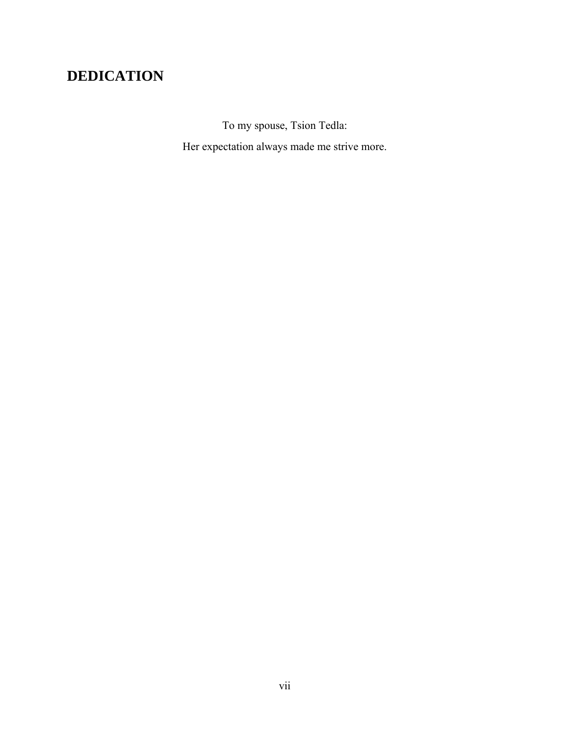# DEDICATION

To my spouse, Tsion Tedla:

Her expectation always made me strive more.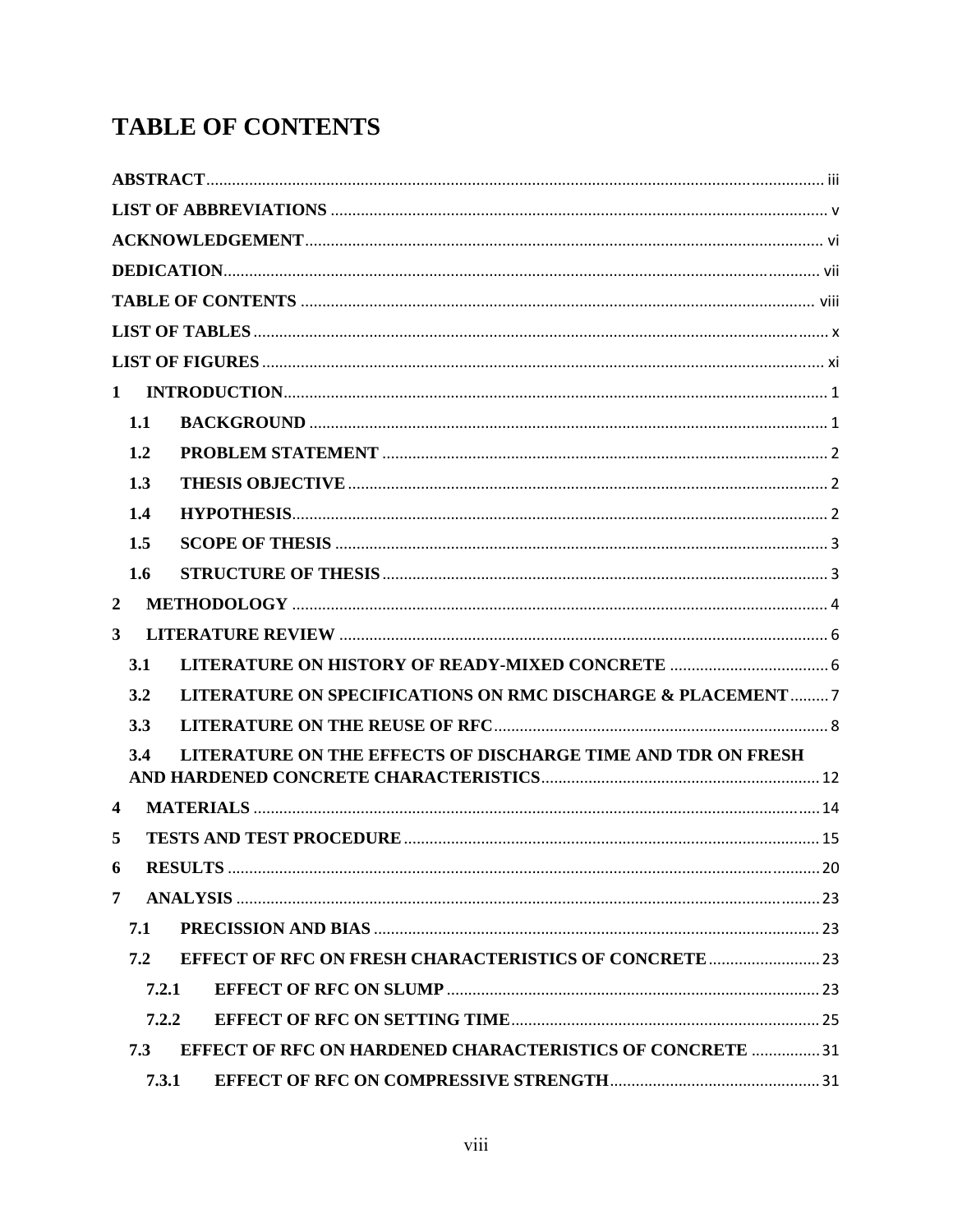# TABLE OF CONTENTS

**ABSTRACT** ........ iii

**LIST OF ABBREVIATIONS** ........ v

**ACKNOWLEDGEMENT** ........ vi

**DEDICATION** ........ vii

**TABLE OF CONTENTS** ........ viii

**LIST OF TABLES** ........ x

**LIST OF FIGURES** ........ xi

**1 INTRODUCTION** ........ 1

- **1.1 BACKGROUND** ........ 1
- **1.2 PROBLEM STATEMENT** ........ 2
- **1.3 THESIS OBJECTIVE** ........ 2
- **1.4 HYPOTHESIS** ........ 2
- **1.5 SCOPE OF THESIS** ........ 3
- **1.6 STRUCTURE OF THESIS** ........ 3

**2 METHODOLOGY** ........ 4

**3 LITERATURE REVIEW** ........ 6

- **3.1 LITERATURE ON HISTORY OF READY-MIXED CONCRETE** ........ 6
- **3.2 LITERATURE ON SPECIFICATIONS ON RMC DISCHARGE & PLACEMENT** ........ 7
- **3.3 LITERATURE ON THE REUSE OF RFC** ........ 8
- **3.4 LITERATURE ON THE EFFECTS OF DISCHARGE TIME AND TDR ON FRESH AND HARDENED CONCRETE CHARACTERISTICS** ........ 12

**4 MATERIALS** ........ 14

**5 TESTS AND TEST PROCEDURE** ........ 15

**6 RESULTS** ........ 20

**7 ANALYSIS** ........ 23

- **7.1 PRECISSION AND BIAS** ........ 23
- **7.2 EFFECT OF RFC ON FRESH CHARACTERISTICS OF CONCRETE** ........ 23
  - **7.2.1 EFFECT OF RFC ON SLUMP** ........ 23
  - **7.2.2 EFFECT OF RFC ON SETTING TIME** ........ 25
- **7.3 EFFECT OF RFC ON HARDENED CHARACTERISTICS OF CONCRETE** ........ 31
  - **7.3.1 EFFECT OF RFC ON COMPRESSIVE STRENGTH** ........ 31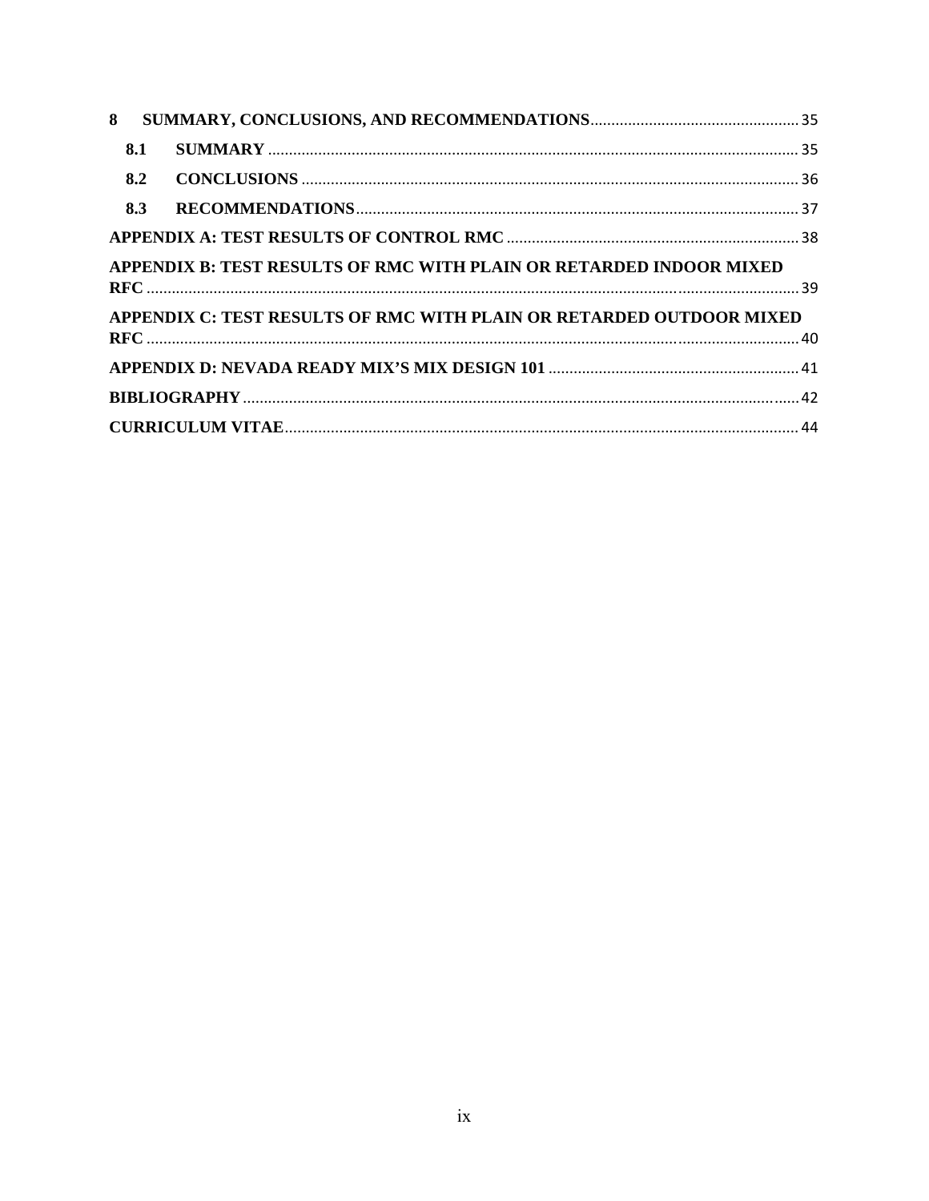8 SUMMARY, CONCLUSIONS, AND RECOMMENDATIONS .......... 35

8.1 SUMMARY .......... 35

8.2 CONCLUSIONS .......... 36

8.3 RECOMMENDATIONS .......... 37

APPENDIX A: TEST RESULTS OF CONTROL RMC .......... 38

APPENDIX B: TEST RESULTS OF RMC WITH PLAIN OR RETARDED INDOOR MIXED RFC .......... 39

APPENDIX C: TEST RESULTS OF RMC WITH PLAIN OR RETARDED OUTDOOR MIXED RFC .......... 40

APPENDIX D: NEVADA READY MIX'S MIX DESIGN 101 .......... 41

BIBLIOGRAPHY .......... 42

CURRICULUM VITAE .......... 44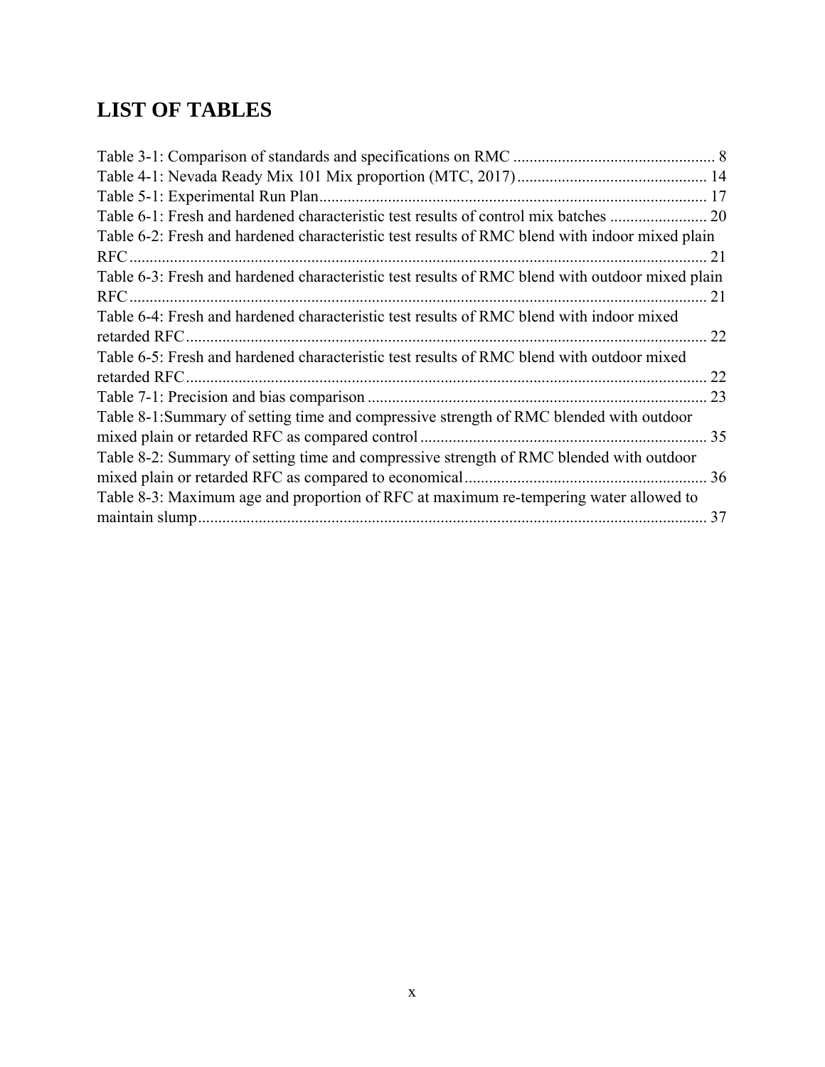# LIST OF TABLES

Table 3-1: Comparison of standards and specifications on RMC ................................................. 8
Table 4-1: Nevada Ready Mix 101 Mix proportion (MTC, 2017) .............................................. 14
Table 5-1: Experimental Run Plan .............................................................................................. 17
Table 6-1: Fresh and hardened characteristic test results of control mix batches ........................ 20
Table 6-2: Fresh and hardened characteristic test results of RMC blend with indoor mixed plain RFC ............................................................................................................................................ 21
Table 6-3: Fresh and hardened characteristic test results of RMC blend with outdoor mixed plain RFC ............................................................................................................................................ 21
Table 6-4: Fresh and hardened characteristic test results of RMC blend with indoor mixed retarded RFC ............................................................................................................................... 22
Table 6-5: Fresh and hardened characteristic test results of RMC blend with outdoor mixed retarded RFC ............................................................................................................................... 22
Table 7-1: Precision and bias comparison ................................................................................... 23
Table 8-1:Summary of setting time and compressive strength of RMC blended with outdoor mixed plain or retarded RFC as compared control ...................................................................... 35
Table 8-2: Summary of setting time and compressive strength of RMC blended with outdoor mixed plain or retarded RFC as compared to economical ........................................................... 36
Table 8-3: Maximum age and proportion of RFC at maximum re-tempering water allowed to maintain slump ............................................................................................................................ 37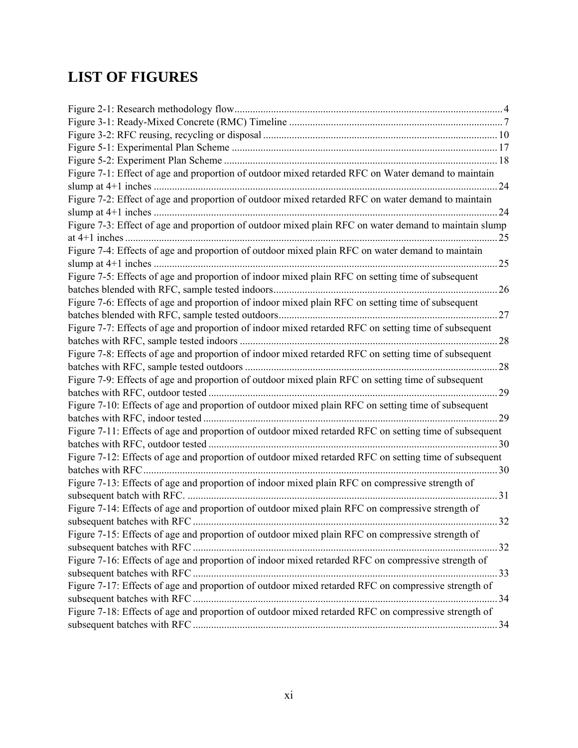# LIST OF FIGURES

Figure 2-1: Research methodology flow ........................................................................................................ 4
Figure 3-1: Ready-Mixed Concrete (RMC) Timeline ................................................................................... 7
Figure 3-2: RFC reusing, recycling or disposal .......................................................................................... 10
Figure 5-1: Experimental Plan Scheme ...................................................................................................... 17
Figure 5-2: Experiment Plan Scheme ......................................................................................................... 18
Figure 7-1: Effect of age and proportion of outdoor mixed retarded RFC on Water demand to maintain slump at 4+1 inches ..................................................................................................................................... 24
Figure 7-2: Effect of age and proportion of outdoor mixed retarded RFC on water demand to maintain slump at 4+1 inches ..................................................................................................................................... 24
Figure 7-3: Effect of age and proportion of outdoor mixed plain RFC on water demand to maintain slump at 4+1 inches .............................................................................................................................................. 25
Figure 7-4: Effects of age and proportion of outdoor mixed plain RFC on water demand to maintain slump at 4+1 inches ..................................................................................................................................... 25
Figure 7-5: Effects of age and proportion of indoor mixed plain RFC on setting time of subsequent batches blended with RFC, sample tested indoors ...................................................................................... 26
Figure 7-6: Effects of age and proportion of indoor mixed plain RFC on setting time of subsequent batches blended with RFC, sample tested outdoors .................................................................................... 27
Figure 7-7: Effects of age and proportion of indoor mixed retarded RFC on setting time of subsequent batches with RFC, sample tested indoors .................................................................................................... 28
Figure 7-8: Effects of age and proportion of indoor mixed retarded RFC on setting time of subsequent batches with RFC, sample tested outdoors .................................................................................................. 28
Figure 7-9: Effects of age and proportion of outdoor mixed plain RFC on setting time of subsequent batches with RFC, outdoor tested ............................................................................................................... 29
Figure 7-10: Effects of age and proportion of outdoor mixed plain RFC on setting time of subsequent batches with RFC, indoor tested ................................................................................................................. 29
Figure 7-11: Effects of age and proportion of outdoor mixed retarded RFC on setting time of subsequent batches with RFC, outdoor tested ............................................................................................................... 30
Figure 7-12: Effects of age and proportion of outdoor mixed retarded RFC on setting time of subsequent batches with RFC ......................................................................................................................................... 30
Figure 7-13: Effects of age and proportion of indoor mixed plain RFC on compressive strength of subsequent batch with RFC. ........................................................................................................................ 31
Figure 7-14: Effects of age and proportion of outdoor mixed plain RFC on compressive strength of subsequent batches with RFC ...................................................................................................................... 32
Figure 7-15: Effects of age and proportion of outdoor mixed plain RFC on compressive strength of subsequent batches with RFC ...................................................................................................................... 32
Figure 7-16: Effects of age and proportion of indoor mixed retarded RFC on compressive strength of subsequent batches with RFC ...................................................................................................................... 33
Figure 7-17: Effects of age and proportion of outdoor mixed retarded RFC on compressive strength of subsequent batches with RFC ...................................................................................................................... 34
Figure 7-18: Effects of age and proportion of outdoor mixed retarded RFC on compressive strength of subsequent batches with RFC ...................................................................................................................... 34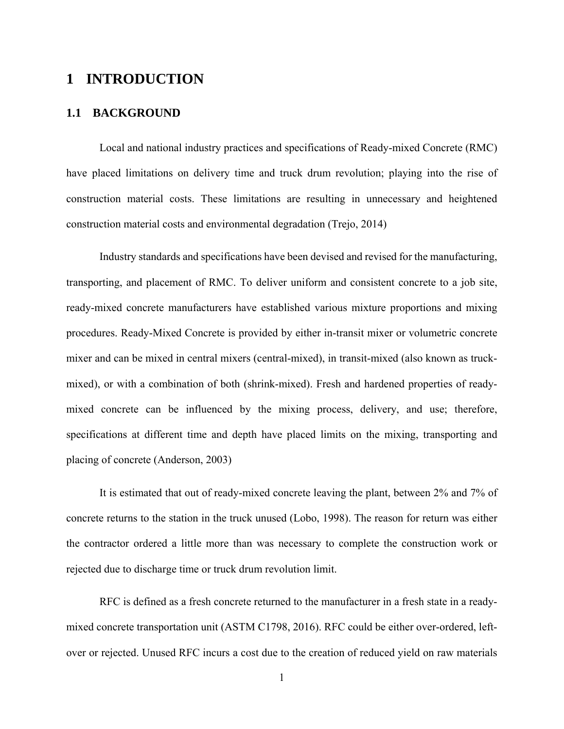# 1 INTRODUCTION

## 1.1 BACKGROUND

Local and national industry practices and specifications of Ready-mixed Concrete (RMC) have placed limitations on delivery time and truck drum revolution; playing into the rise of construction material costs. These limitations are resulting in unnecessary and heightened construction material costs and environmental degradation (Trejo, 2014)

Industry standards and specifications have been devised and revised for the manufacturing, transporting, and placement of RMC. To deliver uniform and consistent concrete to a job site, ready-mixed concrete manufacturers have established various mixture proportions and mixing procedures. Ready-Mixed Concrete is provided by either in-transit mixer or volumetric concrete mixer and can be mixed in central mixers (central-mixed), in transit-mixed (also known as truck-mixed), or with a combination of both (shrink-mixed). Fresh and hardened properties of ready-mixed concrete can be influenced by the mixing process, delivery, and use; therefore, specifications at different time and depth have placed limits on the mixing, transporting and placing of concrete (Anderson, 2003)

It is estimated that out of ready-mixed concrete leaving the plant, between 2% and 7% of concrete returns to the station in the truck unused (Lobo, 1998). The reason for return was either the contractor ordered a little more than was necessary to complete the construction work or rejected due to discharge time or truck drum revolution limit.

RFC is defined as a fresh concrete returned to the manufacturer in a fresh state in a ready-mixed concrete transportation unit (ASTM C1798, 2016). RFC could be either over-ordered, left-over or rejected. Unused RFC incurs a cost due to the creation of reduced yield on raw materials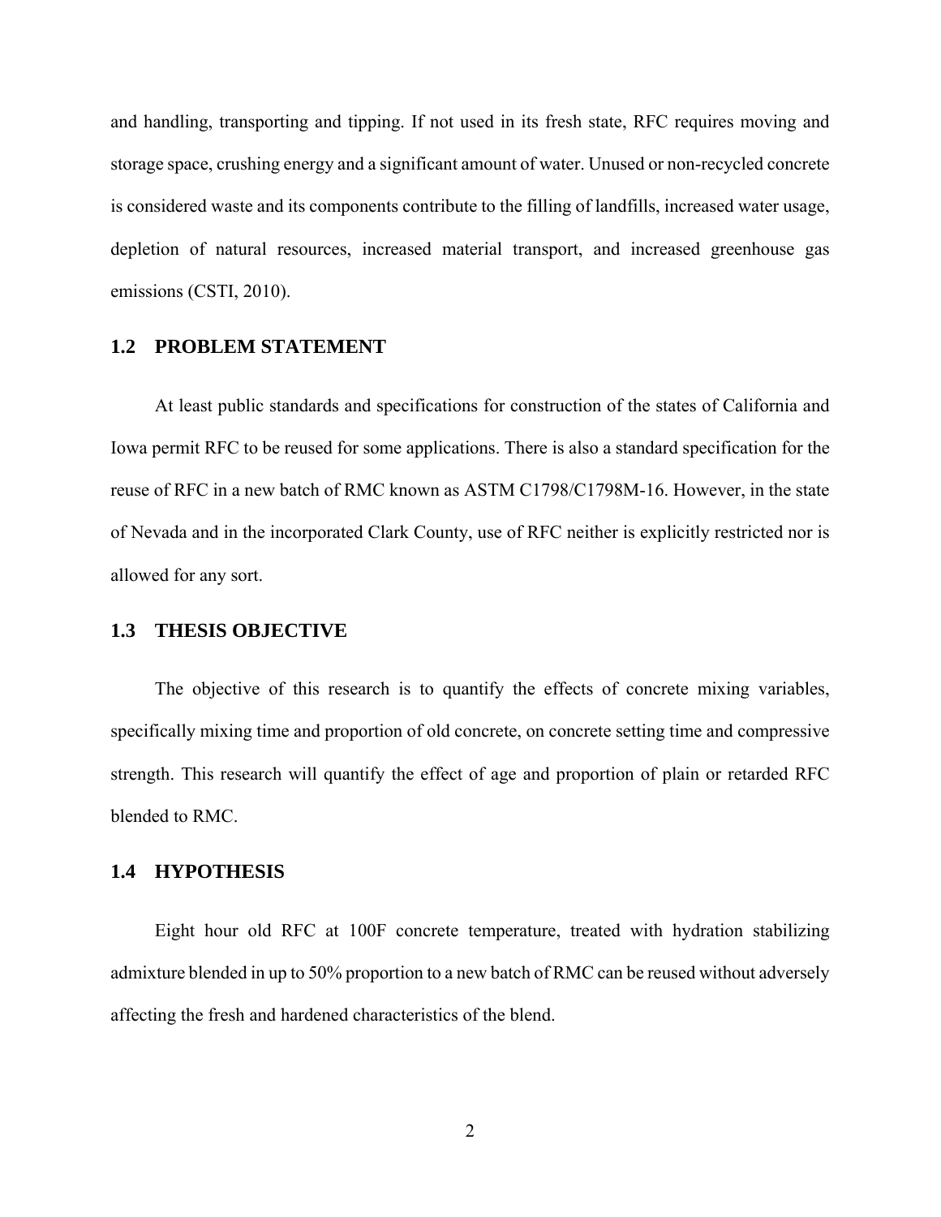and handling, transporting and tipping. If not used in its fresh state, RFC requires moving and storage space, crushing energy and a significant amount of water. Unused or non-recycled concrete is considered waste and its components contribute to the filling of landfills, increased water usage, depletion of natural resources, increased material transport, and increased greenhouse gas emissions (CSTI, 2010).

## 1.2 PROBLEM STATEMENT

At least public standards and specifications for construction of the states of California and Iowa permit RFC to be reused for some applications. There is also a standard specification for the reuse of RFC in a new batch of RMC known as ASTM C1798/C1798M-16. However, in the state of Nevada and in the incorporated Clark County, use of RFC neither is explicitly restricted nor is allowed for any sort.

## 1.3 THESIS OBJECTIVE

The objective of this research is to quantify the effects of concrete mixing variables, specifically mixing time and proportion of old concrete, on concrete setting time and compressive strength. This research will quantify the effect of age and proportion of plain or retarded RFC blended to RMC.

## 1.4 HYPOTHESIS

Eight hour old RFC at 100F concrete temperature, treated with hydration stabilizing admixture blended in up to 50% proportion to a new batch of RMC can be reused without adversely affecting the fresh and hardened characteristics of the blend.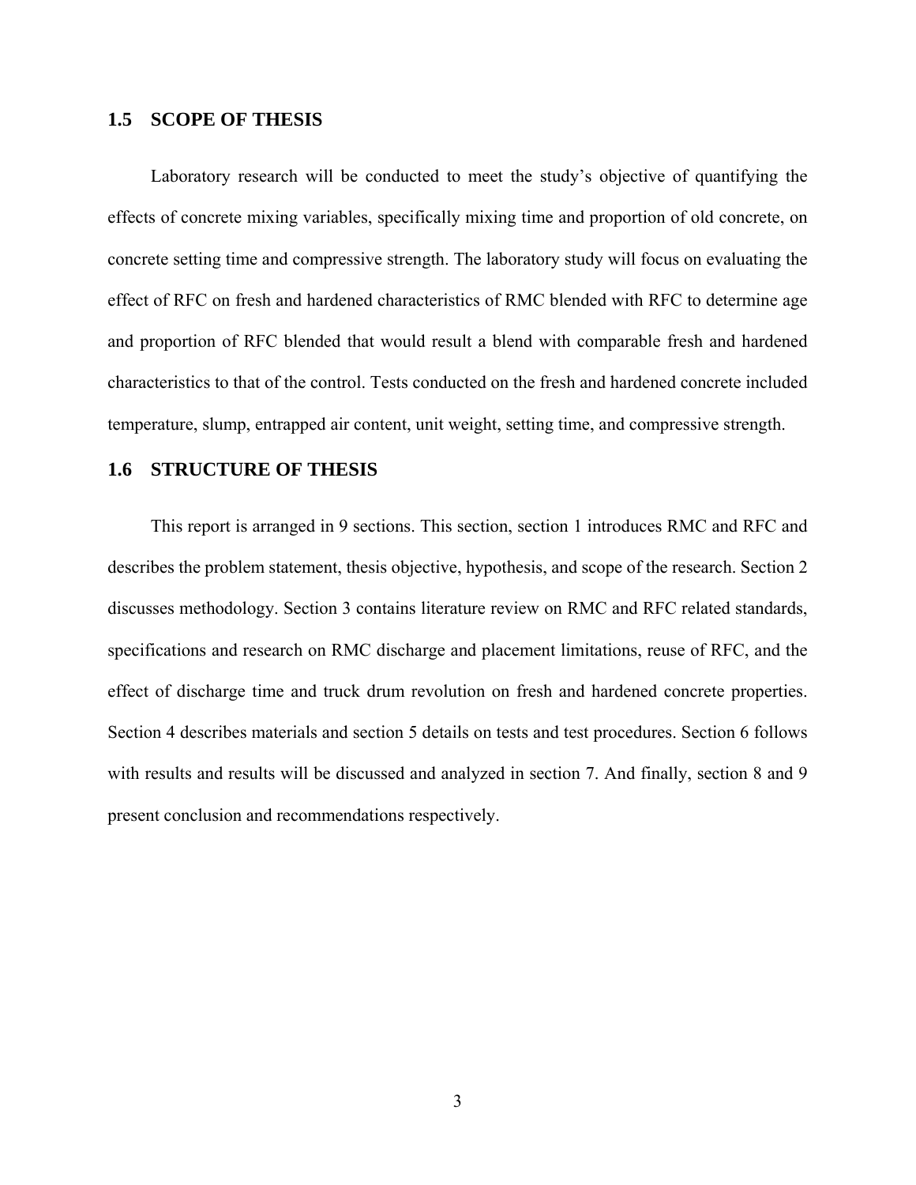## 1.5 SCOPE OF THESIS

Laboratory research will be conducted to meet the study's objective of quantifying the effects of concrete mixing variables, specifically mixing time and proportion of old concrete, on concrete setting time and compressive strength. The laboratory study will focus on evaluating the effect of RFC on fresh and hardened characteristics of RMC blended with RFC to determine age and proportion of RFC blended that would result a blend with comparable fresh and hardened characteristics to that of the control. Tests conducted on the fresh and hardened concrete included temperature, slump, entrapped air content, unit weight, setting time, and compressive strength.

## 1.6 STRUCTURE OF THESIS

This report is arranged in 9 sections. This section, section 1 introduces RMC and RFC and describes the problem statement, thesis objective, hypothesis, and scope of the research. Section 2 discusses methodology. Section 3 contains literature review on RMC and RFC related standards, specifications and research on RMC discharge and placement limitations, reuse of RFC, and the effect of discharge time and truck drum revolution on fresh and hardened concrete properties. Section 4 describes materials and section 5 details on tests and test procedures. Section 6 follows with results and results will be discussed and analyzed in section 7. And finally, section 8 and 9 present conclusion and recommendations respectively.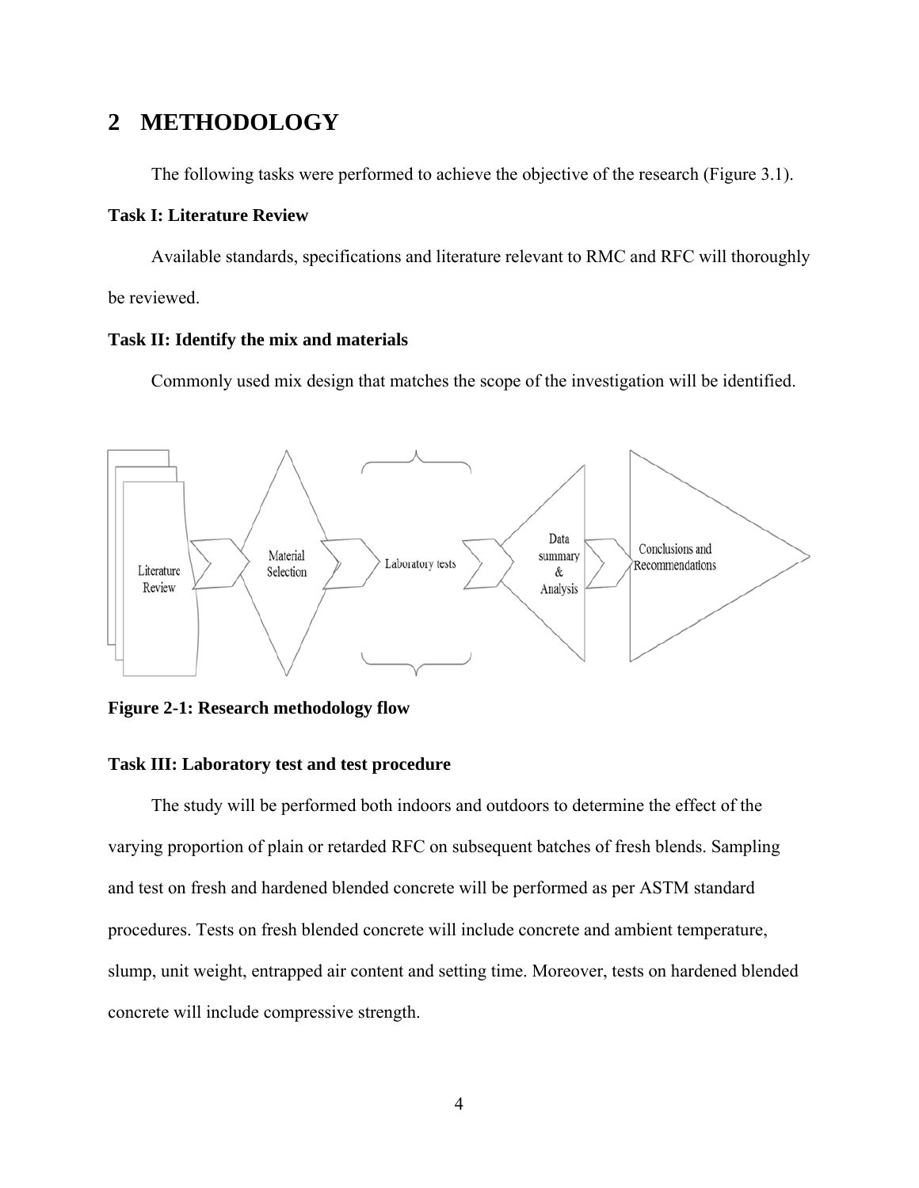# 2 METHODOLOGY

The following tasks were performed to achieve the objective of the research (Figure 3.1).

**Task I: Literature Review**

Available standards, specifications and literature relevant to RMC and RFC will thoroughly be reviewed.

**Task II: Identify the mix and materials**

Commonly used mix design that matches the scope of the investigation will be identified.

**Figure 2-1: Research methodology flow**

**Task III: Laboratory test and test procedure**

The study will be performed both indoors and outdoors to determine the effect of the varying proportion of plain or retarded RFC on subsequent batches of fresh blends. Sampling and test on fresh and hardened blended concrete will be performed as per ASTM standard procedures. Tests on fresh blended concrete will include concrete and ambient temperature, slump, unit weight, entrapped air content and setting time. Moreover, tests on hardened blended concrete will include compressive strength.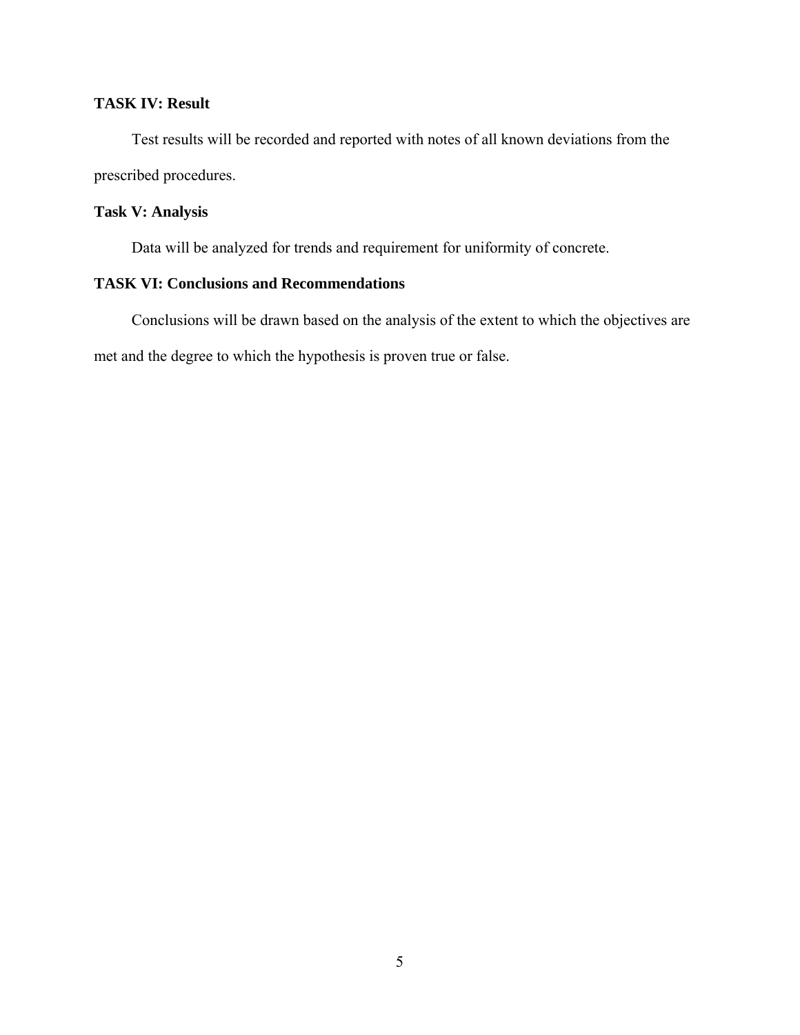**TASK IV: Result**

Test results will be recorded and reported with notes of all known deviations from the prescribed procedures.

**Task V: Analysis**

Data will be analyzed for trends and requirement for uniformity of concrete.

**TASK VI: Conclusions and Recommendations**

Conclusions will be drawn based on the analysis of the extent to which the objectives are met and the degree to which the hypothesis is proven true or false.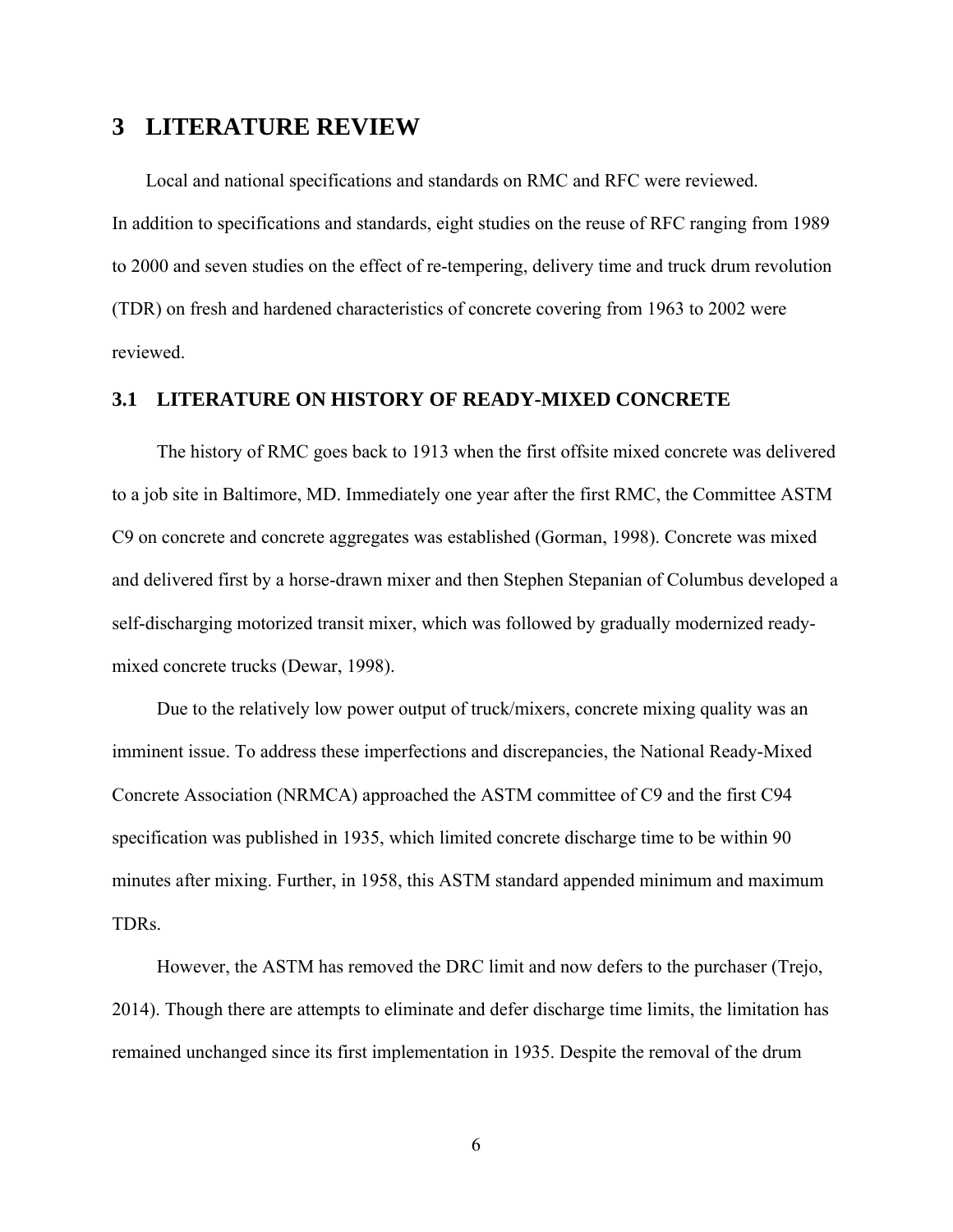# 3 LITERATURE REVIEW

Local and national specifications and standards on RMC and RFC were reviewed. In addition to specifications and standards, eight studies on the reuse of RFC ranging from 1989 to 2000 and seven studies on the effect of re-tempering, delivery time and truck drum revolution (TDR) on fresh and hardened characteristics of concrete covering from 1963 to 2002 were reviewed.

## 3.1 LITERATURE ON HISTORY OF READY-MIXED CONCRETE

The history of RMC goes back to 1913 when the first offsite mixed concrete was delivered to a job site in Baltimore, MD. Immediately one year after the first RMC, the Committee ASTM C9 on concrete and concrete aggregates was established (Gorman, 1998). Concrete was mixed and delivered first by a horse-drawn mixer and then Stephen Stepanian of Columbus developed a self-discharging motorized transit mixer, which was followed by gradually modernized ready-mixed concrete trucks (Dewar, 1998).

Due to the relatively low power output of truck/mixers, concrete mixing quality was an imminent issue. To address these imperfections and discrepancies, the National Ready-Mixed Concrete Association (NRMCA) approached the ASTM committee of C9 and the first C94 specification was published in 1935, which limited concrete discharge time to be within 90 minutes after mixing. Further, in 1958, this ASTM standard appended minimum and maximum TDRs.

However, the ASTM has removed the DRC limit and now defers to the purchaser (Trejo, 2014). Though there are attempts to eliminate and defer discharge time limits, the limitation has remained unchanged since its first implementation in 1935. Despite the removal of the drum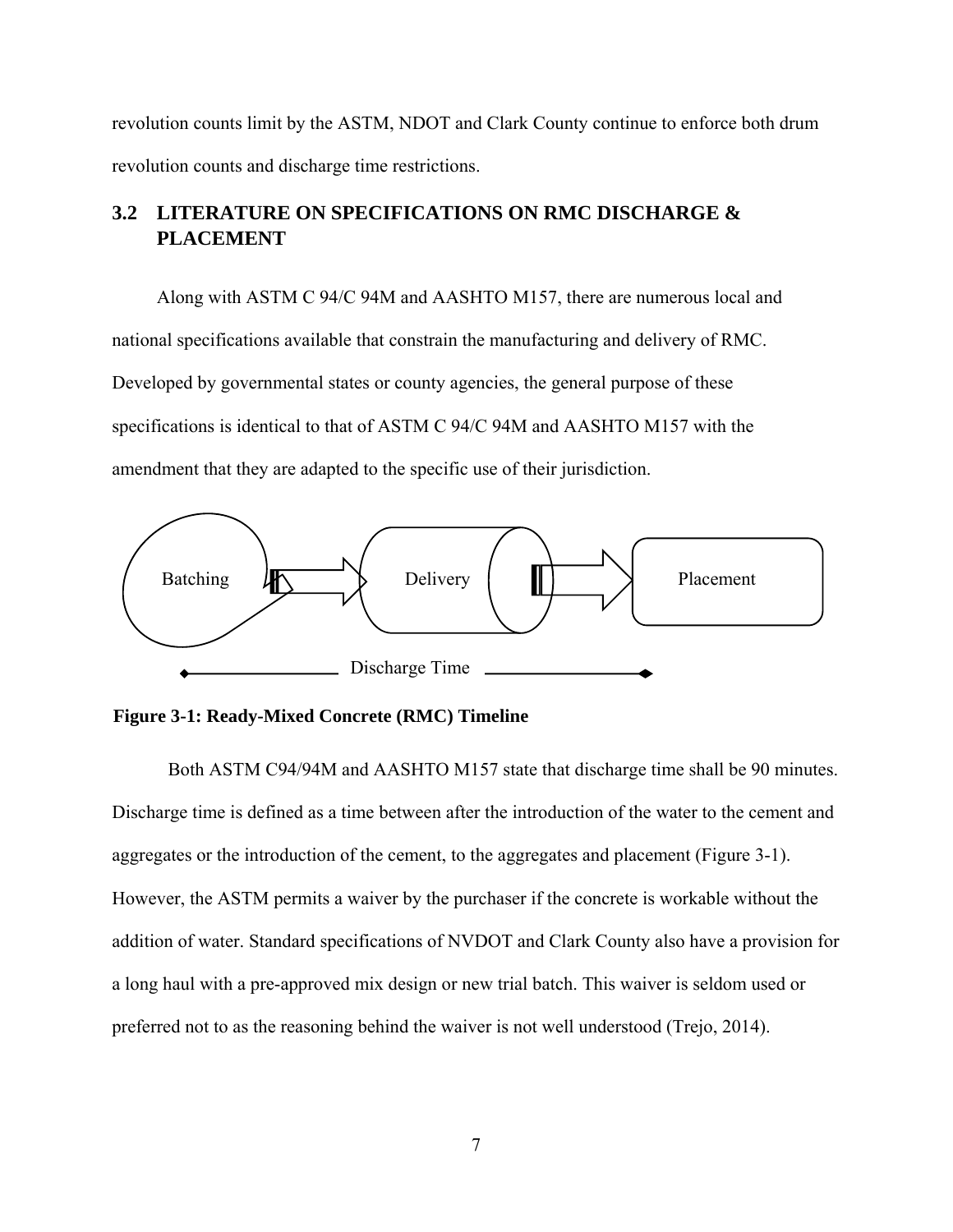revolution counts limit by the ASTM, NDOT and Clark County continue to enforce both drum revolution counts and discharge time restrictions.

## 3.2 LITERATURE ON SPECIFICATIONS ON RMC DISCHARGE & PLACEMENT

Along with ASTM C 94/C 94M and AASHTO M157, there are numerous local and national specifications available that constrain the manufacturing and delivery of RMC. Developed by governmental states or county agencies, the general purpose of these specifications is identical to that of ASTM C 94/C 94M and AASHTO M157 with the amendment that they are adapted to the specific use of their jurisdiction.

Batching → Delivery → Placement

Discharge Time

**Figure 3-1: Ready-Mixed Concrete (RMC) Timeline**

Both ASTM C94/94M and AASHTO M157 state that discharge time shall be 90 minutes. Discharge time is defined as a time between after the introduction of the water to the cement and aggregates or the introduction of the cement, to the aggregates and placement (Figure 3-1). However, the ASTM permits a waiver by the purchaser if the concrete is workable without the addition of water. Standard specifications of NVDOT and Clark County also have a provision for a long haul with a pre-approved mix design or new trial batch. This waiver is seldom used or preferred not to as the reasoning behind the waiver is not well understood (Trejo, 2014).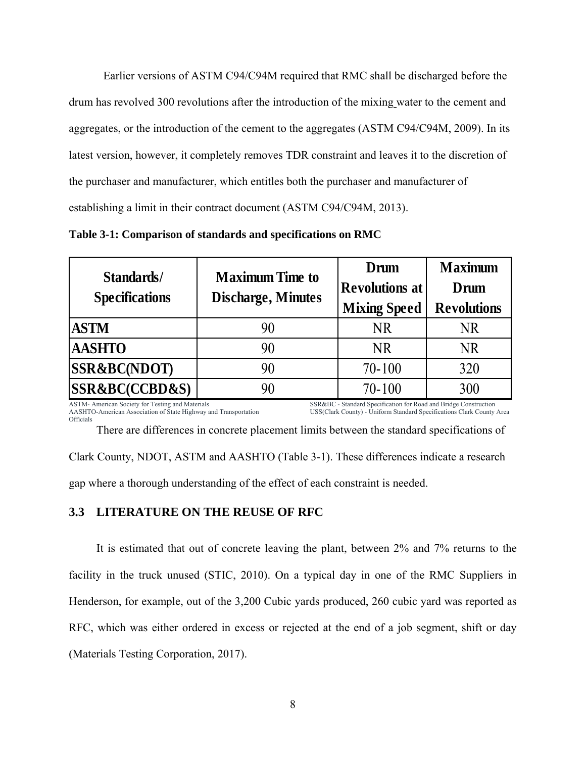Earlier versions of ASTM C94/C94M required that RMC shall be discharged before the drum has revolved 300 revolutions after the introduction of the mixing water to the cement and aggregates, or the introduction of the cement to the aggregates (ASTM C94/C94M, 2009). In its latest version, however, it completely removes TDR constraint and leaves it to the discretion of the purchaser and manufacturer, which entitles both the purchaser and manufacturer of establishing a limit in their contract document (ASTM C94/C94M, 2013).

**Table 3-1: Comparison of standards and specifications on RMC**

| Standards/ Specifications | Maximum Time to Discharge, Minutes | Drum Revolutions at Mixing Speed | Maximum Drum Revolutions |
|---|---|---|---|
| **ASTM** | 90 | NR | NR |
| **AASHTO** | 90 | NR | NR |
| **SSR&BC(NDOT)** | 90 | 70-100 | 320 |
| **SSR&BC(CCBD&S)** | 90 | 70-100 | 300 |

ASTM- American Society for Testing and Materials
AASHTO-American Association of State Highway and Transportation Officials
SSR&BC - Standard Specification for Road and Bridge Construction
USS(Clark County) - Uniform Standard Specifications Clark County Area

There are differences in concrete placement limits between the standard specifications of Clark County, NDOT, ASTM and AASHTO (Table 3-1). These differences indicate a research gap where a thorough understanding of the effect of each constraint is needed.

### 3.3 LITERATURE ON THE REUSE OF RFC

It is estimated that out of concrete leaving the plant, between 2% and 7% returns to the facility in the truck unused (STIC, 2010). On a typical day in one of the RMC Suppliers in Henderson, for example, out of the 3,200 Cubic yards produced, 260 cubic yard was reported as RFC, which was either ordered in excess or rejected at the end of a job segment, shift or day (Materials Testing Corporation, 2017).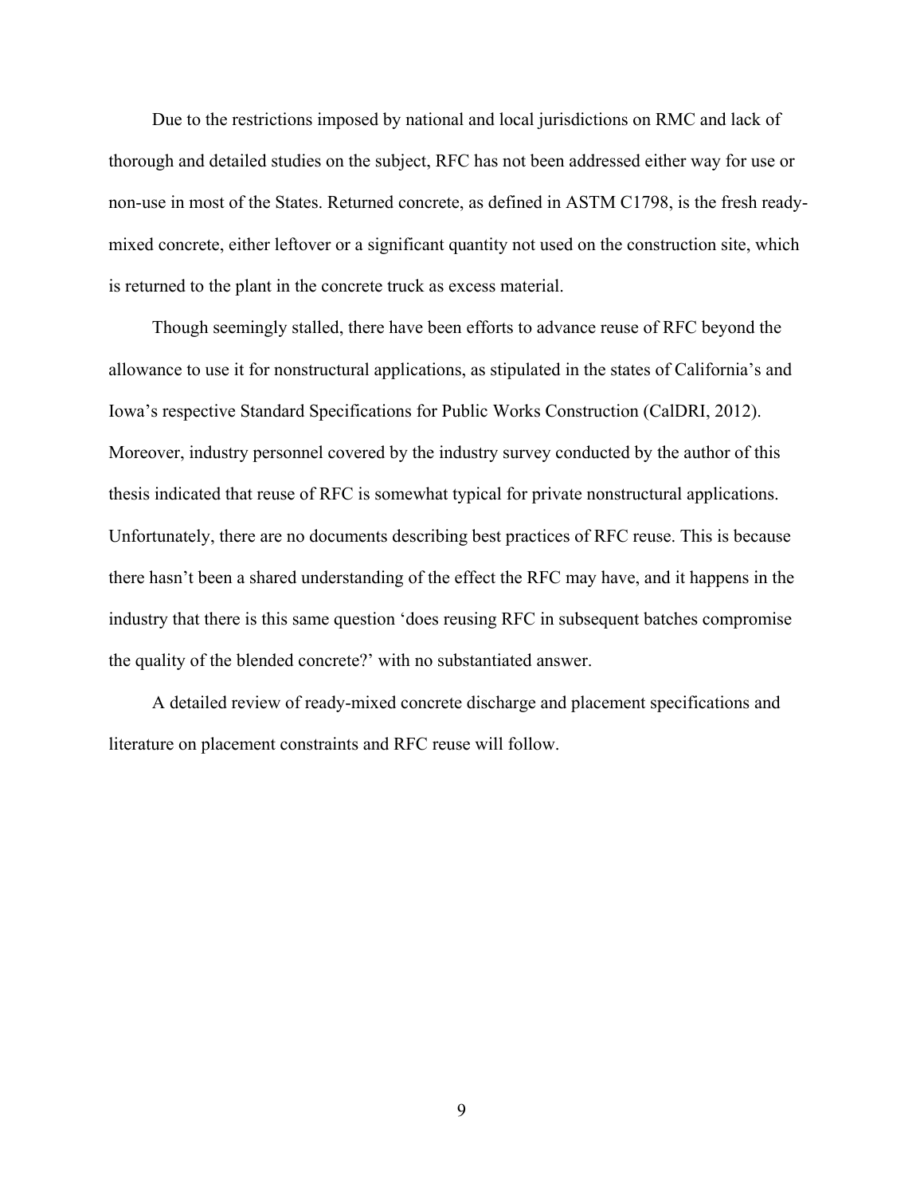Due to the restrictions imposed by national and local jurisdictions on RMC and lack of thorough and detailed studies on the subject, RFC has not been addressed either way for use or non-use in most of the States. Returned concrete, as defined in ASTM C1798, is the fresh ready-mixed concrete, either leftover or a significant quantity not used on the construction site, which is returned to the plant in the concrete truck as excess material.

Though seemingly stalled, there have been efforts to advance reuse of RFC beyond the allowance to use it for nonstructural applications, as stipulated in the states of California's and Iowa's respective Standard Specifications for Public Works Construction (CalDRI, 2012). Moreover, industry personnel covered by the industry survey conducted by the author of this thesis indicated that reuse of RFC is somewhat typical for private nonstructural applications. Unfortunately, there are no documents describing best practices of RFC reuse. This is because there hasn't been a shared understanding of the effect the RFC may have, and it happens in the industry that there is this same question 'does reusing RFC in subsequent batches compromise the quality of the blended concrete?' with no substantiated answer.

A detailed review of ready-mixed concrete discharge and placement specifications and literature on placement constraints and RFC reuse will follow.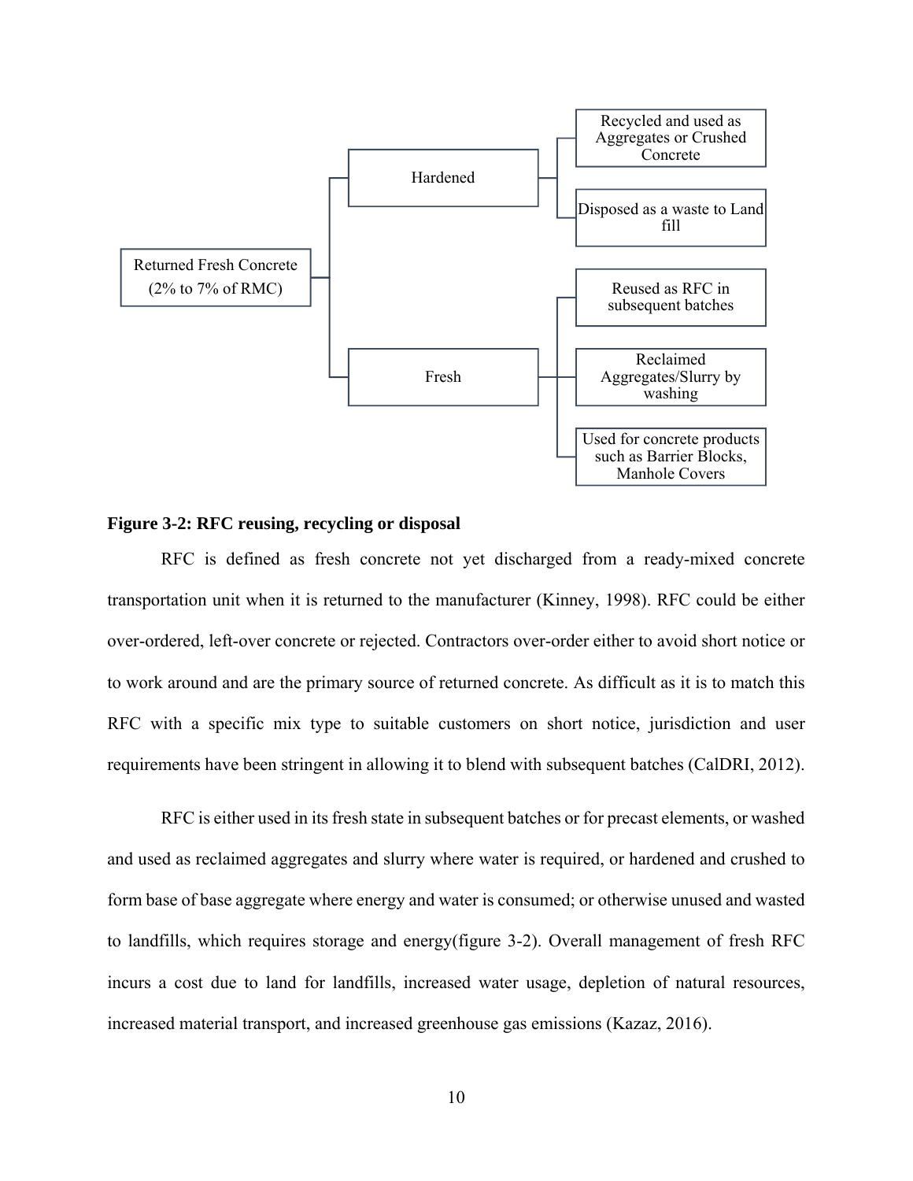- Returned Fresh Concrete (2% to 7% of RMC)
  - Hardened
    - Recycled and used as Aggregates or Crushed Concrete
    - Disposed as a waste to Land fill
  - Fresh
    - Reused as RFC in subsequent batches
    - Reclaimed Aggregates/Slurry by washing
    - Used for concrete products such as Barrier Blocks, Manhole Covers

**Figure 3-2: RFC reusing, recycling or disposal**

RFC is defined as fresh concrete not yet discharged from a ready-mixed concrete transportation unit when it is returned to the manufacturer (Kinney, 1998). RFC could be either over-ordered, left-over concrete or rejected. Contractors over-order either to avoid short notice or to work around and are the primary source of returned concrete. As difficult as it is to match this RFC with a specific mix type to suitable customers on short notice, jurisdiction and user requirements have been stringent in allowing it to blend with subsequent batches (CalDRI, 2012).

RFC is either used in its fresh state in subsequent batches or for precast elements, or washed and used as reclaimed aggregates and slurry where water is required, or hardened and crushed to form base of base aggregate where energy and water is consumed; or otherwise unused and wasted to landfills, which requires storage and energy(figure 3-2). Overall management of fresh RFC incurs a cost due to land for landfills, increased water usage, depletion of natural resources, increased material transport, and increased greenhouse gas emissions (Kazaz, 2016).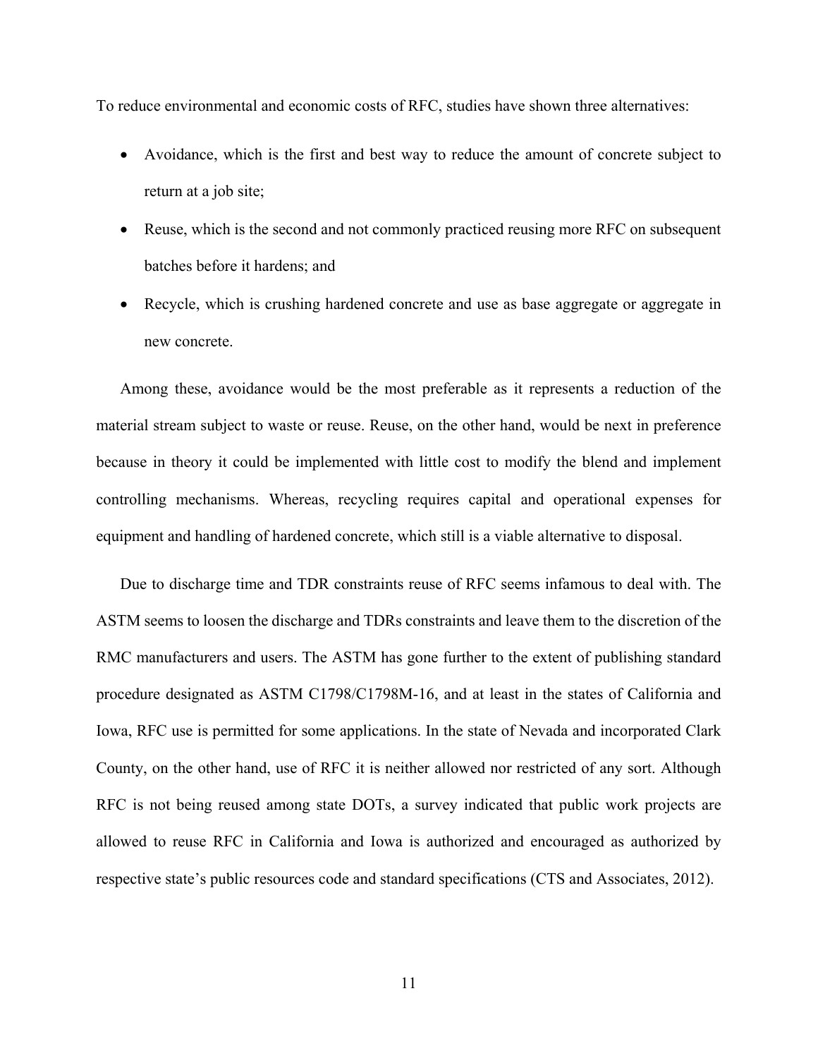To reduce environmental and economic costs of RFC, studies have shown three alternatives:

- Avoidance, which is the first and best way to reduce the amount of concrete subject to return at a job site;
- Reuse, which is the second and not commonly practiced reusing more RFC on subsequent batches before it hardens; and
- Recycle, which is crushing hardened concrete and use as base aggregate or aggregate in new concrete.

Among these, avoidance would be the most preferable as it represents a reduction of the material stream subject to waste or reuse. Reuse, on the other hand, would be next in preference because in theory it could be implemented with little cost to modify the blend and implement controlling mechanisms. Whereas, recycling requires capital and operational expenses for equipment and handling of hardened concrete, which still is a viable alternative to disposal.

Due to discharge time and TDR constraints reuse of RFC seems infamous to deal with. The ASTM seems to loosen the discharge and TDRs constraints and leave them to the discretion of the RMC manufacturers and users. The ASTM has gone further to the extent of publishing standard procedure designated as ASTM C1798/C1798M-16, and at least in the states of California and Iowa, RFC use is permitted for some applications. In the state of Nevada and incorporated Clark County, on the other hand, use of RFC it is neither allowed nor restricted of any sort. Although RFC is not being reused among state DOTs, a survey indicated that public work projects are allowed to reuse RFC in California and Iowa is authorized and encouraged as authorized by respective state's public resources code and standard specifications (CTS and Associates, 2012).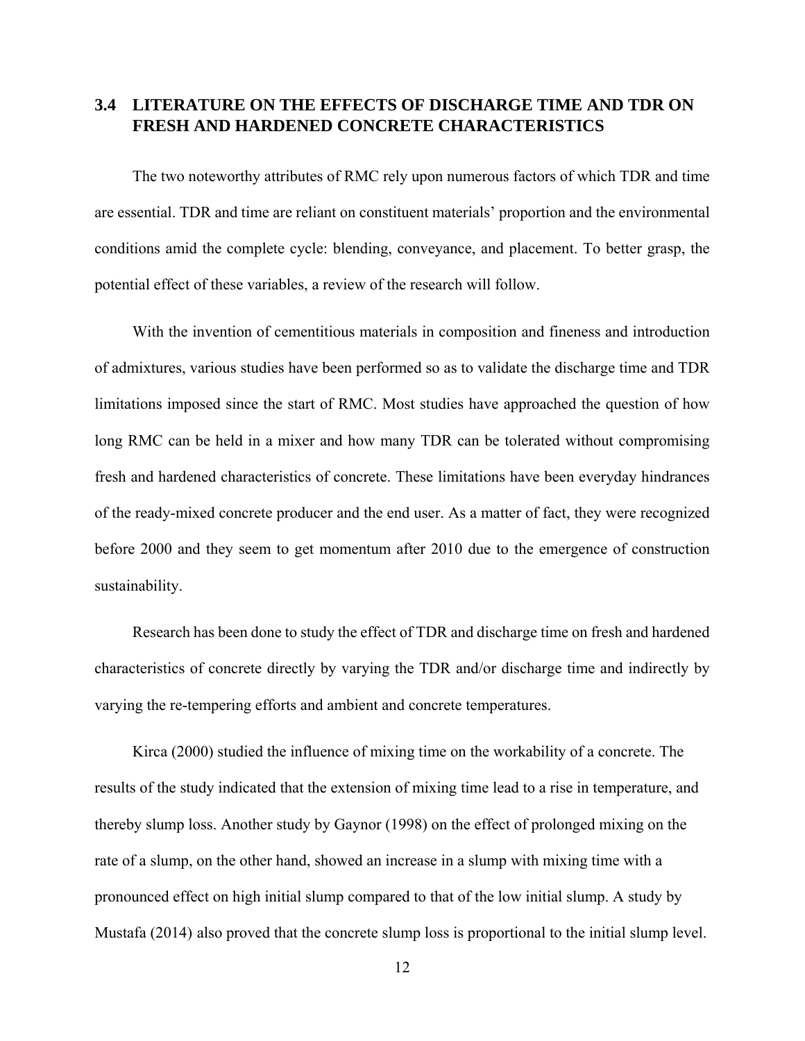## 3.4 LITERATURE ON THE EFFECTS OF DISCHARGE TIME AND TDR ON FRESH AND HARDENED CONCRETE CHARACTERISTICS

The two noteworthy attributes of RMC rely upon numerous factors of which TDR and time are essential. TDR and time are reliant on constituent materials' proportion and the environmental conditions amid the complete cycle: blending, conveyance, and placement. To better grasp, the potential effect of these variables, a review of the research will follow.

With the invention of cementitious materials in composition and fineness and introduction of admixtures, various studies have been performed so as to validate the discharge time and TDR limitations imposed since the start of RMC. Most studies have approached the question of how long RMC can be held in a mixer and how many TDR can be tolerated without compromising fresh and hardened characteristics of concrete. These limitations have been everyday hindrances of the ready-mixed concrete producer and the end user. As a matter of fact, they were recognized before 2000 and they seem to get momentum after 2010 due to the emergence of construction sustainability.

Research has been done to study the effect of TDR and discharge time on fresh and hardened characteristics of concrete directly by varying the TDR and/or discharge time and indirectly by varying the re-tempering efforts and ambient and concrete temperatures.

Kirca (2000) studied the influence of mixing time on the workability of a concrete. The results of the study indicated that the extension of mixing time lead to a rise in temperature, and thereby slump loss. Another study by Gaynor (1998) on the effect of prolonged mixing on the rate of a slump, on the other hand, showed an increase in a slump with mixing time with a pronounced effect on high initial slump compared to that of the low initial slump. A study by Mustafa (2014) also proved that the concrete slump loss is proportional to the initial slump level.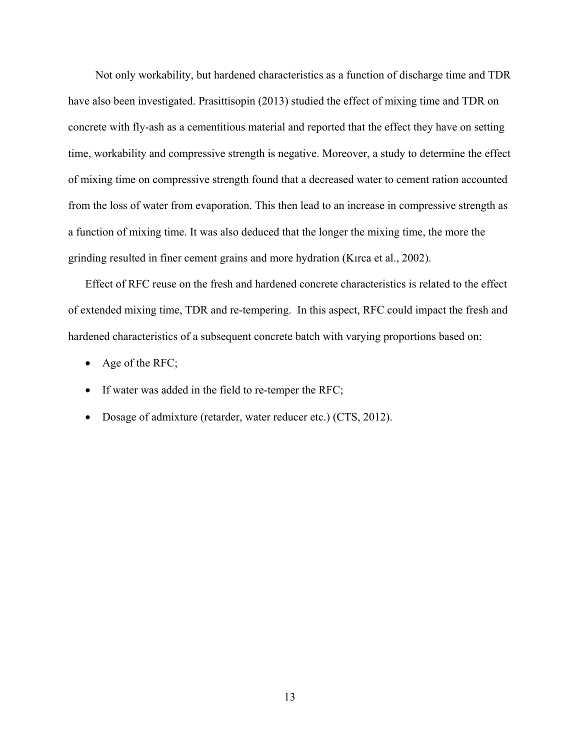Not only workability, but hardened characteristics as a function of discharge time and TDR have also been investigated. Prasittisopin (2013) studied the effect of mixing time and TDR on concrete with fly-ash as a cementitious material and reported that the effect they have on setting time, workability and compressive strength is negative. Moreover, a study to determine the effect of mixing time on compressive strength found that a decreased water to cement ration accounted from the loss of water from evaporation. This then lead to an increase in compressive strength as a function of mixing time. It was also deduced that the longer the mixing time, the more the grinding resulted in finer cement grains and more hydration (Kırca et al., 2002).

Effect of RFC reuse on the fresh and hardened concrete characteristics is related to the effect of extended mixing time, TDR and re-tempering. In this aspect, RFC could impact the fresh and hardened characteristics of a subsequent concrete batch with varying proportions based on:

- Age of the RFC;
- If water was added in the field to re-temper the RFC;
- Dosage of admixture (retarder, water reducer etc.) (CTS, 2012).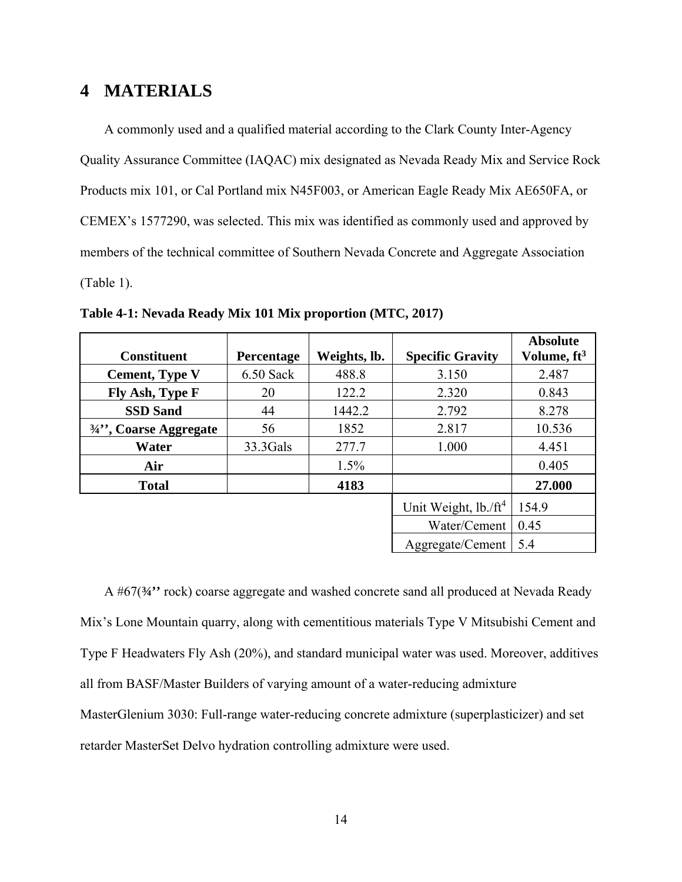# 4 MATERIALS

A commonly used and a qualified material according to the Clark County Inter-Agency Quality Assurance Committee (IAQAC) mix designated as Nevada Ready Mix and Service Rock Products mix 101, or Cal Portland mix N45F003, or American Eagle Ready Mix AE650FA, or CEMEX's 1577290, was selected. This mix was identified as commonly used and approved by members of the technical committee of Southern Nevada Concrete and Aggregate Association (Table 1).

**Table 4-1: Nevada Ready Mix 101 Mix proportion (MTC, 2017)**

| Constituent | Percentage | Weights, lb. | Specific Gravity | Absolute Volume, ft³ |
|---|---|---|---|---|
| **Cement, Type V** | 6.50 Sack | 488.8 | 3.150 | 2.487 |
| **Fly Ash, Type F** | 20 | 122.2 | 2.320 | 0.843 |
| **SSD Sand** | 44 | 1442.2 | 2.792 | 8.278 |
| **¾'', Coarse Aggregate** | 56 | 1852 | 2.817 | 10.536 |
| **Water** | 33.3Gals | 277.7 | 1.000 | 4.451 |
| **Air** | | 1.5% | | 0.405 |
| **Total** | | **4183** | | **27.000** |
| | | | Unit Weight, lb./ft⁴ | 154.9 |
| | | | Water/Cement | 0.45 |
| | | | Aggregate/Cement | 5.4 |

A #67(¾'' rock) coarse aggregate and washed concrete sand all produced at Nevada Ready Mix's Lone Mountain quarry, along with cementitious materials Type V Mitsubishi Cement and Type F Headwaters Fly Ash (20%), and standard municipal water was used. Moreover, additives all from BASF/Master Builders of varying amount of a water-reducing admixture MasterGlenium 3030: Full-range water-reducing concrete admixture (superplasticizer) and set retarder MasterSet Delvo hydration controlling admixture were used.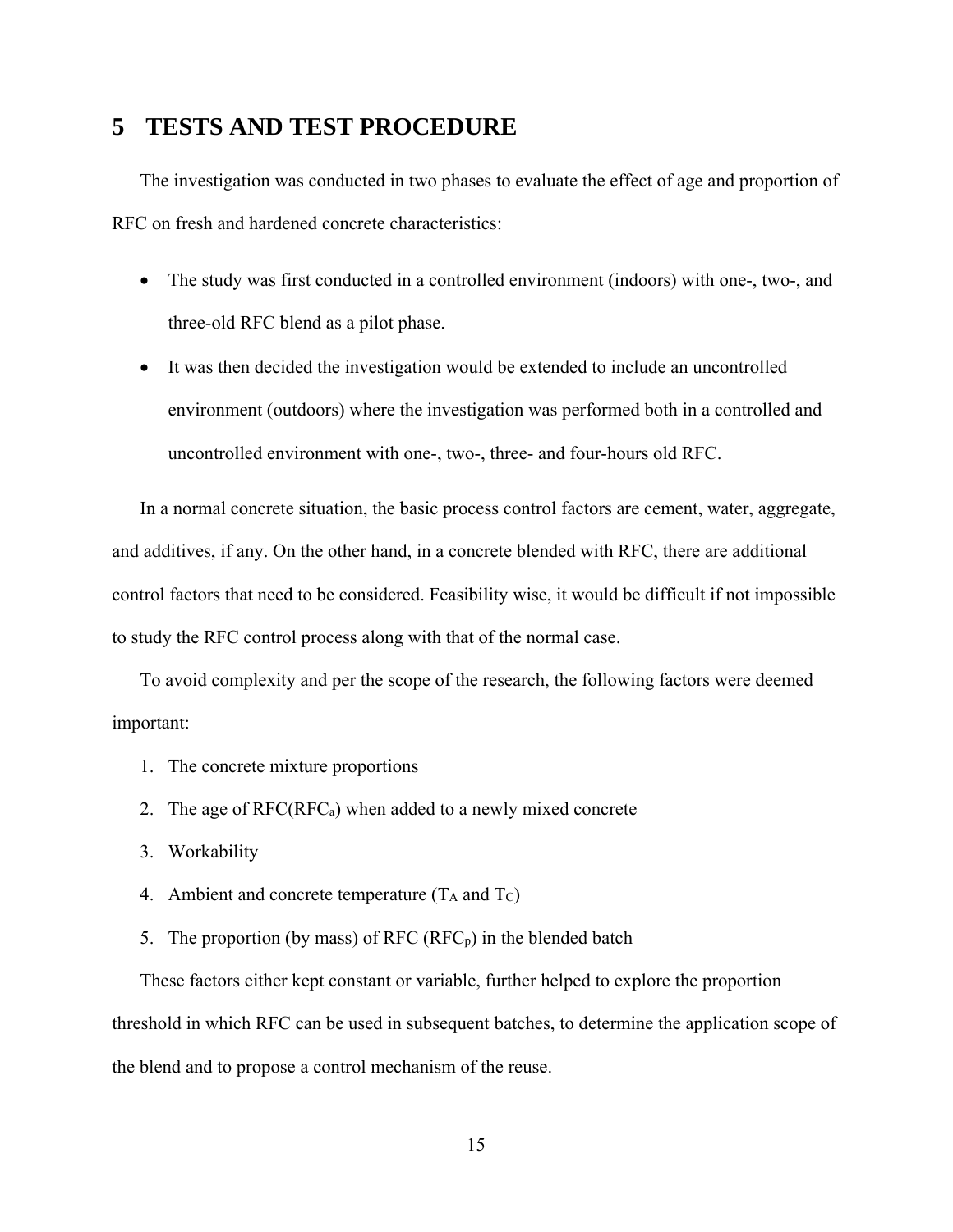# 5 TESTS AND TEST PROCEDURE

The investigation was conducted in two phases to evaluate the effect of age and proportion of RFC on fresh and hardened concrete characteristics:

- The study was first conducted in a controlled environment (indoors) with one-, two-, and three-old RFC blend as a pilot phase.
- It was then decided the investigation would be extended to include an uncontrolled environment (outdoors) where the investigation was performed both in a controlled and uncontrolled environment with one-, two-, three- and four-hours old RFC.

In a normal concrete situation, the basic process control factors are cement, water, aggregate, and additives, if any. On the other hand, in a concrete blended with RFC, there are additional control factors that need to be considered. Feasibility wise, it would be difficult if not impossible to study the RFC control process along with that of the normal case.

To avoid complexity and per the scope of the research, the following factors were deemed important:

1. The concrete mixture proportions
2. The age of RFC($RFC_a$) when added to a newly mixed concrete
3. Workability
4. Ambient and concrete temperature ($T_A$ and $T_C$)
5. The proportion (by mass) of RFC ($RFC_p$) in the blended batch

These factors either kept constant or variable, further helped to explore the proportion threshold in which RFC can be used in subsequent batches, to determine the application scope of the blend and to propose a control mechanism of the reuse.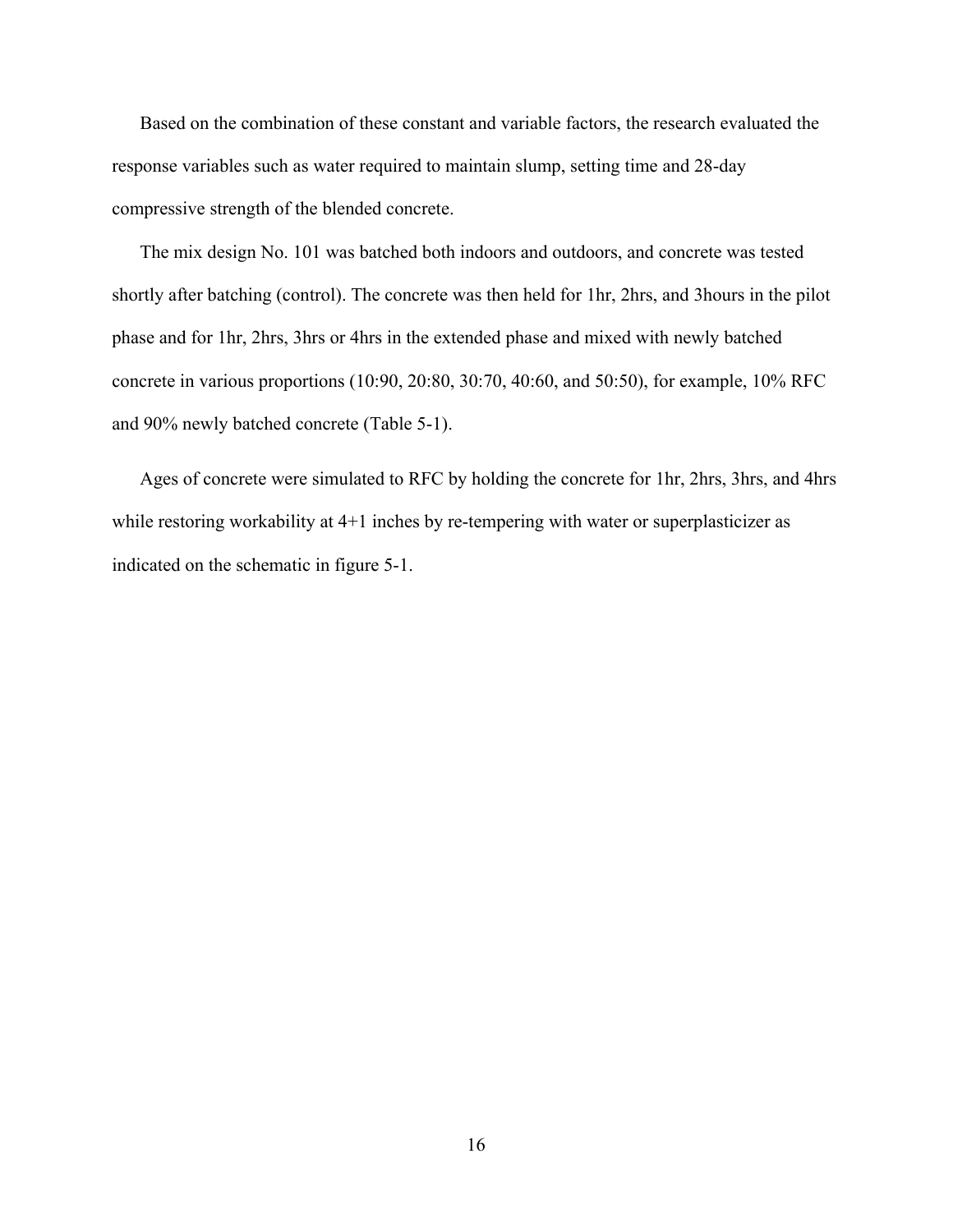Based on the combination of these constant and variable factors, the research evaluated the response variables such as water required to maintain slump, setting time and 28-day compressive strength of the blended concrete.

The mix design No. 101 was batched both indoors and outdoors, and concrete was tested shortly after batching (control). The concrete was then held for 1hr, 2hrs, and 3hours in the pilot phase and for 1hr, 2hrs, 3hrs or 4hrs in the extended phase and mixed with newly batched concrete in various proportions (10:90, 20:80, 30:70, 40:60, and 50:50), for example, 10% RFC and 90% newly batched concrete (Table 5-1).

Ages of concrete were simulated to RFC by holding the concrete for 1hr, 2hrs, 3hrs, and 4hrs while restoring workability at 4+1 inches by re-tempering with water or superplasticizer as indicated on the schematic in figure 5-1.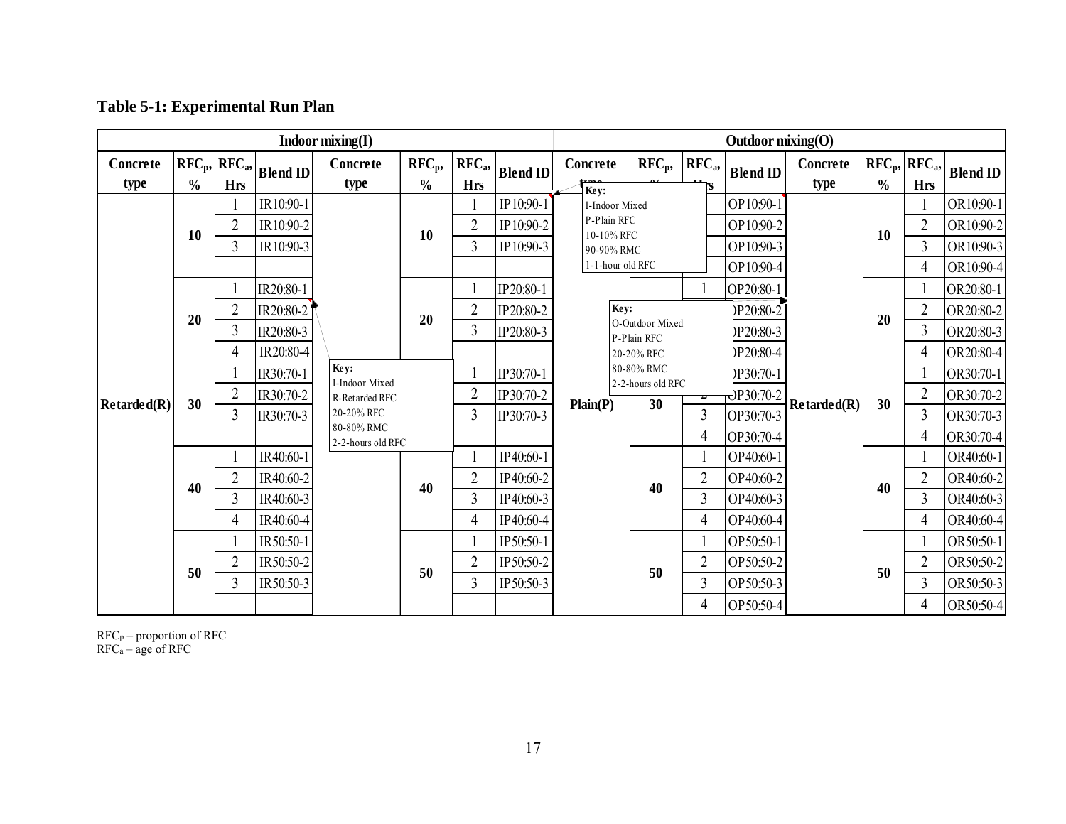**Table 5-1: Experimental Run Plan**

| Indoor mixing(I) | | | | | | | | Outdoor mixing(O) | | | | | | | |
|---|---|---|---|---|---|---|---|---|---|---|---|---|---|---|---|
| Concrete type | $RFC_p$, % | $RFC_a$, Hrs | Blend ID | Concrete type | $RFC_p$, % | $RFC_a$, Hrs | Blend ID | Concrete type | $RFC_p$, % | $RFC_a$, Hrs | Blend ID | Concrete type | $RFC_p$, % | $RFC_a$, Hrs | Blend ID |
| Retarded(R) | 10 | 1 | IR10:90-1 | Plain(P) | 10 | 1 | IP10:90-1 | Plain(P) | 10 | 1 | OP10:90-1 | Retarded(R) | 10 | 1 | OR10:90-1 |
| | | 2 | IR10:90-2 | | | 2 | IP10:90-2 | | | 2 | OP10:90-2 | | | 2 | OR10:90-2 |
| | | 3 | IR10:90-3 | | | 3 | IP10:90-3 | | | 3 | OP10:90-3 | | | 3 | OR10:90-3 |
| | | | | | | | | | | 4 | OP10:90-4 | | | 4 | OR10:90-4 |
| | 20 | 1 | IR20:80-1 | | 20 | 1 | IP20:80-1 | | 20 | 1 | OP20:80-1 | | 20 | 1 | OR20:80-1 |
| | | 2 | IR20:80-2 | | | 2 | IP20:80-2 | | | 2 | OP20:80-2 | | | 2 | OR20:80-2 |
| | | 3 | IR20:80-3 | | | 3 | IP20:80-3 | | | 3 | OP20:80-3 | | | 3 | OR20:80-3 |
| | | 4 | IR20:80-4 | | | | | | | 4 | OP20:80-4 | | | 4 | OR20:80-4 |
| | 30 | 1 | IR30:70-1 | | 30 | 1 | IP30:70-1 | | 30 | 1 | OP30:70-1 | | 30 | 1 | OR30:70-1 |
| | | 2 | IR30:70-2 | | | 2 | IP30:70-2 | | | 2 | OP30:70-2 | | | 2 | OR30:70-2 |
| | | 3 | IR30:70-3 | | | 3 | IP30:70-3 | | | 3 | OP30:70-3 | | | 3 | OR30:70-3 |
| | | | | | | | | | | 4 | OP30:70-4 | | | 4 | OR30:70-4 |
| | 40 | 1 | IR40:60-1 | | 40 | 1 | IP40:60-1 | | 40 | 1 | OP40:60-1 | | 40 | 1 | OR40:60-1 |
| | | 2 | IR40:60-2 | | | 2 | IP40:60-2 | | | 2 | OP40:60-2 | | | 2 | OR40:60-2 |
| | | 3 | IR40:60-3 | | | 3 | IP40:60-3 | | | 3 | OP40:60-3 | | | 3 | OR40:60-3 |
| | | 4 | IR40:60-4 | | | 4 | IP40:60-4 | | | 4 | OP40:60-4 | | | 4 | OR40:60-4 |
| | 50 | 1 | IR50:50-1 | | 50 | 1 | IP50:50-1 | | 50 | 1 | OP50:50-1 | | 50 | 1 | OR50:50-1 |
| | | 2 | IR50:50-2 | | | 2 | IP50:50-2 | | | 2 | OP50:50-2 | | | 2 | OR50:50-2 |
| | | 3 | IR50:50-3 | | | 3 | IP50:50-3 | | | 3 | OP50:50-3 | | | 3 | OR50:50-3 |
| | | | | | | | | | | 4 | OP50:50-4 | | | 4 | OR50:50-4 |

Key: I-Indoor Mixed, P-Plain RFC, 10-10% RFC, 90-90% RMC, 1-1-hour old RFC

Key: O-Outdoor Mixed, P-Plain RFC, 20-20% RFC, 80-80% RMC, 2-2-hours old RFC

Key: I-Indoor Mixed, R-Retarded RFC, 20-20% RFC, 80-80% RMC, 2-2-hours old RFC

$RFC_P$ – proportion of RFC
$RFC_a$ – age of RFC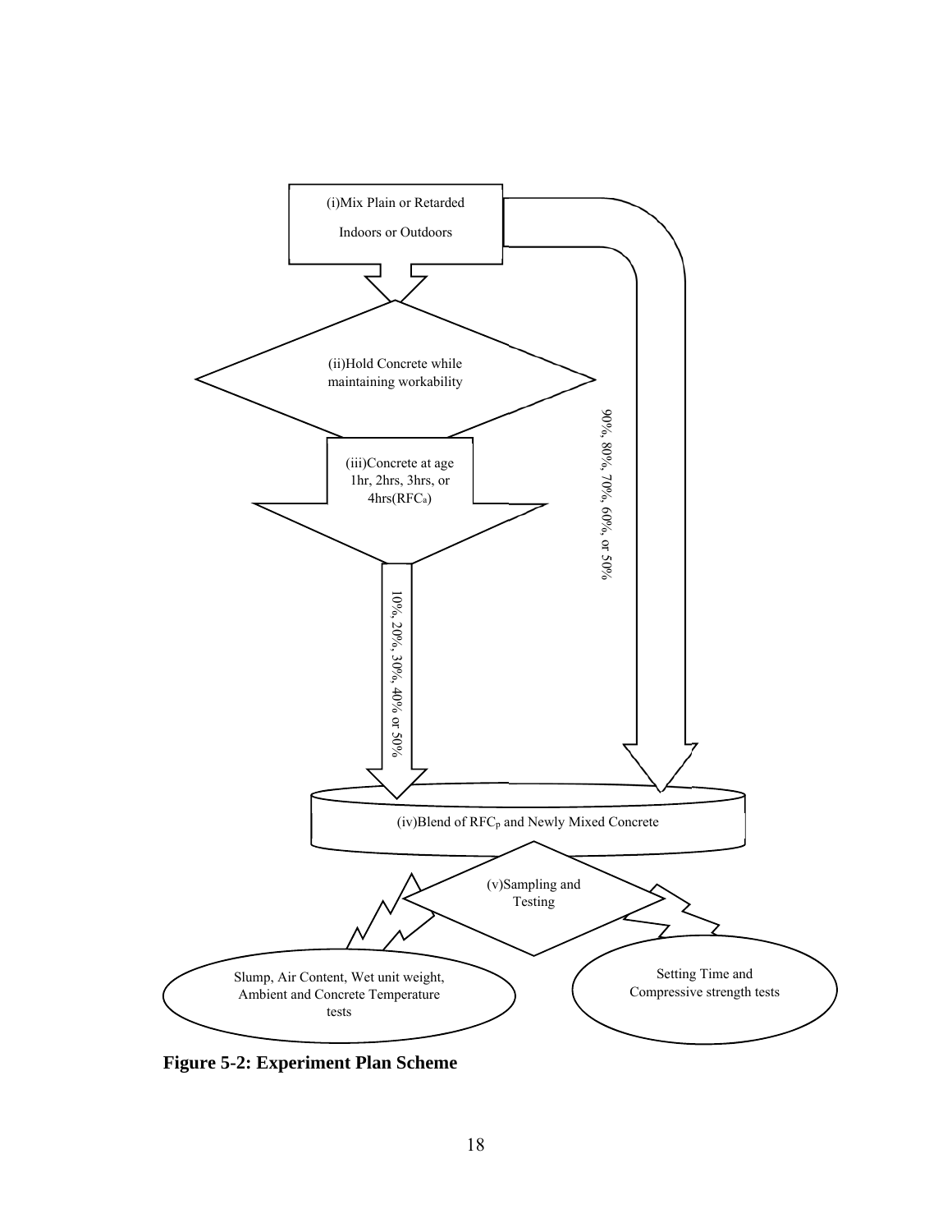(i)Mix Plain or Retarded

Indoors or Outdoors

(ii)Hold Concrete while maintaining workability

(iii)Concrete at age 1hr, 2hrs, 3hrs, or 4hrs($RFC_a$)

10%, 20%, 30%, 40% or 50%

90%, 80%, 70%, 60%, or 50%

(iv)Blend of $RFC_p$ and Newly Mixed Concrete

(v)Sampling and Testing

Slump, Air Content, Wet unit weight, Ambient and Concrete Temperature tests

Setting Time and Compressive strength tests

**Figure 5-2: Experiment Plan Scheme**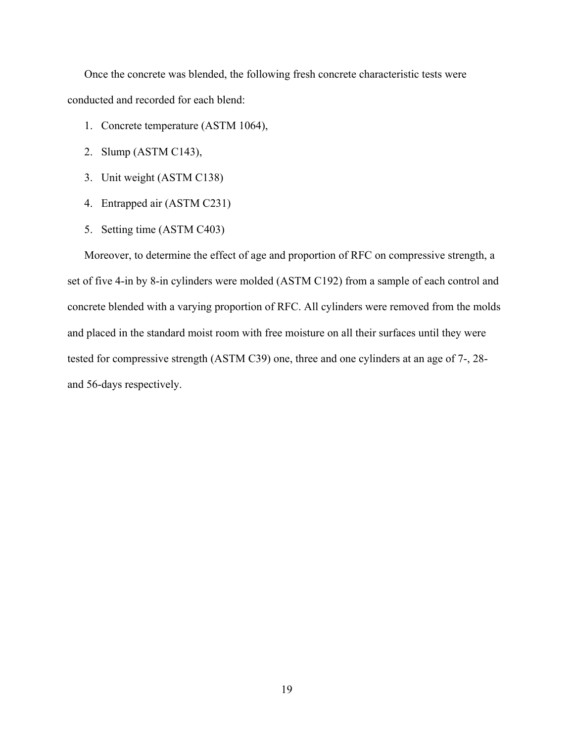Once the concrete was blended, the following fresh concrete characteristic tests were conducted and recorded for each blend:

1. Concrete temperature (ASTM 1064),
2. Slump (ASTM C143),
3. Unit weight (ASTM C138)
4. Entrapped air (ASTM C231)
5. Setting time (ASTM C403)

Moreover, to determine the effect of age and proportion of RFC on compressive strength, a set of five 4-in by 8-in cylinders were molded (ASTM C192) from a sample of each control and concrete blended with a varying proportion of RFC. All cylinders were removed from the molds and placed in the standard moist room with free moisture on all their surfaces until they were tested for compressive strength (ASTM C39) one, three and one cylinders at an age of 7-, 28- and 56-days respectively.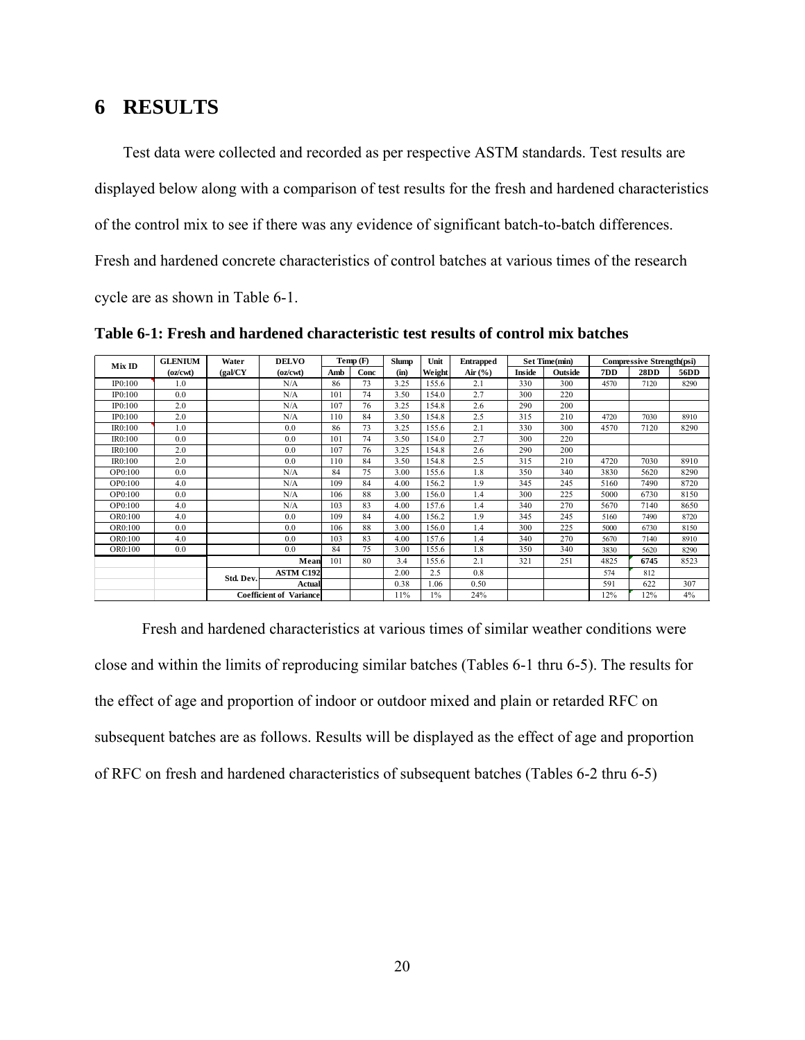# 6 RESULTS

Test data were collected and recorded as per respective ASTM standards. Test results are displayed below along with a comparison of test results for the fresh and hardened characteristics of the control mix to see if there was any evidence of significant batch-to-batch differences. Fresh and hardened concrete characteristics of control batches at various times of the research cycle are as shown in Table 6-1.

**Table 6-1: Fresh and hardened characteristic test results of control mix batches**

| Mix ID | GLENIUM (oz/cwt) | Water (gal/CY | DELVO (oz/cwt) | Temp (F) | | Slump (in) | Unit Weight | Entrapped Air (%) | Set Time(min) | | Compressive Strength(psi) | | |
|---|---|---|---|---|---|---|---|---|---|---|---|---|---|
| | | | | Amb | Conc | | | | Inside | Outside | 7DD | 28DD | 56DD |
| IP0:100 | 1.0 | | N/A | 86 | 73 | 3.25 | 155.6 | 2.1 | 330 | 300 | 4570 | 7120 | 8290 |
| IP0:100 | 0.0 | | N/A | 101 | 74 | 3.50 | 154.0 | 2.7 | 300 | 220 | | | |
| IP0:100 | 2.0 | | N/A | 107 | 76 | 3.25 | 154.8 | 2.6 | 290 | 200 | | | |
| IP0:100 | 2.0 | | N/A | 110 | 84 | 3.50 | 154.8 | 2.5 | 315 | 210 | 4720 | 7030 | 8910 |
| IR0:100 | 1.0 | | 0.0 | 86 | 73 | 3.25 | 155.6 | 2.1 | 330 | 300 | 4570 | 7120 | 8290 |
| IR0:100 | 0.0 | | 0.0 | 101 | 74 | 3.50 | 154.0 | 2.7 | 300 | 220 | | | |
| IR0:100 | 2.0 | | 0.0 | 107 | 76 | 3.25 | 154.8 | 2.6 | 290 | 200 | | | |
| IR0:100 | 2.0 | | 0.0 | 110 | 84 | 3.50 | 154.8 | 2.5 | 315 | 210 | 4720 | 7030 | 8910 |
| OP0:100 | 0.0 | | N/A | 84 | 75 | 3.00 | 155.6 | 1.8 | 350 | 340 | 3830 | 5620 | 8290 |
| OP0:100 | 4.0 | | N/A | 109 | 84 | 4.00 | 156.2 | 1.9 | 345 | 245 | 5160 | 7490 | 8720 |
| OP0:100 | 0.0 | | N/A | 106 | 88 | 3.00 | 156.0 | 1.4 | 300 | 225 | 5000 | 6730 | 8150 |
| OP0:100 | 4.0 | | N/A | 103 | 83 | 4.00 | 157.6 | 1.4 | 340 | 270 | 5670 | 7140 | 8650 |
| OR0:100 | 4.0 | | 0.0 | 109 | 84 | 4.00 | 156.2 | 1.9 | 345 | 245 | 5160 | 7490 | 8720 |
| OR0:100 | 0.0 | | 0.0 | 106 | 88 | 3.00 | 156.0 | 1.4 | 300 | 225 | 5000 | 6730 | 8150 |
| OR0:100 | 4.0 | | 0.0 | 103 | 83 | 4.00 | 157.6 | 1.4 | 340 | 270 | 5670 | 7140 | 8910 |
| OR0:100 | 0.0 | | 0.0 | 84 | 75 | 3.00 | 155.6 | 1.8 | 350 | 340 | 3830 | 5620 | 8290 |
| | | | Mean | 101 | 80 | 3.4 | 155.6 | 2.1 | 321 | 251 | 4825 | 6745 | 8523 |
| | | Std. Dev. | ASTM C192 | | | 2.00 | 2.5 | 0.8 | | | 574 | 812 | |
| | | | Actual | | | 0.38 | 1.06 | 0.50 | | | 591 | 622 | 307 |
| | | Coefficient of Variance | | | | 11% | 1% | 24% | | | 12% | 12% | 4% |

Fresh and hardened characteristics at various times of similar weather conditions were close and within the limits of reproducing similar batches (Tables 6-1 thru 6-5). The results for the effect of age and proportion of indoor or outdoor mixed and plain or retarded RFC on subsequent batches are as follows. Results will be displayed as the effect of age and proportion of RFC on fresh and hardened characteristics of subsequent batches (Tables 6-2 thru 6-5)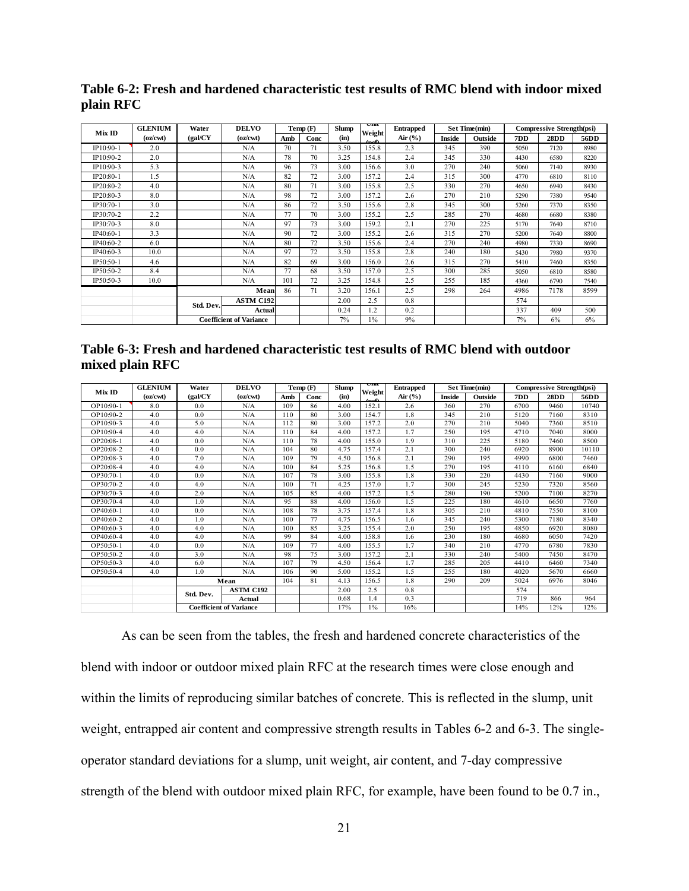**Table 6-2: Fresh and hardened characteristic test results of RMC blend with indoor mixed plain RFC**

| Mix ID | GLENIUM (oz/cwt) | Water (gal/CY | DELVO (oz/cwt) | Temp (F) Amb | Temp (F) Conc | Slump (in) | Unit Weight (pcf) | Entrapped Air (%) | Set Time(min) Inside | Set Time(min) Outside | Compressive Strength(psi) 7DD | 28DD | 56DD |
|---|---|---|---|---|---|---|---|---|---|---|---|---|---|
| IP10:90-1 | 2.0 | | N/A | 70 | 71 | 3.50 | 155.8 | 2.3 | 345 | 390 | 5050 | 7120 | 8980 |
| IP10:90-2 | 2.0 | | N/A | 78 | 70 | 3.25 | 154.8 | 2.4 | 345 | 330 | 4430 | 6580 | 8220 |
| IP10:90-3 | 5.3 | | N/A | 96 | 73 | 3.00 | 156.6 | 3.0 | 270 | 240 | 5060 | 7140 | 8930 |
| IP20:80-1 | 1.5 | | N/A | 82 | 72 | 3.00 | 157.2 | 2.4 | 315 | 300 | 4770 | 6810 | 8110 |
| IP20:80-2 | 4.0 | | N/A | 80 | 71 | 3.00 | 155.8 | 2.5 | 330 | 270 | 4650 | 6940 | 8430 |
| IP20:80-3 | 8.0 | | N/A | 98 | 72 | 3.00 | 157.2 | 2.6 | 270 | 210 | 5290 | 7380 | 9540 |
| IP30:70-1 | 3.0 | | N/A | 86 | 72 | 3.50 | 155.6 | 2.8 | 345 | 300 | 5260 | 7370 | 8350 |
| IP30:70-2 | 2.2 | | N/A | 77 | 70 | 3.00 | 155.2 | 2.5 | 285 | 270 | 4680 | 6680 | 8380 |
| IP30:70-3 | 8.0 | | N/A | 97 | 73 | 3.00 | 159.2 | 2.1 | 270 | 225 | 5170 | 7640 | 8710 |
| IP40:60-1 | 3.3 | | N/A | 90 | 72 | 3.00 | 155.2 | 2.6 | 315 | 270 | 5200 | 7640 | 8800 |
| IP40:60-2 | 6.0 | | N/A | 80 | 72 | 3.50 | 155.6 | 2.4 | 270 | 240 | 4980 | 7330 | 8690 |
| IP40:60-3 | 10.0 | | N/A | 97 | 72 | 3.50 | 155.8 | 2.8 | 240 | 180 | 5430 | 7980 | 9370 |
| IP50:50-1 | 4.6 | | N/A | 82 | 69 | 3.00 | 156.0 | 2.6 | 315 | 270 | 5410 | 7460 | 8350 |
| IP50:50-2 | 8.4 | | N/A | 77 | 68 | 3.50 | 157.0 | 2.5 | 300 | 285 | 5050 | 6810 | 8580 |
| IP50:50-3 | 10.0 | | N/A | 101 | 72 | 3.25 | 154.8 | 2.5 | 255 | 185 | 4360 | 6790 | 7540 |
| | | | Mean | 86 | 71 | 3.20 | 156.1 | 2.5 | 298 | 264 | 4986 | 7178 | 8599 |
| | | Std. Dev. | ASTM C192 | | | 2.00 | 2.5 | 0.8 | | | 574 | | |
| | | | Actual | | | 0.24 | 1.2 | 0.2 | | | 337 | 409 | 500 |
| | | Coefficient of Variance | | | | 7% | 1% | 9% | | | 7% | 6% | 6% |

**Table 6-3: Fresh and hardened characteristic test results of RMC blend with outdoor mixed plain RFC**

| Mix ID | GLENIUM (oz/cwt) | Water (gal/CY | DELVO (oz/cwt) | Temp (F) Amb | Temp (F) Conc | Slump (in) | Unit Weight (pcf) | Entrapped Air (%) | Set Time(min) Inside | Set Time(min) Outside | Compressive Strength(psi) 7DD | 28DD | 56DD |
|---|---|---|---|---|---|---|---|---|---|---|---|---|---|
| OP10:90-1 | 8.0 | 0.0 | N/A | 109 | 86 | 4.00 | 152.1 | 2.6 | 360 | 270 | 6700 | 9460 | 10740 |
| OP10:90-2 | 4.0 | 0.0 | N/A | 110 | 80 | 3.00 | 154.7 | 1.8 | 345 | 210 | 5120 | 7160 | 8310 |
| OP10:90-3 | 4.0 | 5.0 | N/A | 112 | 80 | 3.00 | 157.2 | 2.0 | 270 | 210 | 5040 | 7360 | 8510 |
| OP10:90-4 | 4.0 | 4.0 | N/A | 110 | 84 | 4.00 | 157.2 | 1.7 | 250 | 195 | 4710 | 7040 | 8000 |
| OP20:08-1 | 4.0 | 0.0 | N/A | 110 | 78 | 4.00 | 155.0 | 1.9 | 310 | 225 | 5180 | 7460 | 8500 |
| OP20:08-2 | 4.0 | 0.0 | N/A | 104 | 80 | 4.75 | 157.4 | 2.1 | 300 | 240 | 6920 | 8900 | 10110 |
| OP20:08-3 | 4.0 | 7.0 | N/A | 109 | 79 | 4.50 | 156.8 | 2.1 | 290 | 195 | 4990 | 6800 | 7460 |
| OP20:08-4 | 4.0 | 4.0 | N/A | 100 | 84 | 5.25 | 156.8 | 1.5 | 270 | 195 | 4110 | 6160 | 6840 |
| OP30:70-1 | 4.0 | 0.0 | N/A | 107 | 78 | 3.00 | 155.8 | 1.8 | 330 | 220 | 4430 | 7160 | 9000 |
| OP30:70-2 | 4.0 | 4.0 | N/A | 100 | 71 | 4.25 | 157.0 | 1.7 | 300 | 245 | 5230 | 7320 | 8560 |
| OP30:70-3 | 4.0 | 2.0 | N/A | 105 | 85 | 4.00 | 157.2 | 1.5 | 280 | 190 | 5200 | 7100 | 8270 |
| OP30:70-4 | 4.0 | 1.0 | N/A | 95 | 88 | 4.00 | 156.0 | 1.5 | 225 | 180 | 4610 | 6650 | 7760 |
| OP40:60-1 | 4.0 | 0.0 | N/A | 108 | 78 | 3.75 | 157.4 | 1.8 | 305 | 210 | 4810 | 7550 | 8100 |
| OP40:60-2 | 4.0 | 1.0 | N/A | 100 | 77 | 4.75 | 156.5 | 1.6 | 345 | 240 | 5300 | 7180 | 8340 |
| OP40:60-3 | 4.0 | 4.0 | N/A | 100 | 85 | 3.25 | 155.4 | 2.0 | 250 | 195 | 4850 | 6920 | 8080 |
| OP40:60-4 | 4.0 | 4.0 | N/A | 99 | 84 | 4.00 | 158.8 | 1.6 | 230 | 180 | 4680 | 6050 | 7420 |
| OP50:50-1 | 4.0 | 0.0 | N/A | 109 | 77 | 4.00 | 155.5 | 1.7 | 340 | 210 | 4770 | 6780 | 7830 |
| OP50:50-2 | 4.0 | 3.0 | N/A | 98 | 75 | 3.00 | 157.2 | 2.1 | 330 | 240 | 5400 | 7450 | 8470 |
| OP50:50-3 | 4.0 | 6.0 | N/A | 107 | 79 | 4.50 | 156.4 | 1.7 | 285 | 205 | 4410 | 6460 | 7340 |
| OP50:50-4 | 4.0 | 1.0 | N/A | 106 | 90 | 5.00 | 155.2 | 1.5 | 255 | 180 | 4020 | 5670 | 6660 |
| | | Mean | | 104 | 81 | 4.13 | 156.5 | 1.8 | 290 | 209 | 5024 | 6976 | 8046 |
| | | Std. Dev. | ASTM C192 | | | 2.00 | 2.5 | 0.8 | | | 574 | | |
| | | | Actual | | | 0.68 | 1.4 | 0.3 | | | 719 | 866 | 964 |
| | | Coefficient of Variance | | | | 17% | 1% | 16% | | | 14% | 12% | 12% |

As can be seen from the tables, the fresh and hardened concrete characteristics of the blend with indoor or outdoor mixed plain RFC at the research times were close enough and within the limits of reproducing similar batches of concrete. This is reflected in the slump, unit weight, entrapped air content and compressive strength results in Tables 6-2 and 6-3. The single-operator standard deviations for a slump, unit weight, air content, and 7-day compressive strength of the blend with outdoor mixed plain RFC, for example, have been found to be 0.7 in.,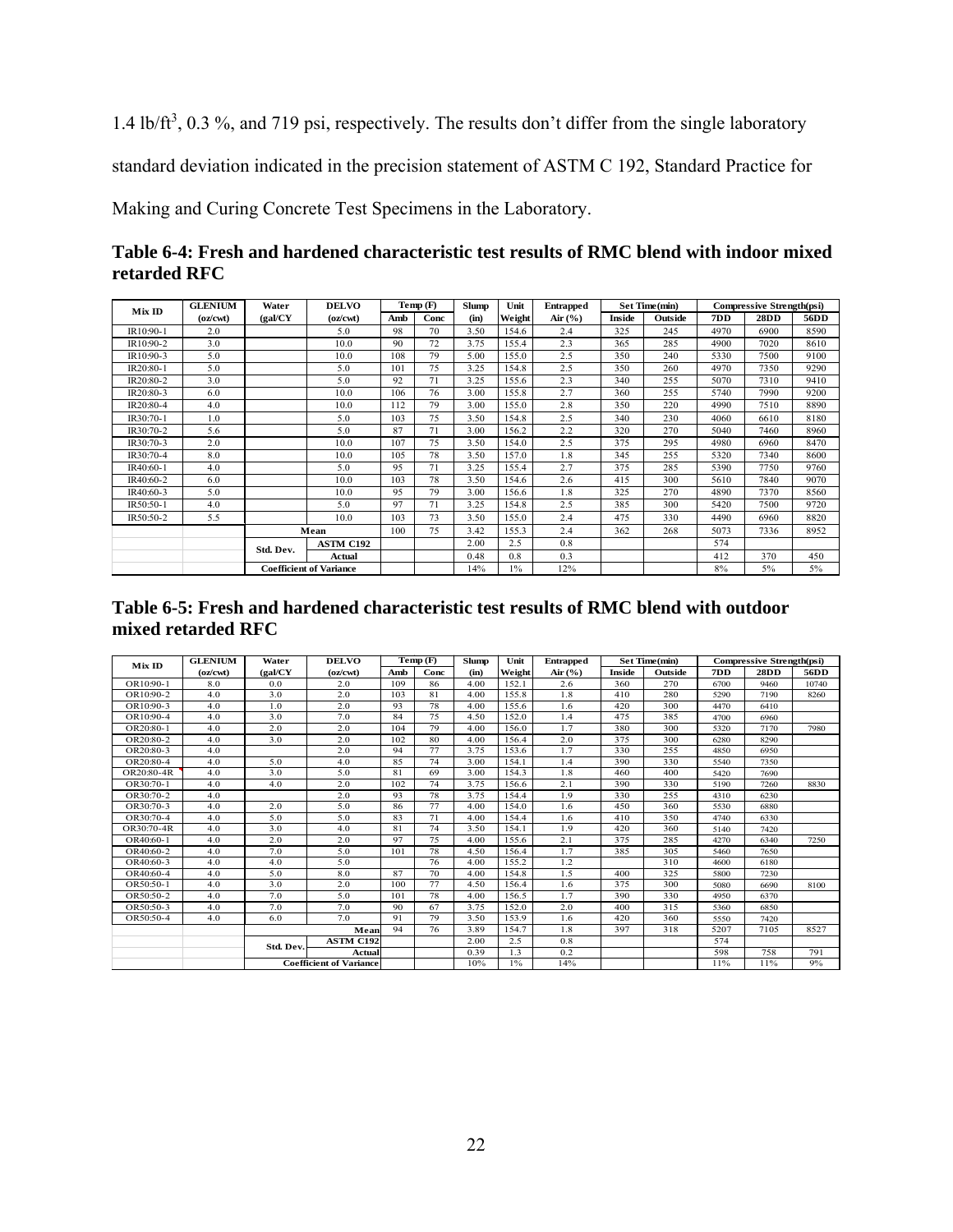1.4 lb/ft$^3$, 0.3 %, and 719 psi, respectively. The results don't differ from the single laboratory standard deviation indicated in the precision statement of ASTM C 192, Standard Practice for Making and Curing Concrete Test Specimens in the Laboratory.

**Table 6-4: Fresh and hardened characteristic test results of RMC blend with indoor mixed retarded RFC**

| Mix ID | GLENIUM | Water | DELVO | Temp (F) | | Slump | Unit | Entrapped | Set Time(min) | | Compressive Strength(psi) | | |
|---|---|---|---|---|---|---|---|---|---|---|---|---|---|
| | (oz/cwt) | (gal/CY | (oz/cwt) | Amb | Conc | (in) | Weight | Air (%) | Inside | Outside | 7DD | 28DD | 56DD |
| IR10:90-1 | 2.0 | | 5.0 | 98 | 70 | 3.50 | 154.6 | 2.4 | 325 | 245 | 4970 | 6900 | 8590 |
| IR10:90-2 | 3.0 | | 10.0 | 90 | 72 | 3.75 | 155.4 | 2.3 | 365 | 285 | 4900 | 7020 | 8610 |
| IR10:90-3 | 5.0 | | 10.0 | 108 | 79 | 5.00 | 155.0 | 2.5 | 350 | 240 | 5330 | 7500 | 9100 |
| IR20:80-1 | 5.0 | | 5.0 | 101 | 75 | 3.25 | 154.8 | 2.5 | 350 | 260 | 4970 | 7350 | 9290 |
| IR20:80-2 | 3.0 | | 5.0 | 92 | 71 | 3.25 | 155.6 | 2.3 | 340 | 255 | 5070 | 7310 | 9410 |
| IR20:80-3 | 6.0 | | 10.0 | 106 | 76 | 3.00 | 155.8 | 2.7 | 360 | 255 | 5740 | 7990 | 9200 |
| IR20:80-4 | 4.0 | | 10.0 | 112 | 79 | 3.00 | 155.0 | 2.8 | 350 | 220 | 4990 | 7510 | 8890 |
| IR30:70-1 | 1.0 | | 5.0 | 103 | 75 | 3.50 | 154.8 | 2.5 | 340 | 230 | 4060 | 6610 | 8180 |
| IR30:70-2 | 5.6 | | 5.0 | 87 | 71 | 3.00 | 156.2 | 2.2 | 320 | 270 | 5040 | 7460 | 8960 |
| IR30:70-3 | 2.0 | | 10.0 | 107 | 75 | 3.50 | 154.0 | 2.5 | 375 | 295 | 4980 | 6960 | 8470 |
| IR30:70-4 | 8.0 | | 10.0 | 105 | 78 | 3.50 | 157.0 | 1.8 | 345 | 255 | 5320 | 7340 | 8600 |
| IR40:60-1 | 4.0 | | 5.0 | 95 | 71 | 3.25 | 155.4 | 2.7 | 375 | 285 | 5390 | 7750 | 9760 |
| IR40:60-2 | 6.0 | | 10.0 | 103 | 78 | 3.50 | 154.6 | 2.6 | 415 | 300 | 5610 | 7840 | 9070 |
| IR40:60-3 | 5.0 | | 10.0 | 95 | 79 | 3.00 | 156.6 | 1.8 | 325 | 270 | 4890 | 7370 | 8560 |
| IR50:50-1 | 4.0 | | 5.0 | 97 | 71 | 3.25 | 154.8 | 2.5 | 385 | 300 | 5420 | 7500 | 9720 |
| IR50:50-2 | 5.5 | | 10.0 | 103 | 73 | 3.50 | 155.0 | 2.4 | 475 | 330 | 4490 | 6960 | 8820 |
| | | Mean | | 100 | 75 | 3.42 | 155.3 | 2.4 | 362 | 268 | 5073 | 7336 | 8952 |
| | | Std. Dev. | ASTM C192 | | | 2.00 | 2.5 | 0.8 | | | 574 | | |
| | | | Actual | | | 0.48 | 0.8 | 0.3 | | | 412 | 370 | 450 |
| | | Coefficient of Variance | | | | 14% | 1% | 12% | | | 8% | 5% | 5% |

**Table 6-5: Fresh and hardened characteristic test results of RMC blend with outdoor mixed retarded RFC**

| Mix ID | GLENIUM | Water | DELVO | Temp (F) | | Slump | Unit | Entrapped | Set Time(min) | | Compressive Strength(psi) | | |
|---|---|---|---|---|---|---|---|---|---|---|---|---|---|
| | (oz/cwt) | (gal/CY | (oz/cwt) | Amb | Conc | (in) | Weight | Air (%) | Inside | Outside | 7DD | 28DD | 56DD |
| OR10:90-1 | 8.0 | 0.0 | 2.0 | 109 | 86 | 4.00 | 152.1 | 2.6 | 360 | 270 | 6700 | 9460 | 10740 |
| OR10:90-2 | 4.0 | 3.0 | 2.0 | 103 | 81 | 4.00 | 155.8 | 1.8 | 410 | 280 | 5290 | 7190 | 8260 |
| OR10:90-3 | 4.0 | 1.0 | 2.0 | 93 | 78 | 4.00 | 155.6 | 1.6 | 420 | 300 | 4470 | 6410 | |
| OR10:90-4 | 4.0 | 3.0 | 7.0 | 84 | 75 | 4.50 | 152.0 | 1.4 | 475 | 385 | 4700 | 6960 | |
| OR20:80-1 | 4.0 | 2.0 | 2.0 | 104 | 79 | 4.00 | 156.0 | 1.7 | 380 | 300 | 5320 | 7170 | 7980 |
| OR20:80-2 | 4.0 | 3.0 | 2.0 | 102 | 80 | 4.00 | 156.4 | 2.0 | 375 | 300 | 6280 | 8290 | |
| OR20:80-3 | 4.0 | | 2.0 | 94 | 77 | 3.75 | 153.6 | 1.7 | 330 | 255 | 4850 | 6950 | |
| OR20:80-4 | 4.0 | 5.0 | 4.0 | 85 | 74 | 3.00 | 154.1 | 1.4 | 390 | 330 | 5540 | 7350 | |
| OR20:80-4R | 4.0 | 3.0 | 5.0 | 81 | 69 | 3.00 | 154.3 | 1.8 | 460 | 400 | 5420 | 7690 | |
| OR30:70-1 | 4.0 | 4.0 | 2.0 | 102 | 74 | 3.75 | 156.6 | 2.1 | 390 | 330 | 5190 | 7260 | 8830 |
| OR30:70-2 | 4.0 | | 2.0 | 93 | 78 | 3.75 | 154.4 | 1.9 | 330 | 255 | 4310 | 6230 | |
| OR30:70-3 | 4.0 | 2.0 | 5.0 | 86 | 77 | 4.00 | 154.0 | 1.6 | 450 | 360 | 5530 | 6880 | |
| OR30:70-4 | 4.0 | 5.0 | 5.0 | 83 | 71 | 4.00 | 154.4 | 1.6 | 410 | 350 | 4740 | 6330 | |
| OR30:70-4R | 4.0 | 3.0 | 4.0 | 81 | 74 | 3.50 | 154.1 | 1.9 | 420 | 360 | 5140 | 7420 | |
| OR40:60-1 | 4.0 | 2.0 | 2.0 | 97 | 75 | 4.00 | 155.6 | 2.1 | 375 | 285 | 4270 | 6340 | 7250 |
| OR40:60-2 | 4.0 | 7.0 | 5.0 | 101 | 78 | 4.50 | 156.4 | 1.7 | 385 | 305 | 5460 | 7650 | |
| OR40:60-3 | 4.0 | 4.0 | 5.0 | | 76 | 4.00 | 155.2 | 1.2 | | 310 | 4600 | 6180 | |
| OR40:60-4 | 4.0 | 5.0 | 8.0 | 87 | 70 | 4.00 | 154.8 | 1.5 | 400 | 325 | 5800 | 7230 | |
| OR50:50-1 | 4.0 | 3.0 | 2.0 | 100 | 77 | 4.50 | 156.4 | 1.6 | 375 | 300 | 5080 | 6690 | 8100 |
| OR50:50-2 | 4.0 | 7.0 | 5.0 | 101 | 78 | 4.00 | 156.5 | 1.7 | 390 | 330 | 4950 | 6370 | |
| OR50:50-3 | 4.0 | 7.0 | 7.0 | 90 | 67 | 3.75 | 152.0 | 2.0 | 400 | 315 | 5360 | 6850 | |
| OR50:50-4 | 4.0 | 6.0 | 7.0 | 91 | 79 | 3.50 | 153.9 | 1.6 | 420 | 360 | 5550 | 7420 | |
| | | | Mean | 94 | 76 | 3.89 | 154.7 | 1.8 | 397 | 318 | 5207 | 7105 | 8527 |
| | | Std. Dev. | ASTM C192 | | | 2.00 | 2.5 | 0.8 | | | 574 | | |
| | | | Actual | | | 0.39 | 1.3 | 0.2 | | | 598 | 758 | 791 |
| | | Coefficient of Variance | | | | 10% | 1% | 14% | | | 11% | 11% | 9% |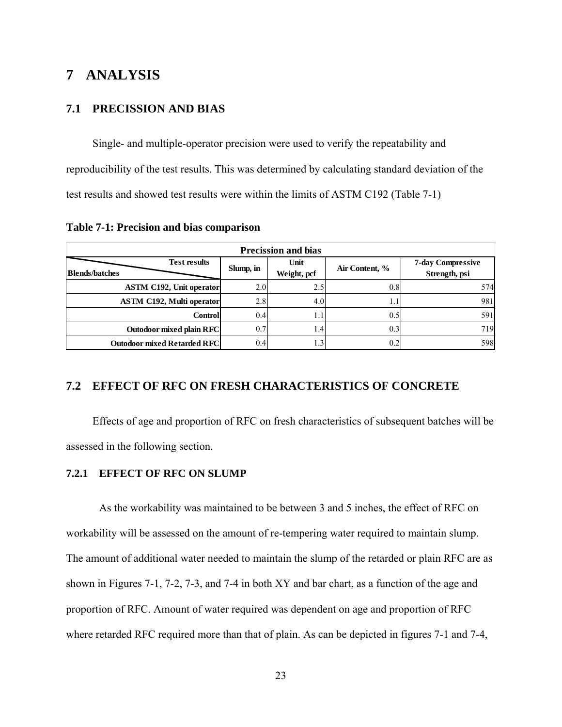# 7 ANALYSIS

## 7.1 PRECISSION AND BIAS

Single- and multiple-operator precision were used to verify the repeatability and reproducibility of the test results. This was determined by calculating standard deviation of the test results and showed test results were within the limits of ASTM C192 (Table 7-1)

**Table 7-1: Precision and bias comparison**

| Precission and bias | | | | |
|---|---|---|---|---|
| Blends/batches \ Test results | Slump, in | Unit Weight, pcf | Air Content, % | 7-day Compressive Strength, psi |
| ASTM C192, Unit operator | 2.0 | 2.5 | 0.8 | 574 |
| ASTM C192, Multi operator | 2.8 | 4.0 | 1.1 | 981 |
| Control | 0.4 | 1.1 | 0.5 | 591 |
| Outodoor mixed plain RFC | 0.7 | 1.4 | 0.3 | 719 |
| Outodoor mixed Retarded RFC | 0.4 | 1.3 | 0.2 | 598 |

## 7.2 EFFECT OF RFC ON FRESH CHARACTERISTICS OF CONCRETE

Effects of age and proportion of RFC on fresh characteristics of subsequent batches will be assessed in the following section.

### 7.2.1 EFFECT OF RFC ON SLUMP

As the workability was maintained to be between 3 and 5 inches, the effect of RFC on workability will be assessed on the amount of re-tempering water required to maintain slump. The amount of additional water needed to maintain the slump of the retarded or plain RFC are as shown in Figures 7-1, 7-2, 7-3, and 7-4 in both XY and bar chart, as a function of the age and proportion of RFC. Amount of water required was dependent on age and proportion of RFC where retarded RFC required more than that of plain. As can be depicted in figures 7-1 and 7-4,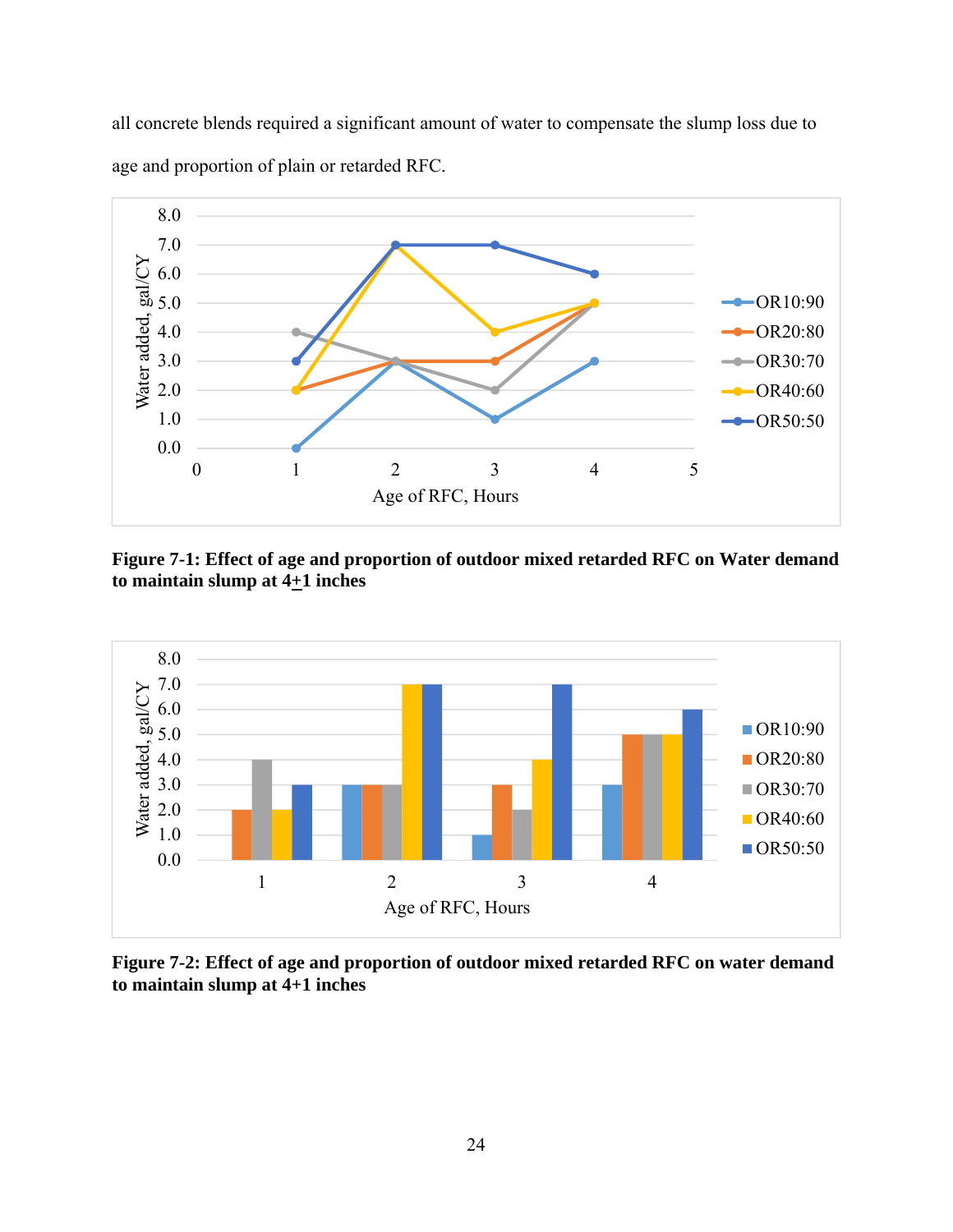all concrete blends required a significant amount of water to compensate the slump loss due to age and proportion of plain or retarded RFC.

**Figure 7-1: Effect of age and proportion of outdoor mixed retarded RFC on Water demand to maintain slump at 4±1 inches**

**Figure 7-2: Effect of age and proportion of outdoor mixed retarded RFC on water demand to maintain slump at 4+1 inches**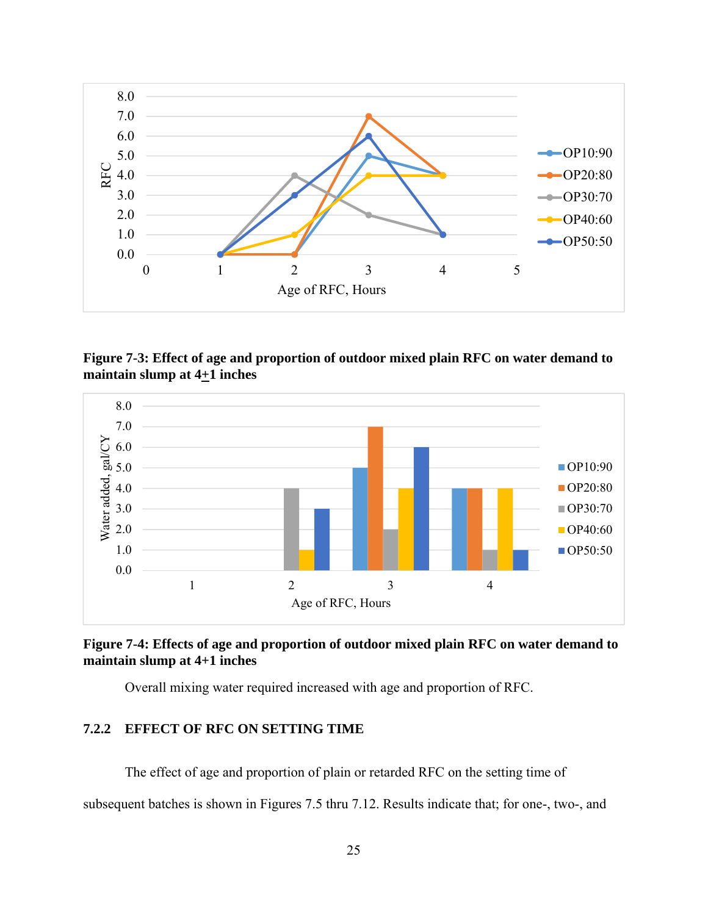**Figure 7-3: Effect of age and proportion of outdoor mixed plain RFC on water demand to maintain slump at 4±1 inches**

**Figure 7-4: Effects of age and proportion of outdoor mixed plain RFC on water demand to maintain slump at 4+1 inches**

Overall mixing water required increased with age and proportion of RFC.

### 7.2.2 EFFECT OF RFC ON SETTING TIME

The effect of age and proportion of plain or retarded RFC on the setting time of subsequent batches is shown in Figures 7.5 thru 7.12. Results indicate that; for one-, two-, and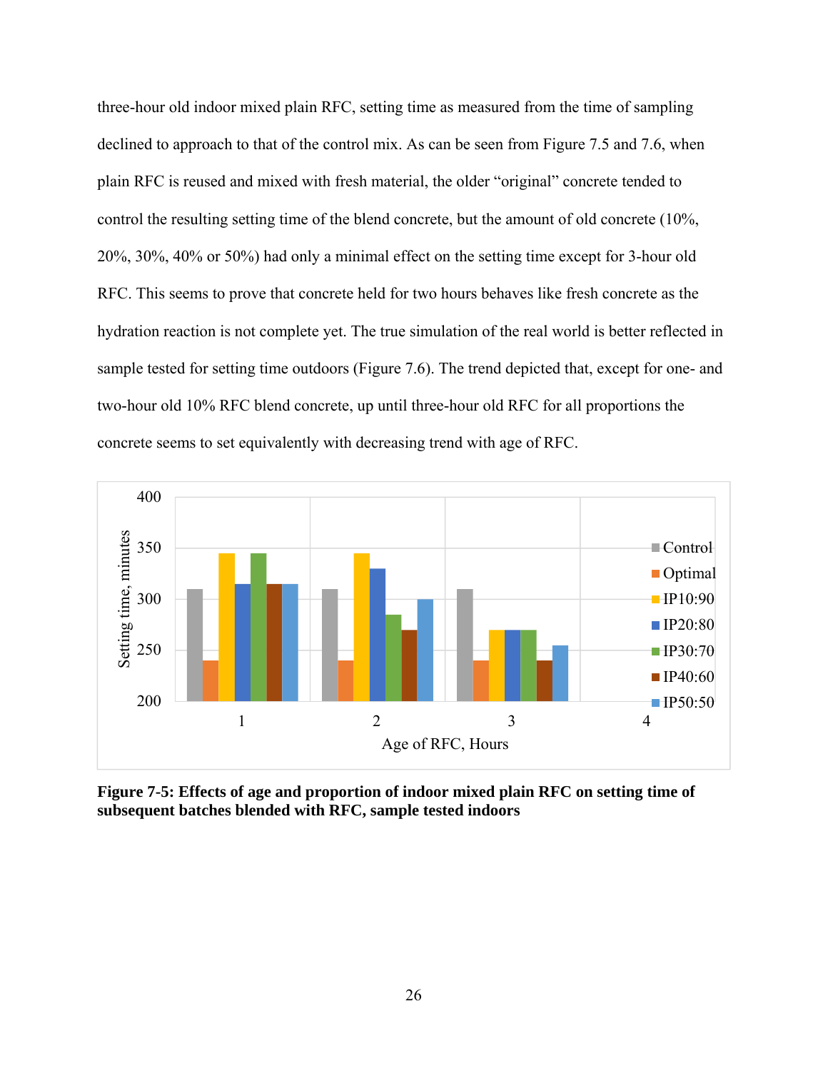three-hour old indoor mixed plain RFC, setting time as measured from the time of sampling declined to approach to that of the control mix. As can be seen from Figure 7.5 and 7.6, when plain RFC is reused and mixed with fresh material, the older "original" concrete tended to control the resulting setting time of the blend concrete, but the amount of old concrete (10%, 20%, 30%, 40% or 50%) had only a minimal effect on the setting time except for 3-hour old RFC. This seems to prove that concrete held for two hours behaves like fresh concrete as the hydration reaction is not complete yet. The true simulation of the real world is better reflected in sample tested for setting time outdoors (Figure 7.6). The trend depicted that, except for one- and two-hour old 10% RFC blend concrete, up until three-hour old RFC for all proportions the concrete seems to set equivalently with decreasing trend with age of RFC.

**Figure 7-5: Effects of age and proportion of indoor mixed plain RFC on setting time of subsequent batches blended with RFC, sample tested indoors**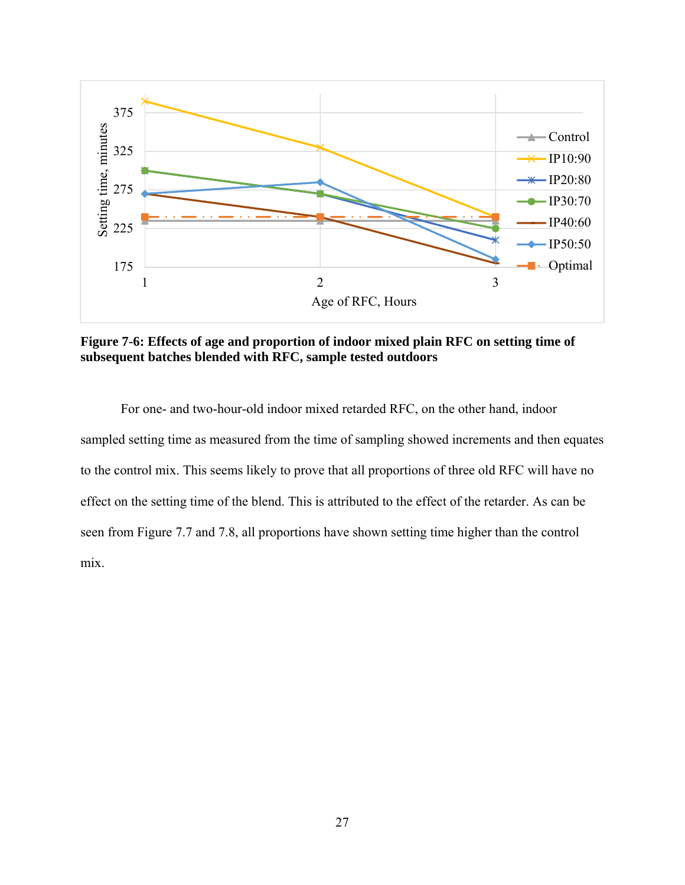**Figure 7-6: Effects of age and proportion of indoor mixed plain RFC on setting time of subsequent batches blended with RFC, sample tested outdoors**

For one- and two-hour-old indoor mixed retarded RFC, on the other hand, indoor sampled setting time as measured from the time of sampling showed increments and then equates to the control mix. This seems likely to prove that all proportions of three old RFC will have no effect on the setting time of the blend. This is attributed to the effect of the retarder. As can be seen from Figure 7.7 and 7.8, all proportions have shown setting time higher than the control mix.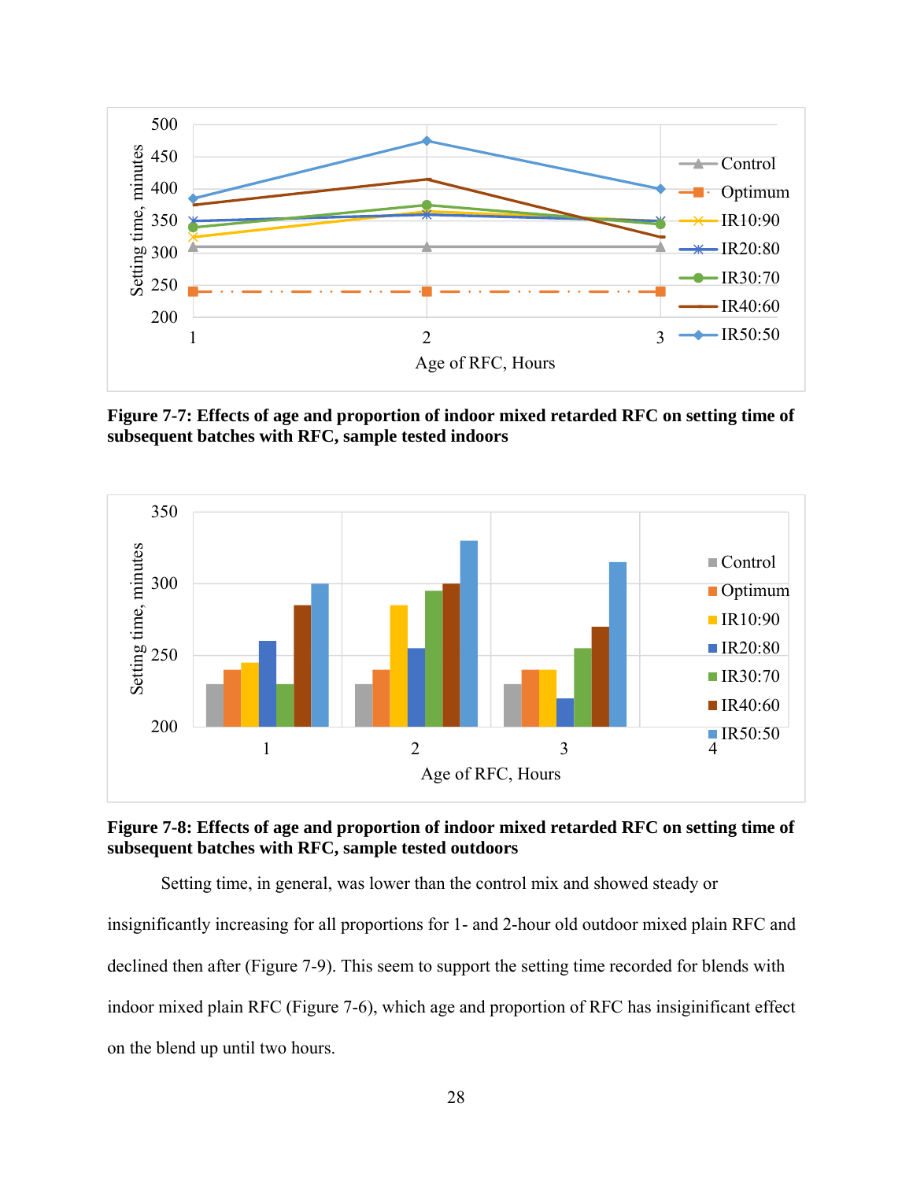**Figure 7-7: Effects of age and proportion of indoor mixed retarded RFC on setting time of subsequent batches with RFC, sample tested indoors**

**Figure 7-8: Effects of age and proportion of indoor mixed retarded RFC on setting time of subsequent batches with RFC, sample tested outdoors**

Setting time, in general, was lower than the control mix and showed steady or insignificantly increasing for all proportions for 1- and 2-hour old outdoor mixed plain RFC and declined then after (Figure 7-9). This seem to support the setting time recorded for blends with indoor mixed plain RFC (Figure 7-6), which age and proportion of RFC has insiginificant effect on the blend up until two hours.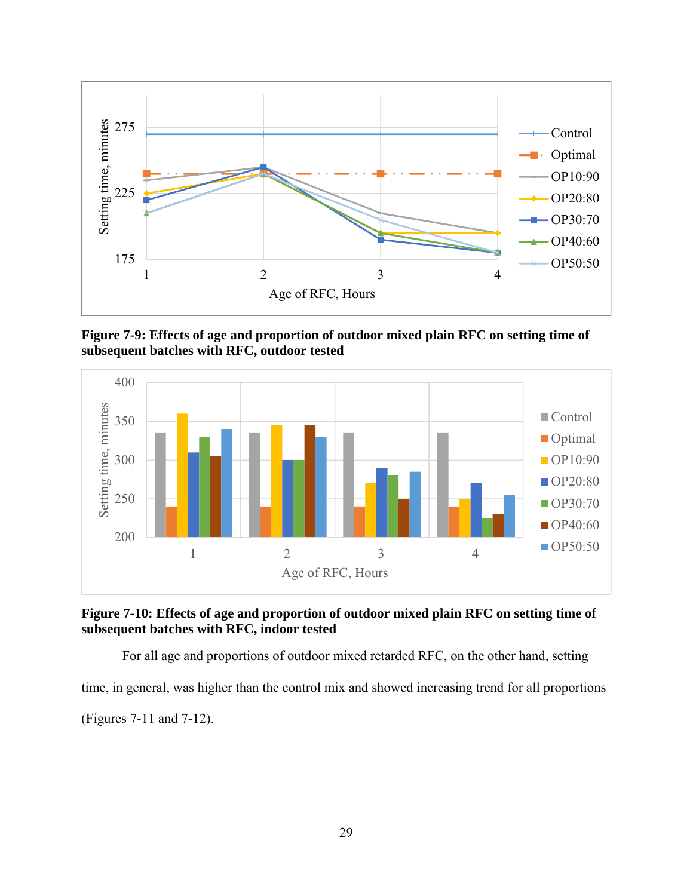**Figure 7-9: Effects of age and proportion of outdoor mixed plain RFC on setting time of subsequent batches with RFC, outdoor tested**

**Figure 7-10: Effects of age and proportion of outdoor mixed plain RFC on setting time of subsequent batches with RFC, indoor tested**

For all age and proportions of outdoor mixed retarded RFC, on the other hand, setting time, in general, was higher than the control mix and showed increasing trend for all proportions (Figures 7-11 and 7-12).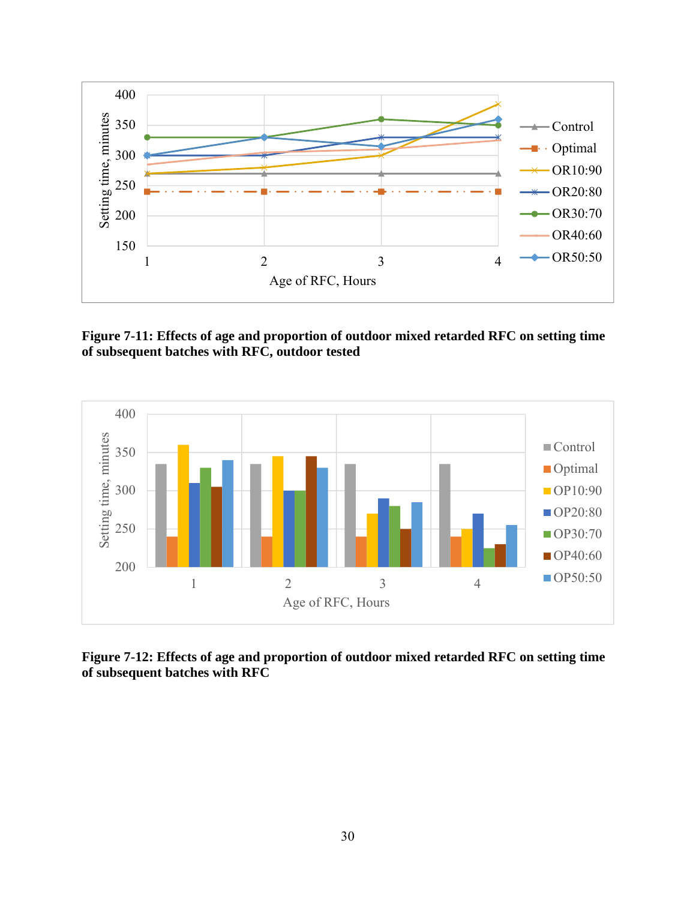**Figure 7-11: Effects of age and proportion of outdoor mixed retarded RFC on setting time of subsequent batches with RFC, outdoor tested**

**Figure 7-12: Effects of age and proportion of outdoor mixed retarded RFC on setting time of subsequent batches with RFC**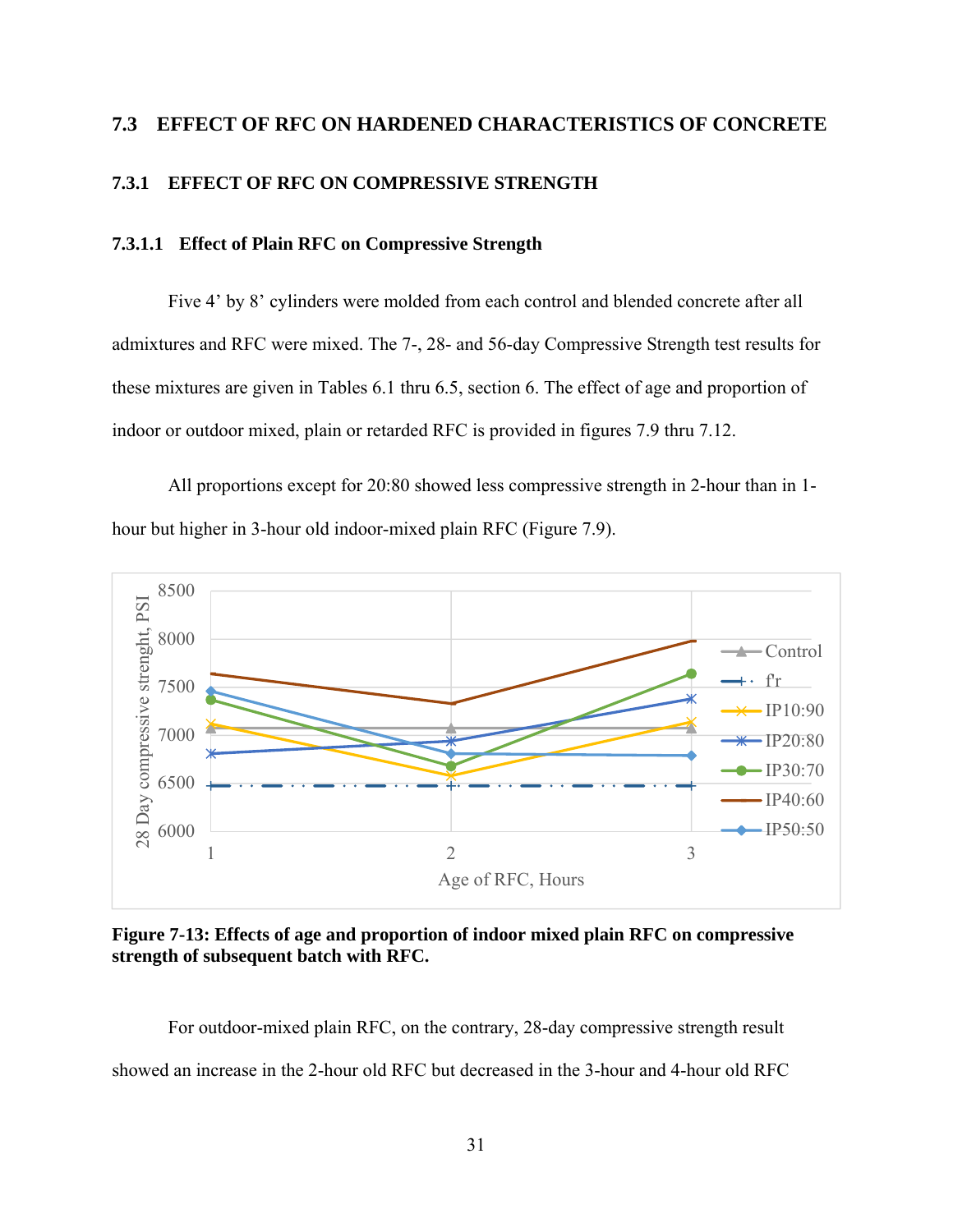### 7.3 EFFECT OF RFC ON HARDENED CHARACTERISTICS OF CONCRETE

#### 7.3.1 EFFECT OF RFC ON COMPRESSIVE STRENGTH

##### 7.3.1.1 Effect of Plain RFC on Compressive Strength

Five 4’ by 8’ cylinders were molded from each control and blended concrete after all admixtures and RFC were mixed. The 7-, 28- and 56-day Compressive Strength test results for these mixtures are given in Tables 6.1 thru 6.5, section 6. The effect of age and proportion of indoor or outdoor mixed, plain or retarded RFC is provided in figures 7.9 thru 7.12.

All proportions except for 20:80 showed less compressive strength in 2-hour than in 1-hour but higher in 3-hour old indoor-mixed plain RFC (Figure 7.9).

**Figure 7-13: Effects of age and proportion of indoor mixed plain RFC on compressive strength of subsequent batch with RFC.**

For outdoor-mixed plain RFC, on the contrary, 28-day compressive strength result showed an increase in the 2-hour old RFC but decreased in the 3-hour and 4-hour old RFC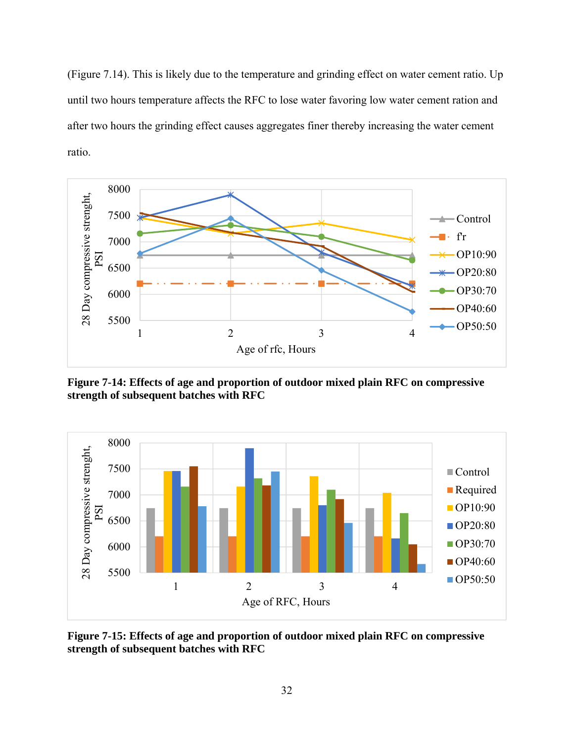(Figure 7.14). This is likely due to the temperature and grinding effect on water cement ratio. Up until two hours temperature affects the RFC to lose water favoring low water cement ration and after two hours the grinding effect causes aggregates finer thereby increasing the water cement ratio.

**Figure 7-14: Effects of age and proportion of outdoor mixed plain RFC on compressive strength of subsequent batches with RFC**

**Figure 7-15: Effects of age and proportion of outdoor mixed plain RFC on compressive strength of subsequent batches with RFC**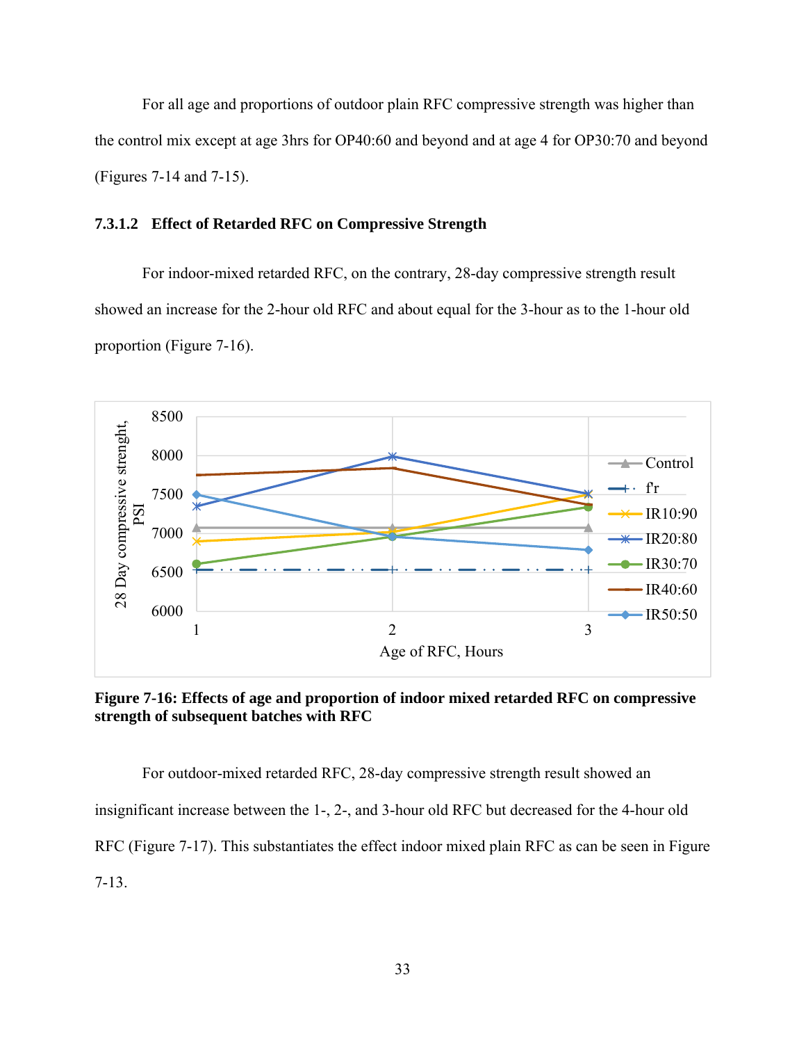For all age and proportions of outdoor plain RFC compressive strength was higher than the control mix except at age 3hrs for OP40:60 and beyond and at age 4 for OP30:70 and beyond (Figures 7-14 and 7-15).

#### 7.3.1.2 Effect of Retarded RFC on Compressive Strength

For indoor-mixed retarded RFC, on the contrary, 28-day compressive strength result showed an increase for the 2-hour old RFC and about equal for the 3-hour as to the 1-hour old proportion (Figure 7-16).

**Figure 7-16: Effects of age and proportion of indoor mixed retarded RFC on compressive strength of subsequent batches with RFC**

For outdoor-mixed retarded RFC, 28-day compressive strength result showed an insignificant increase between the 1-, 2-, and 3-hour old RFC but decreased for the 4-hour old RFC (Figure 7-17). This substantiates the effect indoor mixed plain RFC as can be seen in Figure 7-13.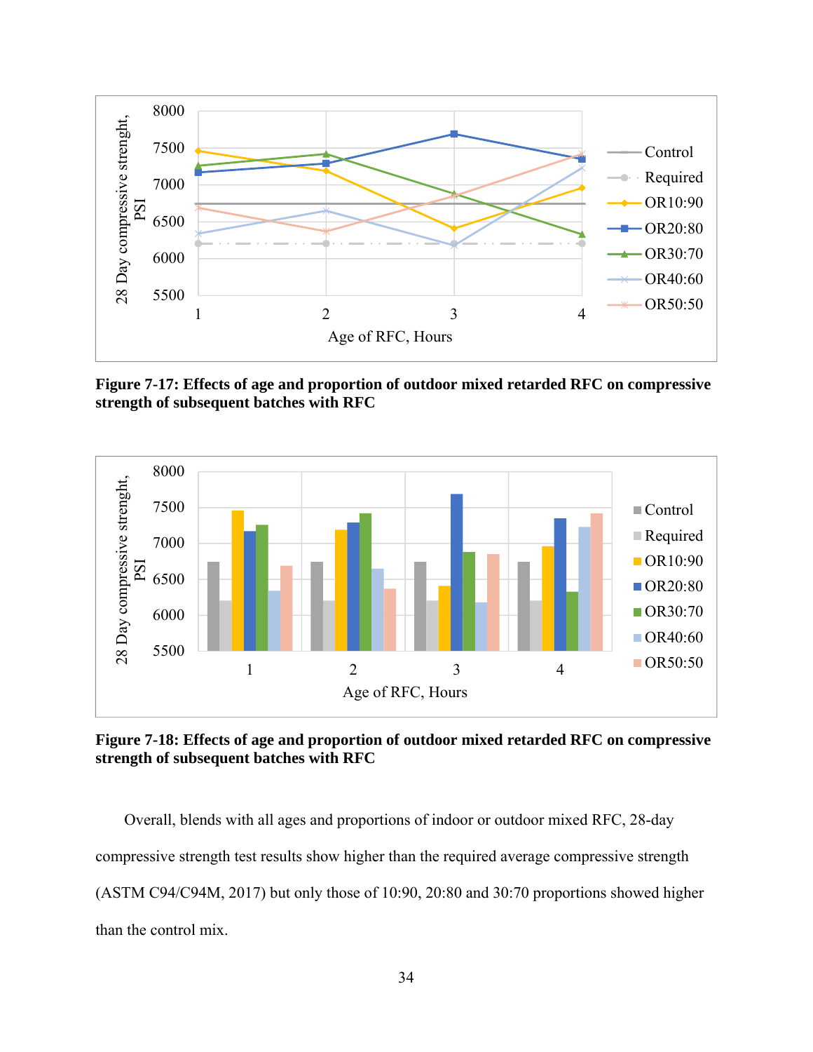**Figure 7-17: Effects of age and proportion of outdoor mixed retarded RFC on compressive strength of subsequent batches with RFC**

**Figure 7-18: Effects of age and proportion of outdoor mixed retarded RFC on compressive strength of subsequent batches with RFC**

Overall, blends with all ages and proportions of indoor or outdoor mixed RFC, 28-day compressive strength test results show higher than the required average compressive strength (ASTM C94/C94M, 2017) but only those of 10:90, 20:80 and 30:70 proportions showed higher than the control mix.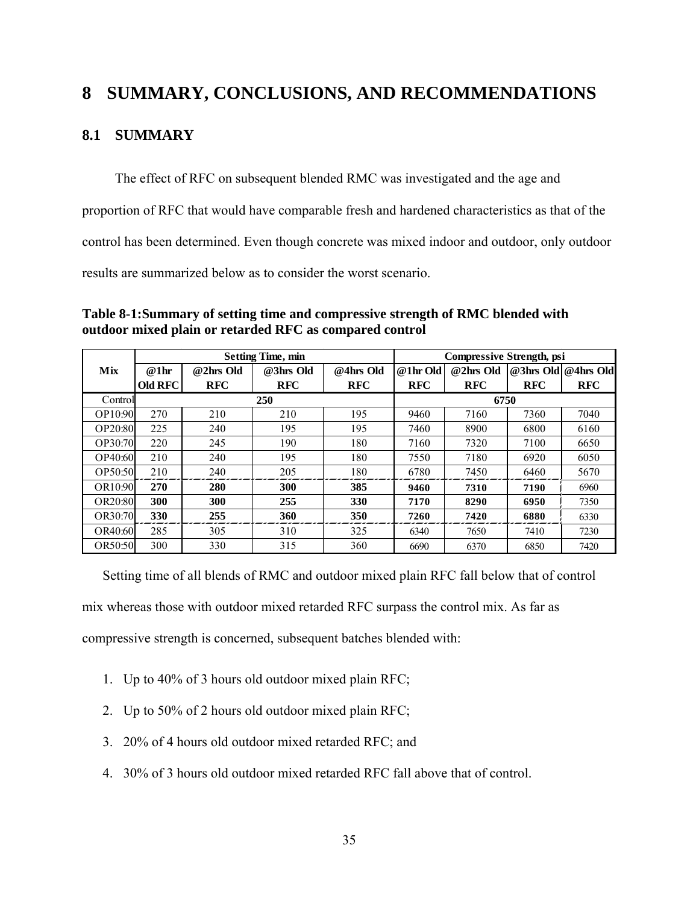# 8 SUMMARY, CONCLUSIONS, AND RECOMMENDATIONS

## 8.1 SUMMARY

The effect of RFC on subsequent blended RMC was investigated and the age and proportion of RFC that would have comparable fresh and hardened characteristics as that of the control has been determined. Even though concrete was mixed indoor and outdoor, only outdoor results are summarized below as to consider the worst scenario.

**Table 8-1:Summary of setting time and compressive strength of RMC blended with outdoor mixed plain or retarded RFC as compared control**

| Mix | Setting Time, min | | | | Compressive Strength, psi | | | |
|---|---|---|---|---|---|---|---|---|
| | @1hr Old RFC | @2hrs Old RFC | @3hrs Old RFC | @4hrs Old RFC | @1hr Old RFC | @2hrs Old RFC | @3hrs Old RFC | @4hrs Old RFC |
| Control | 250 | | | | 6750 | | | |
| OP10:90 | 270 | 210 | 210 | 195 | 9460 | 7160 | 7360 | 7040 |
| OP20:80 | 225 | 240 | 195 | 195 | 7460 | 8900 | 6800 | 6160 |
| OP30:70 | 220 | 245 | 190 | 180 | 7160 | 7320 | 7100 | 6650 |
| OP40:60 | 210 | 240 | 195 | 180 | 7550 | 7180 | 6920 | 6050 |
| OP50:50 | 210 | 240 | 205 | 180 | 6780 | 7450 | 6460 | 5670 |
| OR10:90 | **270** | **280** | **300** | **385** | **9460** | **7310** | **7190** | 6960 |
| OR20:80 | **300** | **300** | **255** | **330** | **7170** | **8290** | **6950** | 7350 |
| OR30:70 | **330** | **255** | **360** | **350** | **7260** | **7420** | **6880** | 6330 |
| OR40:60 | 285 | 305 | 310 | 325 | 6340 | 7650 | 7410 | 7230 |
| OR50:50 | 300 | 330 | 315 | 360 | 6690 | 6370 | 6850 | 7420 |

Setting time of all blends of RMC and outdoor mixed plain RFC fall below that of control mix whereas those with outdoor mixed retarded RFC surpass the control mix. As far as compressive strength is concerned, subsequent batches blended with:

1. Up to 40% of 3 hours old outdoor mixed plain RFC;
2. Up to 50% of 2 hours old outdoor mixed plain RFC;
3. 20% of 4 hours old outdoor mixed retarded RFC; and
4. 30% of 3 hours old outdoor mixed retarded RFC fall above that of control.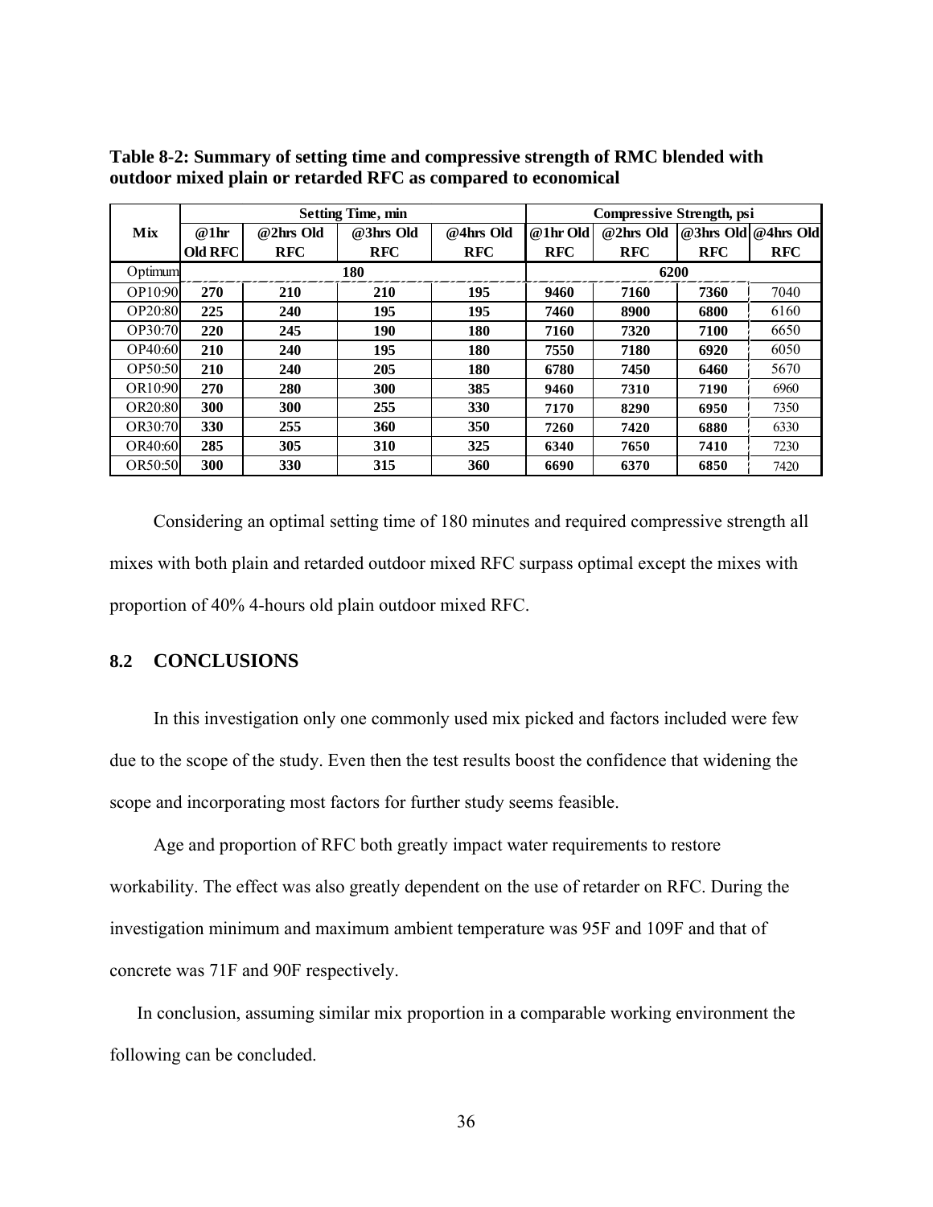**Table 8-2: Summary of setting time and compressive strength of RMC blended with outdoor mixed plain or retarded RFC as compared to economical**

| Mix | Setting Time, min | | | | Compressive Strength, psi | | | |
|---|---|---|---|---|---|---|---|---|
| | @1hr Old RFC | @2hrs Old RFC | @3hrs Old RFC | @4hrs Old RFC | @1hr Old RFC | @2hrs Old RFC | @3hrs Old RFC | @4hrs Old RFC |
| Optimum | 180 | | | | 6200 | | | |
| OP10:90 | **270** | **210** | **210** | **195** | **9460** | **7160** | **7360** | 7040 |
| OP20:80 | **225** | **240** | **195** | **195** | **7460** | **8900** | **6800** | 6160 |
| OP30:70 | **220** | **245** | **190** | **180** | **7160** | **7320** | **7100** | 6650 |
| OP40:60 | **210** | **240** | **195** | **180** | **7550** | **7180** | **6920** | 6050 |
| OP50:50 | **210** | **240** | **205** | **180** | **6780** | **7450** | **6460** | 5670 |
| OR10:90 | **270** | **280** | **300** | **385** | **9460** | **7310** | **7190** | 6960 |
| OR20:80 | **300** | **300** | **255** | **330** | **7170** | **8290** | **6950** | 7350 |
| OR30:70 | **330** | **255** | **360** | **350** | **7260** | **7420** | **6880** | 6330 |
| OR40:60 | **285** | **305** | **310** | **325** | **6340** | **7650** | **7410** | 7230 |
| OR50:50 | **300** | **330** | **315** | **360** | **6690** | **6370** | **6850** | 7420 |

Considering an optimal setting time of 180 minutes and required compressive strength all mixes with both plain and retarded outdoor mixed RFC surpass optimal except the mixes with proportion of 40% 4-hours old plain outdoor mixed RFC.

## 8.2 CONCLUSIONS

In this investigation only one commonly used mix picked and factors included were few due to the scope of the study. Even then the test results boost the confidence that widening the scope and incorporating most factors for further study seems feasible.

Age and proportion of RFC both greatly impact water requirements to restore workability. The effect was also greatly dependent on the use of retarder on RFC. During the investigation minimum and maximum ambient temperature was 95F and 109F and that of concrete was 71F and 90F respectively.

In conclusion, assuming similar mix proportion in a comparable working environment the following can be concluded.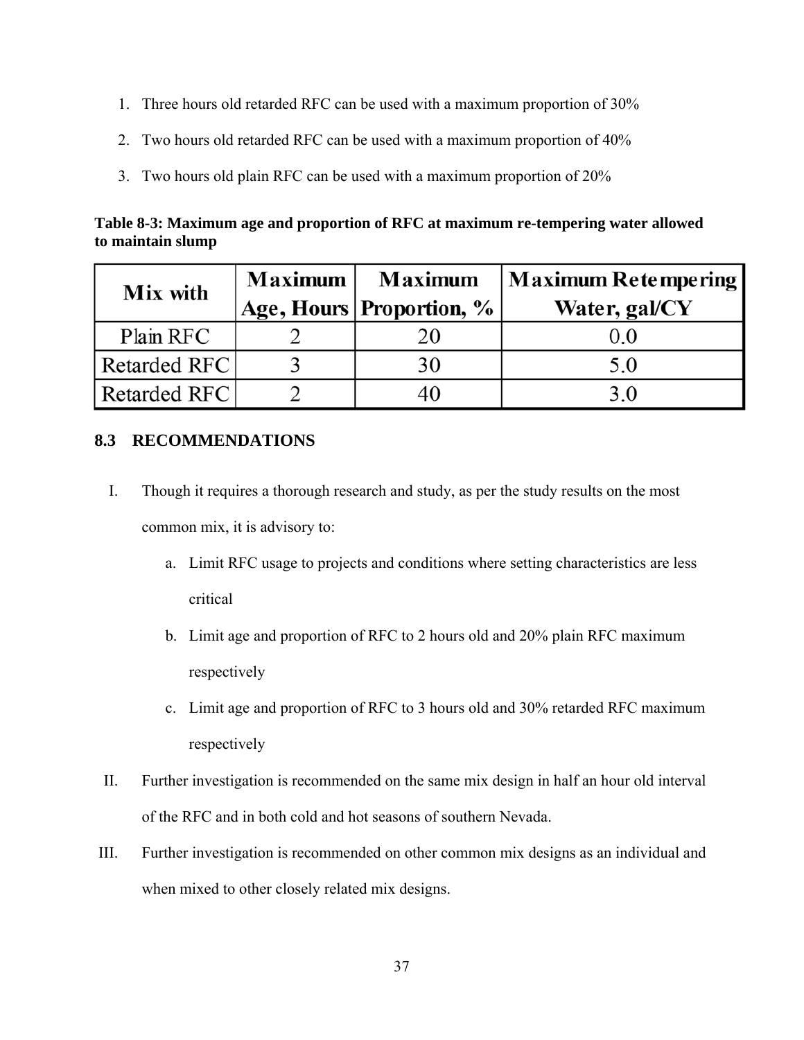1. Three hours old retarded RFC can be used with a maximum proportion of 30%
2. Two hours old retarded RFC can be used with a maximum proportion of 40%
3. Two hours old plain RFC can be used with a maximum proportion of 20%

**Table 8-3: Maximum age and proportion of RFC at maximum re-tempering water allowed to maintain slump**

| Mix with | Maximum Age, Hours | Maximum Proportion, % | Maximum Retempering Water, gal/CY |
|---|---|---|---|
| Plain RFC | 2 | 20 | 0.0 |
| Retarded RFC | 3 | 30 | 5.0 |
| Retarded RFC | 2 | 40 | 3.0 |

## 8.3 RECOMMENDATIONS

I. Though it requires a thorough research and study, as per the study results on the most common mix, it is advisory to:

   a. Limit RFC usage to projects and conditions where setting characteristics are less critical

   b. Limit age and proportion of RFC to 2 hours old and 20% plain RFC maximum respectively

   c. Limit age and proportion of RFC to 3 hours old and 30% retarded RFC maximum respectively

II. Further investigation is recommended on the same mix design in half an hour old interval of the RFC and in both cold and hot seasons of southern Nevada.

III. Further investigation is recommended on other common mix designs as an individual and when mixed to other closely related mix designs.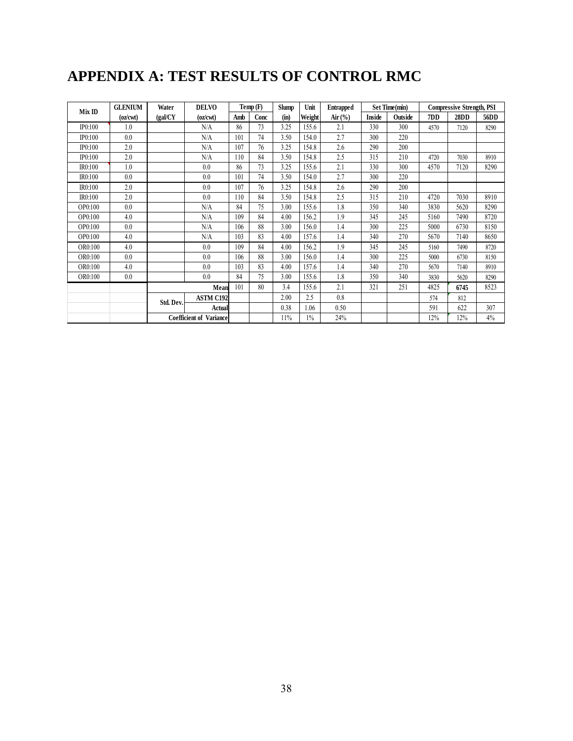# APPENDIX A: TEST RESULTS OF CONTROL RMC

| Mix ID | GLENIUM (oz/cwt) | Water (gal/CY | DELVO (oz/cwt) | Temp (F) Amb | Temp (F) Conc | Slump (in) | Unit Weight | Entrapped Air (%) | Set Time(min) Inside | Set Time(min) Outside | Compressive Strength, PSI 7DD | Compressive Strength, PSI 28DD | Compressive Strength, PSI 56DD |
|---|---|---|---|---|---|---|---|---|---|---|---|---|---|
| IP0:100 | 1.0 | | N/A | 86 | 73 | 3.25 | 155.6 | 2.1 | 330 | 300 | 4570 | 7120 | 8290 |
| IP0:100 | 0.0 | | N/A | 101 | 74 | 3.50 | 154.0 | 2.7 | 300 | 220 | | | |
| IP0:100 | 2.0 | | N/A | 107 | 76 | 3.25 | 154.8 | 2.6 | 290 | 200 | | | |
| IP0:100 | 2.0 | | N/A | 110 | 84 | 3.50 | 154.8 | 2.5 | 315 | 210 | 4720 | 7030 | 8910 |
| IR0:100 | 1.0 | | 0.0 | 86 | 73 | 3.25 | 155.6 | 2.1 | 330 | 300 | 4570 | 7120 | 8290 |
| IR0:100 | 0.0 | | 0.0 | 101 | 74 | 3.50 | 154.0 | 2.7 | 300 | 220 | | | |
| IR0:100 | 2.0 | | 0.0 | 107 | 76 | 3.25 | 154.8 | 2.6 | 290 | 200 | | | |
| IR0:100 | 2.0 | | 0.0 | 110 | 84 | 3.50 | 154.8 | 2.5 | 315 | 210 | 4720 | 7030 | 8910 |
| OP0:100 | 0.0 | | N/A | 84 | 75 | 3.00 | 155.6 | 1.8 | 350 | 340 | 3830 | 5620 | 8290 |
| OP0:100 | 4.0 | | N/A | 109 | 84 | 4.00 | 156.2 | 1.9 | 345 | 245 | 5160 | 7490 | 8720 |
| OP0:100 | 0.0 | | N/A | 106 | 88 | 3.00 | 156.0 | 1.4 | 300 | 225 | 5000 | 6730 | 8150 |
| OP0:100 | 4.0 | | N/A | 103 | 83 | 4.00 | 157.6 | 1.4 | 340 | 270 | 5670 | 7140 | 8650 |
| OR0:100 | 4.0 | | 0.0 | 109 | 84 | 4.00 | 156.2 | 1.9 | 345 | 245 | 5160 | 7490 | 8720 |
| OR0:100 | 0.0 | | 0.0 | 106 | 88 | 3.00 | 156.0 | 1.4 | 300 | 225 | 5000 | 6730 | 8150 |
| OR0:100 | 4.0 | | 0.0 | 103 | 83 | 4.00 | 157.6 | 1.4 | 340 | 270 | 5670 | 7140 | 8910 |
| OR0:100 | 0.0 | | 0.0 | 84 | 75 | 3.00 | 155.6 | 1.8 | 350 | 340 | 3830 | 5620 | 8290 |
| | | | Mean | 101 | 80 | 3.4 | 155.6 | 2.1 | 321 | 251 | 4825 | **6745** | 8523 |
| | | Std. Dev. | ASTM C192 | | | 2.00 | 2.5 | 0.8 | | | 574 | 812 | |
| | | | Actual | | | 0.38 | 1.06 | 0.50 | | | 591 | 622 | 307 |
| | | Coefficient of Variance | | | | 11% | 1% | 24% | | | 12% | 12% | 4% |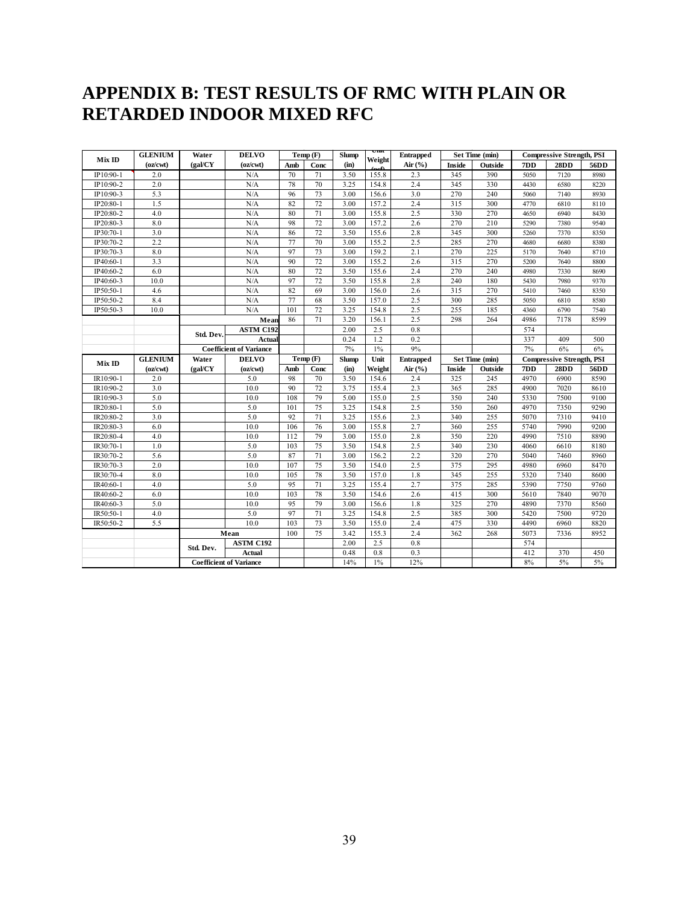# APPENDIX B: TEST RESULTS OF RMC WITH PLAIN OR RETARDED INDOOR MIXED RFC

| Mix ID | GLENIUM (oz/cwt) | Water (gal/CY | DELVO (oz/cwt) | Temp (F) Amb | Temp (F) Conc | Slump (in) | Unit Weight (pcf) | Entrapped Air (%) | Set Time (min) Inside | Set Time (min) Outside | Compressive Strength, PSI 7DD | Compressive Strength, PSI 28DD | Compressive Strength, PSI 56DD |
|---|---|---|---|---|---|---|---|---|---|---|---|---|---|
| IP10:90-1 | 2.0 | | N/A | 70 | 71 | 3.50 | 155.8 | 2.3 | 345 | 390 | 5050 | 7120 | 8980 |
| IP10:90-2 | 2.0 | | N/A | 78 | 70 | 3.25 | 154.8 | 2.4 | 345 | 330 | 4430 | 6580 | 8220 |
| IP10:90-3 | 5.3 | | N/A | 96 | 73 | 3.00 | 156.6 | 3.0 | 270 | 240 | 5060 | 7140 | 8930 |
| IP20:80-1 | 1.5 | | N/A | 82 | 72 | 3.00 | 157.2 | 2.4 | 315 | 300 | 4770 | 6810 | 8110 |
| IP20:80-2 | 4.0 | | N/A | 80 | 71 | 3.00 | 155.8 | 2.5 | 330 | 270 | 4650 | 6940 | 8430 |
| IP20:80-3 | 8.0 | | N/A | 98 | 72 | 3.00 | 157.2 | 2.6 | 270 | 210 | 5290 | 7380 | 9540 |
| IP30:70-1 | 3.0 | | N/A | 86 | 72 | 3.50 | 155.6 | 2.8 | 345 | 300 | 5260 | 7370 | 8350 |
| IP30:70-2 | 2.2 | | N/A | 77 | 70 | 3.00 | 155.2 | 2.5 | 285 | 270 | 4680 | 6680 | 8380 |
| IP30:70-3 | 8.0 | | N/A | 97 | 73 | 3.00 | 159.2 | 2.1 | 270 | 225 | 5170 | 7640 | 8710 |
| IP40:60-1 | 3.3 | | N/A | 90 | 72 | 3.00 | 155.2 | 2.6 | 315 | 270 | 5200 | 7640 | 8800 |
| IP40:60-2 | 6.0 | | N/A | 80 | 72 | 3.50 | 155.6 | 2.4 | 270 | 240 | 4980 | 7330 | 8690 |
| IP40:60-3 | 10.0 | | N/A | 97 | 72 | 3.50 | 155.8 | 2.8 | 240 | 180 | 5430 | 7980 | 9370 |
| IP50:50-1 | 4.6 | | N/A | 82 | 69 | 3.00 | 156.0 | 2.6 | 315 | 270 | 5410 | 7460 | 8350 |
| IP50:50-2 | 8.4 | | N/A | 77 | 68 | 3.50 | 157.0 | 2.5 | 300 | 285 | 5050 | 6810 | 8580 |
| IP50:50-3 | 10.0 | | N/A | 101 | 72 | 3.25 | 154.8 | 2.5 | 255 | 185 | 4360 | 6790 | 7540 |
| | | | Mean | 86 | 71 | 3.20 | 156.1 | 2.5 | 298 | 264 | 4986 | 7178 | 8599 |
| | | Std. Dev. | ASTM C192 | | | 2.00 | 2.5 | 0.8 | | | 574 | | |
| | | | Actual | | | 0.24 | 1.2 | 0.2 | | | 337 | 409 | 500 |
| | | Coefficient of Variance | | | | 7% | 1% | 9% | | | 7% | 6% | 6% |
| **Mix ID** | **GLENIUM (oz/cwt)** | **Water (gal/CY** | **DELVO (oz/cwt)** | **Temp (F) Amb** | **Temp (F) Conc** | **Slump (in)** | **Unit Weight** | **Entrapped Air (%)** | **Set Time (min) Inside** | **Set Time (min) Outside** | **Compressive Strength, PSI 7DD** | **Compressive Strength, PSI 28DD** | **Compressive Strength, PSI 56DD** |
| IR10:90-1 | 2.0 | | 5.0 | 98 | 70 | 3.50 | 154.6 | 2.4 | 325 | 245 | 4970 | 6900 | 8590 |
| IR10:90-2 | 3.0 | | 10.0 | 90 | 72 | 3.75 | 155.4 | 2.3 | 365 | 285 | 4900 | 7020 | 8610 |
| IR10:90-3 | 5.0 | | 10.0 | 108 | 79 | 5.00 | 155.0 | 2.5 | 350 | 240 | 5330 | 7500 | 9100 |
| IR20:80-1 | 5.0 | | 5.0 | 101 | 75 | 3.25 | 154.8 | 2.5 | 350 | 260 | 4970 | 7350 | 9290 |
| IR20:80-2 | 3.0 | | 5.0 | 92 | 71 | 3.25 | 155.6 | 2.3 | 340 | 255 | 5070 | 7310 | 9410 |
| IR20:80-3 | 6.0 | | 10.0 | 106 | 76 | 3.00 | 155.8 | 2.7 | 360 | 255 | 5740 | 7990 | 9200 |
| IR20:80-4 | 4.0 | | 10.0 | 112 | 79 | 3.00 | 155.0 | 2.8 | 350 | 220 | 4990 | 7510 | 8890 |
| IR30:70-1 | 1.0 | | 5.0 | 103 | 75 | 3.50 | 154.8 | 2.5 | 340 | 230 | 4060 | 6610 | 8180 |
| IR30:70-2 | 5.6 | | 5.0 | 87 | 71 | 3.00 | 156.2 | 2.2 | 320 | 270 | 5040 | 7460 | 8960 |
| IR30:70-3 | 2.0 | | 10.0 | 107 | 75 | 3.50 | 154.0 | 2.5 | 375 | 295 | 4980 | 6960 | 8470 |
| IR30:70-4 | 8.0 | | 10.0 | 105 | 78 | 3.50 | 157.0 | 1.8 | 345 | 255 | 5320 | 7340 | 8600 |
| IR40:60-1 | 4.0 | | 5.0 | 95 | 71 | 3.25 | 155.4 | 2.7 | 375 | 285 | 5390 | 7750 | 9760 |
| IR40:60-2 | 6.0 | | 10.0 | 103 | 78 | 3.50 | 154.6 | 2.6 | 415 | 300 | 5610 | 7840 | 9070 |
| IR40:60-3 | 5.0 | | 10.0 | 95 | 79 | 3.00 | 156.6 | 1.8 | 325 | 270 | 4890 | 7370 | 8560 |
| IR50:50-1 | 4.0 | | 5.0 | 97 | 71 | 3.25 | 154.8 | 2.5 | 385 | 300 | 5420 | 7500 | 9720 |
| IR50:50-2 | 5.5 | | 10.0 | 103 | 73 | 3.50 | 155.0 | 2.4 | 475 | 330 | 4490 | 6960 | 8820 |
| | | Mean | | 100 | 75 | 3.42 | 155.3 | 2.4 | 362 | 268 | 5073 | 7336 | 8952 |
| | | Std. Dev. | ASTM C192 | | | 2.00 | 2.5 | 0.8 | | | 574 | | |
| | | | Actual | | | 0.48 | 0.8 | 0.3 | | | 412 | 370 | 450 |
| | | Coefficient of Variance | | | | 14% | 1% | 12% | | | 8% | 5% | 5% |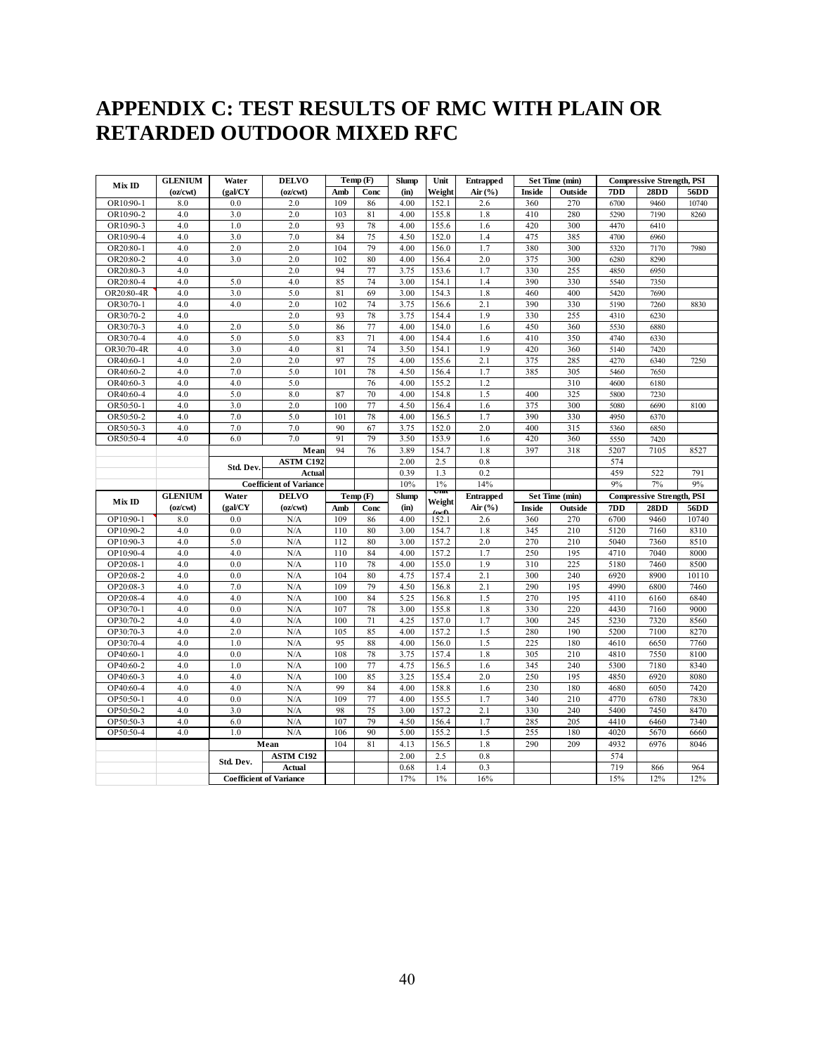# APPENDIX C: TEST RESULTS OF RMC WITH PLAIN OR RETARDED OUTDOOR MIXED RFC

| Mix ID | GLENIUM | Water | DELVO | Temp (F) | | Slump | Unit | Entrapped | Set Time (min) | | Compressive Strength, PSI | | |
|---|---|---|---|---|---|---|---|---|---|---|---|---|---|
| | (oz/cwt) | (gal/CY | (oz/cwt) | Amb | Conc | (in) | Weight | Air (%) | Inside | Outside | 7DD | 28DD | 56DD |
| OR10:90-1 | 8.0 | 0.0 | 2.0 | 109 | 86 | 4.00 | 152.1 | 2.6 | 360 | 270 | 6700 | 9460 | 10740 |
| OR10:90-2 | 4.0 | 3.0 | 2.0 | 103 | 81 | 4.00 | 155.8 | 1.8 | 410 | 280 | 5290 | 7190 | 8260 |
| OR10:90-3 | 4.0 | 1.0 | 2.0 | 93 | 78 | 4.00 | 155.6 | 1.6 | 420 | 300 | 4470 | 6410 | |
| OR10:90-4 | 4.0 | 3.0 | 7.0 | 84 | 75 | 4.50 | 152.0 | 1.4 | 475 | 385 | 4700 | 6960 | |
| OR20:80-1 | 4.0 | 2.0 | 2.0 | 104 | 79 | 4.00 | 156.0 | 1.7 | 380 | 300 | 5320 | 7170 | 7980 |
| OR20:80-2 | 4.0 | 3.0 | 2.0 | 102 | 80 | 4.00 | 156.4 | 2.0 | 375 | 300 | 6280 | 8290 | |
| OR20:80-3 | 4.0 | | 2.0 | 94 | 77 | 3.75 | 153.6 | 1.7 | 330 | 255 | 4850 | 6950 | |
| OR20:80-4 | 4.0 | 5.0 | 4.0 | 85 | 74 | 3.00 | 154.1 | 1.4 | 390 | 330 | 5540 | 7350 | |
| OR20:80-4R | 4.0 | 3.0 | 5.0 | 81 | 69 | 3.00 | 154.3 | 1.8 | 460 | 400 | 5420 | 7690 | |
| OR30:70-1 | 4.0 | 4.0 | 2.0 | 102 | 74 | 3.75 | 156.6 | 2.1 | 390 | 330 | 5190 | 7260 | 8830 |
| OR30:70-2 | 4.0 | | 2.0 | 93 | 78 | 3.75 | 154.4 | 1.9 | 330 | 255 | 4310 | 6230 | |
| OR30:70-3 | 4.0 | 2.0 | 5.0 | 86 | 77 | 4.00 | 154.0 | 1.6 | 450 | 360 | 5530 | 6880 | |
| OR30:70-4 | 4.0 | 5.0 | 5.0 | 83 | 71 | 4.00 | 154.4 | 1.6 | 410 | 350 | 4740 | 6330 | |
| OR30:70-4R | 4.0 | 3.0 | 4.0 | 81 | 74 | 3.50 | 154.1 | 1.9 | 420 | 360 | 5140 | 7420 | |
| OR40:60-1 | 4.0 | 2.0 | 2.0 | 97 | 75 | 4.00 | 155.6 | 2.1 | 375 | 285 | 4270 | 6340 | 7250 |
| OR40:60-2 | 4.0 | 7.0 | 5.0 | 101 | 78 | 4.50 | 156.4 | 1.7 | 385 | 305 | 5460 | 7650 | |
| OR40:60-3 | 4.0 | 4.0 | 5.0 | | 76 | 4.00 | 155.2 | 1.2 | | 310 | 4600 | 6180 | |
| OR40:60-4 | 4.0 | 5.0 | 8.0 | 87 | 70 | 4.00 | 154.8 | 1.5 | 400 | 325 | 5800 | 7230 | |
| OR50:50-1 | 4.0 | 3.0 | 2.0 | 100 | 77 | 4.50 | 156.4 | 1.6 | 375 | 300 | 5080 | 6690 | 8100 |
| OR50:50-2 | 4.0 | 7.0 | 5.0 | 101 | 78 | 4.00 | 156.5 | 1.7 | 390 | 330 | 4950 | 6370 | |
| OR50:50-3 | 4.0 | 7.0 | 7.0 | 90 | 67 | 3.75 | 152.0 | 2.0 | 400 | 315 | 5360 | 6850 | |
| OR50:50-4 | 4.0 | 6.0 | 7.0 | 91 | 79 | 3.50 | 153.9 | 1.6 | 420 | 360 | 5550 | 7420 | |
| | | | Mean | 94 | 76 | 3.89 | 154.7 | 1.8 | 397 | 318 | 5207 | 7105 | 8527 |
| | | Std. Dev. | ASTM C192 | | | 2.00 | 2.5 | 0.8 | | | 574 | | |
| | | | Actual | | | 0.39 | 1.3 | 0.2 | | | 459 | 522 | 791 |
| | | | Coefficient of Variance | | | 10% | 1% | 14% | | | 9% | 7% | 9% |
| **Mix ID** | **GLENIUM** | **Water** | **DELVO** | **Temp (F)** | | **Slump** | **Unit** | **Entrapped** | **Set Time (min)** | | **Compressive Strength, PSI** | | |
| | (oz/cwt) | (gal/CY | (oz/cwt) | Amb | Conc | (in) | Weight (pcf) | Air (%) | Inside | Outside | 7DD | 28DD | 56DD |
| OP10:90-1 | 8.0 | 0.0 | N/A | 109 | 86 | 4.00 | 152.1 | 2.6 | 360 | 270 | 6700 | 9460 | 10740 |
| OP10:90-2 | 4.0 | 0.0 | N/A | 110 | 80 | 3.00 | 154.7 | 1.8 | 345 | 210 | 5120 | 7160 | 8310 |
| OP10:90-3 | 4.0 | 5.0 | N/A | 112 | 80 | 3.00 | 157.2 | 2.0 | 270 | 210 | 5040 | 7360 | 8510 |
| OP10:90-4 | 4.0 | 4.0 | N/A | 110 | 84 | 4.00 | 157.2 | 1.7 | 250 | 195 | 4710 | 7040 | 8000 |
| OP20:08-1 | 4.0 | 0.0 | N/A | 110 | 78 | 4.00 | 155.0 | 1.9 | 310 | 225 | 5180 | 7460 | 8500 |
| OP20:08-2 | 4.0 | 0.0 | N/A | 104 | 80 | 4.75 | 157.4 | 2.1 | 300 | 240 | 6920 | 8900 | 10110 |
| OP20:08-3 | 4.0 | 7.0 | N/A | 109 | 79 | 4.50 | 156.8 | 2.1 | 290 | 195 | 4990 | 6800 | 7460 |
| OP20:08-4 | 4.0 | 4.0 | N/A | 100 | 84 | 5.25 | 156.8 | 1.5 | 270 | 195 | 4110 | 6160 | 6840 |
| OP30:70-1 | 4.0 | 0.0 | N/A | 107 | 78 | 3.00 | 155.8 | 1.8 | 330 | 220 | 4430 | 7160 | 9000 |
| OP30:70-2 | 4.0 | 4.0 | N/A | 100 | 71 | 4.25 | 157.0 | 1.7 | 300 | 245 | 5230 | 7320 | 8560 |
| OP30:70-3 | 4.0 | 2.0 | N/A | 105 | 85 | 4.00 | 157.2 | 1.5 | 280 | 190 | 5200 | 7100 | 8270 |
| OP30:70-4 | 4.0 | 1.0 | N/A | 95 | 88 | 4.00 | 156.0 | 1.5 | 225 | 180 | 4610 | 6650 | 7760 |
| OP40:60-1 | 4.0 | 0.0 | N/A | 108 | 78 | 3.75 | 157.4 | 1.8 | 305 | 210 | 4810 | 7550 | 8100 |
| OP40:60-2 | 4.0 | 1.0 | N/A | 100 | 77 | 4.75 | 156.5 | 1.6 | 345 | 240 | 5300 | 7180 | 8340 |
| OP40:60-3 | 4.0 | 4.0 | N/A | 100 | 85 | 3.25 | 155.4 | 2.0 | 250 | 195 | 4850 | 6920 | 8080 |
| OP40:60-4 | 4.0 | 4.0 | N/A | 99 | 84 | 4.00 | 158.8 | 1.6 | 230 | 180 | 4680 | 6050 | 7420 |
| OP50:50-1 | 4.0 | 0.0 | N/A | 109 | 77 | 4.00 | 155.5 | 1.7 | 340 | 210 | 4770 | 6780 | 7830 |
| OP50:50-2 | 4.0 | 3.0 | N/A | 98 | 75 | 3.00 | 157.2 | 2.1 | 330 | 240 | 5400 | 7450 | 8470 |
| OP50:50-3 | 4.0 | 6.0 | N/A | 107 | 79 | 4.50 | 156.4 | 1.7 | 285 | 205 | 4410 | 6460 | 7340 |
| OP50:50-4 | 4.0 | 1.0 | N/A | 106 | 90 | 5.00 | 155.2 | 1.5 | 255 | 180 | 4020 | 5670 | 6660 |
| | | Mean | | 104 | 81 | 4.13 | 156.5 | 1.8 | 290 | 209 | 4932 | 6976 | 8046 |
| | | Std. Dev. | ASTM C192 | | | 2.00 | 2.5 | 0.8 | | | 574 | | |
| | | | Actual | | | 0.68 | 1.4 | 0.3 | | | 719 | 866 | 964 |
| | | Coefficient of Variance | | | | 17% | 1% | 16% | | | 15% | 12% | 12% |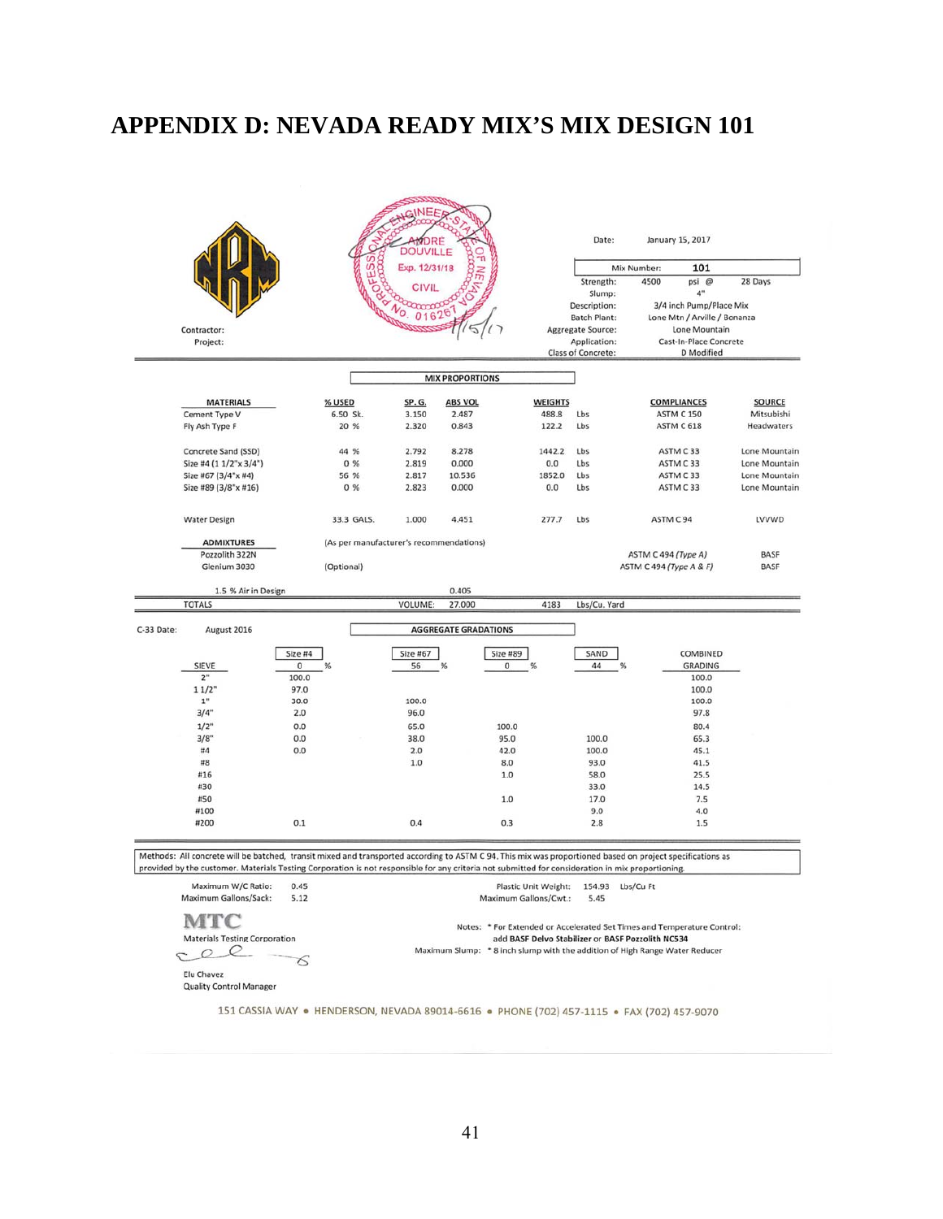# APPENDIX D: NEVADA READY MIX'S MIX DESIGN 101

| | |
|---|---|
| Date: | January 15, 2017 |
| Mix Number: | 101 |
| Strength: | 4500 psi @ 28 Days |
| Slump: | 4" |
| Description: | 3/4 inch Pump/Place Mix |
| Batch Plant: | Lone Mtn / Arville / Bonanza |
| Aggregate Source: | Lone Mountain |
| Application: | Cast-In-Place Concrete |
| Class of Concrete: | D Modified |

Contractor:
Project:

ANDRE DOUVILLE, Exp. 12/31/18, CIVIL, No. 016267

**MIX PROPORTIONS**

| MATERIALS | % USED | SP. G. | ABS VOL | WEIGHTS | | COMPLIANCES | SOURCE |
|---|---|---|---|---|---|---|---|
| Cement Type V | 6.50 Sk. | 3.150 | 2.487 | 488.8 | Lbs | ASTM C 150 | Mitsubishi |
| Fly Ash Type F | 20 % | 2.320 | 0.843 | 122.2 | Lbs | ASTM C 618 | Headwaters |
| Concrete Sand (SSD) | 44 % | 2.792 | 8.278 | 1442.2 | Lbs | ASTM C 33 | Lone Mountain |
| Size #4 (1 1/2"x 3/4") | 0 % | 2.819 | 0.000 | 0.0 | Lbs | ASTM C 33 | Lone Mountain |
| Size #67 (3/4"x #4) | 56 % | 2.817 | 10.536 | 1852.0 | Lbs | ASTM C 33 | Lone Mountain |
| Size #89 (3/8"x #16) | 0 % | 2.823 | 0.000 | 0.0 | Lbs | ASTM C 33 | Lone Mountain |
| Water Design | 33.3 GALS. | 1.000 | 4.451 | 277.7 | Lbs | ASTM C 94 | LVVWD |
| **ADMIXTURES** | (As per manufacturer's recommendations) | | | | | | |
| Pozzolith 322N | | | | | | ASTM C 494 (*Type A*) | BASF |
| Glenium 3030 | (Optional) | | | | | ASTM C 494 (*Type A & F*) | BASF |
| 1.5 % Air in Design | | | 0.405 | | | | |
| TOTALS | | VOLUME: | 27.000 | 4183 | Lbs/Cu. Yard | | |

C-33 Date: August 2016

**AGGREGATE GRADATIONS**

| SIEVE | Size #4 (0 %) | Size #67 (56 %) | Size #89 (0 %) | SAND (44 %) | COMBINED GRADING |
|---|---|---|---|---|---|
| 2" | 100.0 | | | | 100.0 |
| 1 1/2" | 97.0 | | | | 100.0 |
| 1" | 30.0 | 100.0 | | | 100.0 |
| 3/4" | 2.0 | 96.0 | | | 97.8 |
| 1/2" | 0.0 | 65.0 | 100.0 | | 80.4 |
| 3/8" | 0.0 | 38.0 | 95.0 | 100.0 | 65.3 |
| #4 | 0.0 | 2.0 | 42.0 | 100.0 | 45.1 |
| #8 | | 1.0 | 8.0 | 93.0 | 41.5 |
| #16 | | | 1.0 | 58.0 | 25.5 |
| #30 | | | | 33.0 | 14.5 |
| #50 | | | 1.0 | 17.0 | 7.5 |
| #100 | | | | 9.0 | 4.0 |
| #200 | 0.1 | 0.4 | 0.3 | 2.8 | 1.5 |

Methods: All concrete will be batched, transit mixed and transported according to ASTM C 94. This mix was proportioned based on project specifications as provided by the customer. Materials Testing Corporation is not responsible for any criteria not submitted for consideration in mix proportioning.

| | | | |
|---|---|---|---|
| Maximum W/C Ratio: | 0.45 | Plastic Unit Weight: | 154.93 Lbs/Cu Ft |
| Maximum Gallons/Sack: | 5.12 | Maximum Gallons/Cwt.: | 5.45 |

MTC
Materials Testing Corporation

Notes: * For Extended or Accelerated Set Times and Temperature Control: add **BASF Delvo Stabilizer** or **BASF Pozzolith NC534**

Maximum Slump: * 8 inch slump with the addition of High Range Water Reducer

Elu Chavez
Quality Control Manager

151 CASSIA WAY • HENDERSON, NEVADA 89014-6616 • PHONE (702) 457-1115 • FAX (702) 457-9070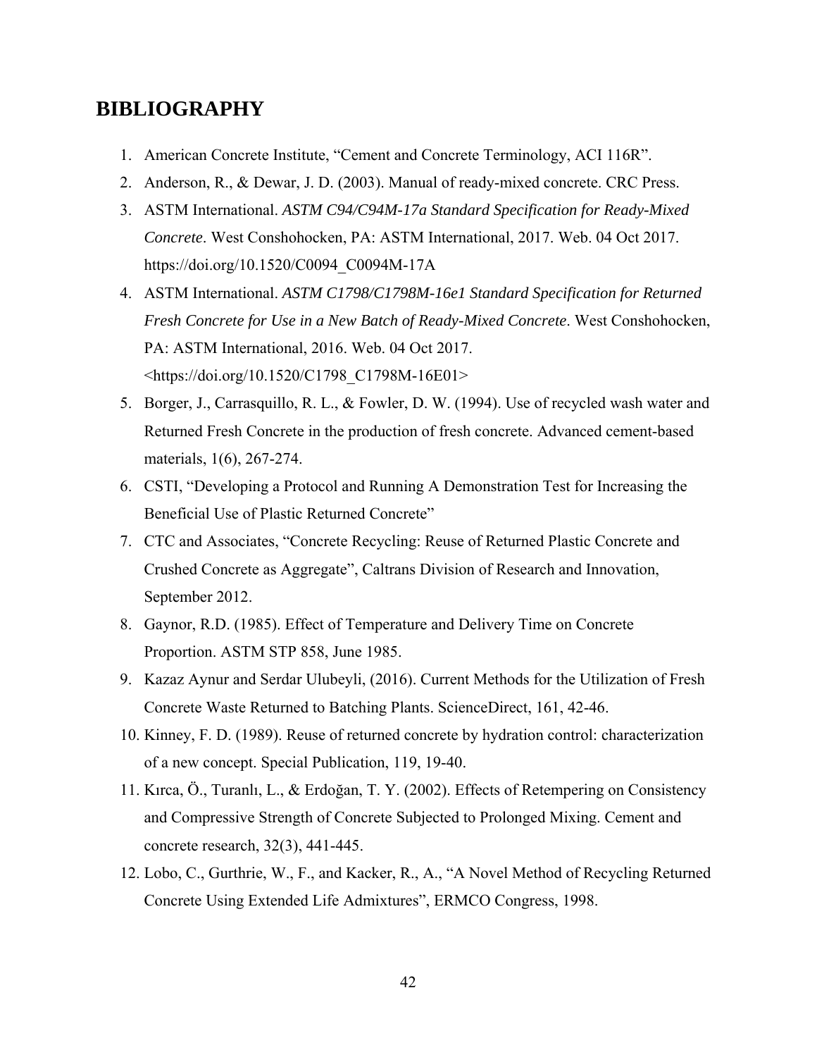# BIBLIOGRAPHY

1. American Concrete Institute, "Cement and Concrete Terminology, ACI 116R".
2. Anderson, R., & Dewar, J. D. (2003). Manual of ready-mixed concrete. CRC Press.
3. ASTM International. *ASTM C94/C94M-17a Standard Specification for Ready-Mixed Concrete*. West Conshohocken, PA: ASTM International, 2017. Web. 04 Oct 2017. https://doi.org/10.1520/C0094_C0094M-17A
4. ASTM International. *ASTM C1798/C1798M-16e1 Standard Specification for Returned Fresh Concrete for Use in a New Batch of Ready-Mixed Concrete*. West Conshohocken, PA: ASTM International, 2016. Web. 04 Oct 2017. <https://doi.org/10.1520/C1798_C1798M-16E01>
5. Borger, J., Carrasquillo, R. L., & Fowler, D. W. (1994). Use of recycled wash water and Returned Fresh Concrete in the production of fresh concrete. Advanced cement-based materials, 1(6), 267-274.
6. CSTI, "Developing a Protocol and Running A Demonstration Test for Increasing the Beneficial Use of Plastic Returned Concrete"
7. CTC and Associates, "Concrete Recycling: Reuse of Returned Plastic Concrete and Crushed Concrete as Aggregate", Caltrans Division of Research and Innovation, September 2012.
8. Gaynor, R.D. (1985). Effect of Temperature and Delivery Time on Concrete Proportion. ASTM STP 858, June 1985.
9. Kazaz Aynur and Serdar Ulubeyli, (2016). Current Methods for the Utilization of Fresh Concrete Waste Returned to Batching Plants. ScienceDirect, 161, 42-46.
10. Kinney, F. D. (1989). Reuse of returned concrete by hydration control: characterization of a new concept. Special Publication, 119, 19-40.
11. Kırca, Ö., Turanlı, L., & Erdoğan, T. Y. (2002). Effects of Retempering on Consistency and Compressive Strength of Concrete Subjected to Prolonged Mixing. Cement and concrete research, 32(3), 441-445.
12. Lobo, C., Gurthrie, W., F., and Kacker, R., A., "A Novel Method of Recycling Returned Concrete Using Extended Life Admixtures", ERMCO Congress, 1998.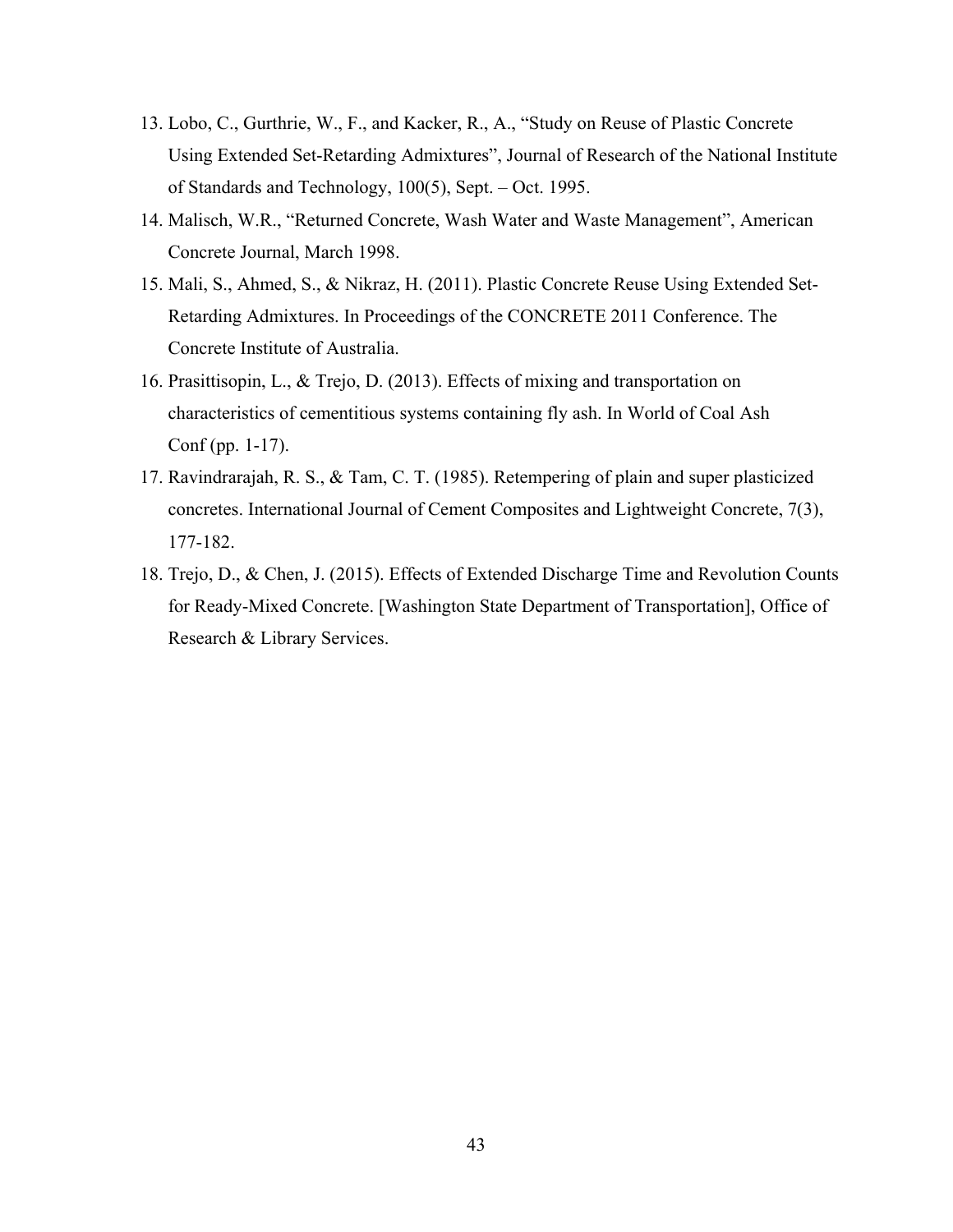13. Lobo, C., Gurthrie, W., F., and Kacker, R., A., "Study on Reuse of Plastic Concrete Using Extended Set-Retarding Admixtures", Journal of Research of the National Institute of Standards and Technology, 100(5), Sept. – Oct. 1995.
14. Malisch, W.R., "Returned Concrete, Wash Water and Waste Management", American Concrete Journal, March 1998.
15. Mali, S., Ahmed, S., & Nikraz, H. (2011). Plastic Concrete Reuse Using Extended Set-Retarding Admixtures. In Proceedings of the CONCRETE 2011 Conference. The Concrete Institute of Australia.
16. Prasittisopin, L., & Trejo, D. (2013). Effects of mixing and transportation on characteristics of cementitious systems containing fly ash. In World of Coal Ash Conf (pp. 1-17).
17. Ravindrarajah, R. S., & Tam, C. T. (1985). Retempering of plain and super plasticized concretes. International Journal of Cement Composites and Lightweight Concrete, 7(3), 177-182.
18. Trejo, D., & Chen, J. (2015). Effects of Extended Discharge Time and Revolution Counts for Ready-Mixed Concrete. [Washington State Department of Transportation], Office of Research & Library Services.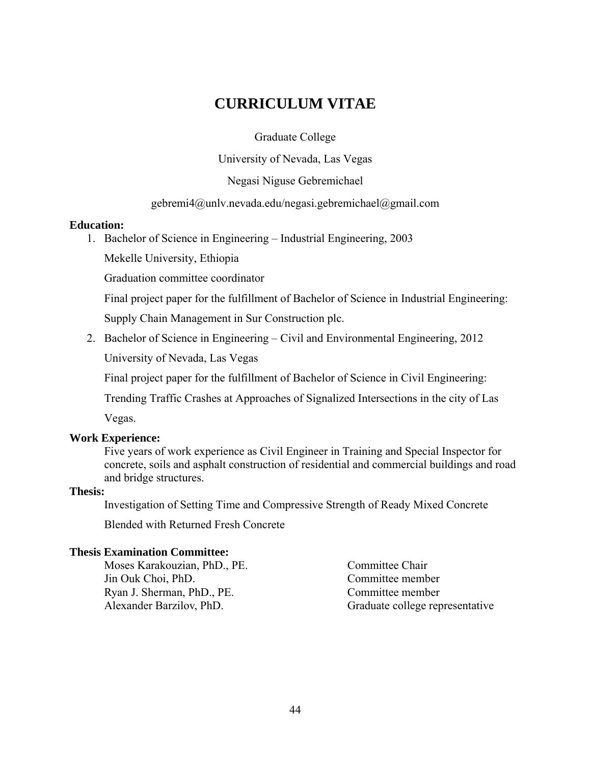# CURRICULUM VITAE

Graduate College

University of Nevada, Las Vegas

Negasi Niguse Gebremichael

gebremi4@unlv.nevada.edu/negasi.gebremichael@gmail.com

**Education:**

1. Bachelor of Science in Engineering – Industrial Engineering, 2003

   Mekelle University, Ethiopia

   Graduation committee coordinator

   Final project paper for the fulfillment of Bachelor of Science in Industrial Engineering: Supply Chain Management in Sur Construction plc.

2. Bachelor of Science in Engineering – Civil and Environmental Engineering, 2012

   University of Nevada, Las Vegas

   Final project paper for the fulfillment of Bachelor of Science in Civil Engineering: Trending Traffic Crashes at Approaches of Signalized Intersections in the city of Las Vegas.

**Work Experience:**

Five years of work experience as Civil Engineer in Training and Special Inspector for concrete, soils and asphalt construction of residential and commercial buildings and road and bridge structures.

**Thesis:**

Investigation of Setting Time and Compressive Strength of Ready Mixed Concrete Blended with Returned Fresh Concrete

**Thesis Examination Committee:**

| | |
|---|---|
| Moses Karakouzian, PhD., PE. | Committee Chair |
| Jin Ouk Choi, PhD. | Committee member |
| Ryan J. Sherman, PhD., PE. | Committee member |
| Alexander Barzilov, PhD. | Graduate college representative |